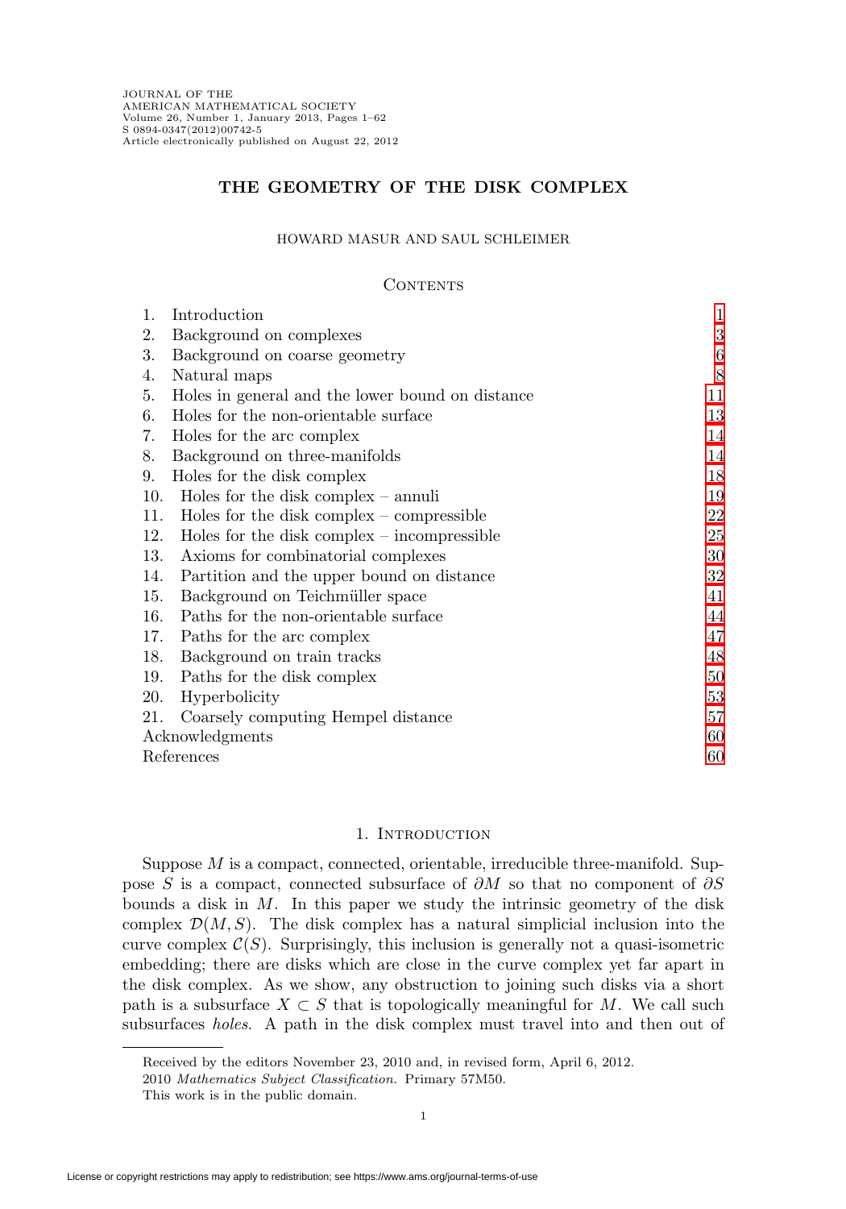# THE GEOMETRY OF THE DISK COMPLEX

HOWARD MASUR AND SAUL SCHLEIMER

## Contents

| | | |
|---|---|---|
| 1. | Introduction | 1 |
| 2. | Background on complexes | 3 |
| 3. | Background on coarse geometry | 6 |
| 4. | Natural maps | 8 |
| 5. | Holes in general and the lower bound on distance | 11 |
| 6. | Holes for the non-orientable surface | 13 |
| 7. | Holes for the arc complex | 14 |
| 8. | Background on three-manifolds | 14 |
| 9. | Holes for the disk complex | 18 |
| 10. | Holes for the disk complex – annuli | 19 |
| 11. | Holes for the disk complex – compressible | 22 |
| 12. | Holes for the disk complex – incompressible | 25 |
| 13. | Axioms for combinatorial complexes | 30 |
| 14. | Partition and the upper bound on distance | 32 |
| 15. | Background on Teichmüller space | 41 |
| 16. | Paths for the non-orientable surface | 44 |
| 17. | Paths for the arc complex | 47 |
| 18. | Background on train tracks | 48 |
| 19. | Paths for the disk complex | 50 |
| 20. | Hyperbolicity | 53 |
| 21. | Coarsely computing Hempel distance | 57 |
| | Acknowledgments | 60 |
| | References | 60 |

## 1. Introduction

Suppose $M$ is a compact, connected, orientable, irreducible three-manifold. Suppose $S$ is a compact, connected subsurface of $\partial M$ so that no component of $\partial S$ bounds a disk in $M$. In this paper we study the intrinsic geometry of the disk complex $\mathcal{D}(M, S)$. The disk complex has a natural simplicial inclusion into the curve complex $\mathcal{C}(S)$. Surprisingly, this inclusion is generally not a quasi-isometric embedding; there are disks which are close in the curve complex yet far apart in the disk complex. As we show, any obstruction to joining such disks via a short path is a subsurface $X \subset S$ that is topologically meaningful for $M$. We call such subsurfaces *holes*. A path in the disk complex must travel into and then out of

---

Received by the editors November 23, 2010 and, in revised form, April 6, 2012.

2010 *Mathematics Subject Classification.* Primary 57M50.

This work is in the public domain.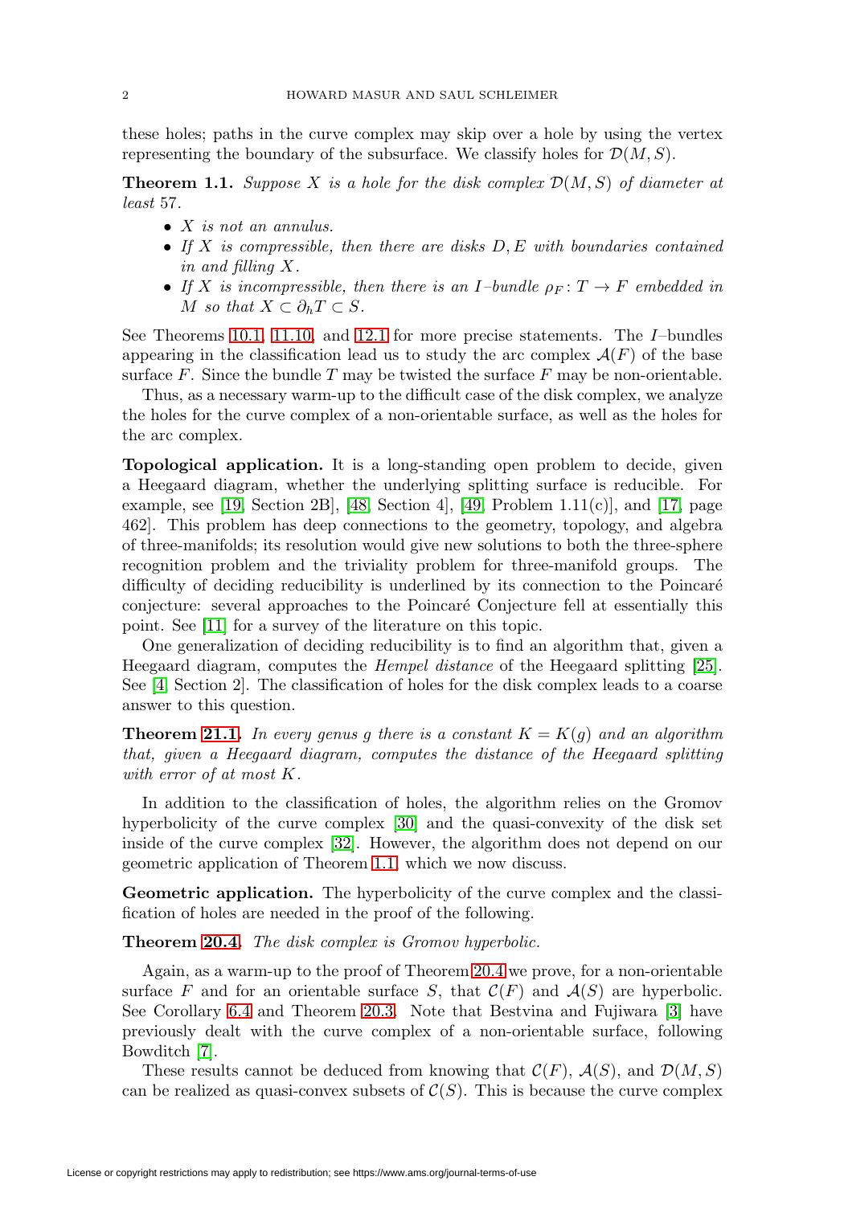these holes; paths in the curve complex may skip over a hole by using the vertex representing the boundary of the subsurface. We classify holes for $\mathcal{D}(M, S)$.

**Theorem 1.1.** *Suppose $X$ is a hole for the disk complex $\mathcal{D}(M, S)$ of diameter at least 57.*

- *$X$ is not an annulus.*
- *If $X$ is compressible, then there are disks $D, E$ with boundaries contained in and filling $X$.*
- *If $X$ is incompressible, then there is an $I$–bundle $\rho_F \colon T \to F$ embedded in $M$ so that $X \subset \partial_h T \subset S$.*

See Theorems 10.1, 11.10, and 12.1 for more precise statements. The $I$–bundles appearing in the classification lead us to study the arc complex $\mathcal{A}(F)$ of the base surface $F$. Since the bundle $T$ may be twisted the surface $F$ may be non-orientable.

Thus, as a necessary warm-up to the difficult case of the disk complex, we analyze the holes for the curve complex of a non-orientable surface, as well as the holes for the arc complex.

**Topological application.** It is a long-standing open problem to decide, given a Heegaard diagram, whether the underlying splitting surface is reducible. For example, see [19, Section 2B], [48, Section 4], [49, Problem 1.11(c)], and [17, page 462]. This problem has deep connections to the geometry, topology, and algebra of three-manifolds; its resolution would give new solutions to both the three-sphere recognition problem and the triviality problem for three-manifold groups. The difficulty of deciding reducibility is underlined by its connection to the Poincaré conjecture: several approaches to the Poincaré Conjecture fell at essentially this point. See [11] for a survey of the literature on this topic.

One generalization of deciding reducibility is to find an algorithm that, given a Heegaard diagram, computes the *Hempel distance* of the Heegaard splitting [25]. See [4, Section 2]. The classification of holes for the disk complex leads to a coarse answer to this question.

**Theorem 21.1.** *In every genus $g$ there is a constant $K = K(g)$ and an algorithm that, given a Heegaard diagram, computes the distance of the Heegaard splitting with error of at most $K$.*

In addition to the classification of holes, the algorithm relies on the Gromov hyperbolicity of the curve complex [30] and the quasi-convexity of the disk set inside of the curve complex [32]. However, the algorithm does not depend on our geometric application of Theorem 1.1, which we now discuss.

**Geometric application.** The hyperbolicity of the curve complex and the classification of holes are needed in the proof of the following.

**Theorem 20.4.** *The disk complex is Gromov hyperbolic.*

Again, as a warm-up to the proof of Theorem 20.4 we prove, for a non-orientable surface $F$ and for an orientable surface $S$, that $\mathcal{C}(F)$ and $\mathcal{A}(S)$ are hyperbolic. See Corollary 6.4 and Theorem 20.3. Note that Bestvina and Fujiwara [3] have previously dealt with the curve complex of a non-orientable surface, following Bowditch [7].

These results cannot be deduced from knowing that $\mathcal{C}(F)$, $\mathcal{A}(S)$, and $\mathcal{D}(M, S)$ can be realized as quasi-convex subsets of $\mathcal{C}(S)$. This is because the curve complex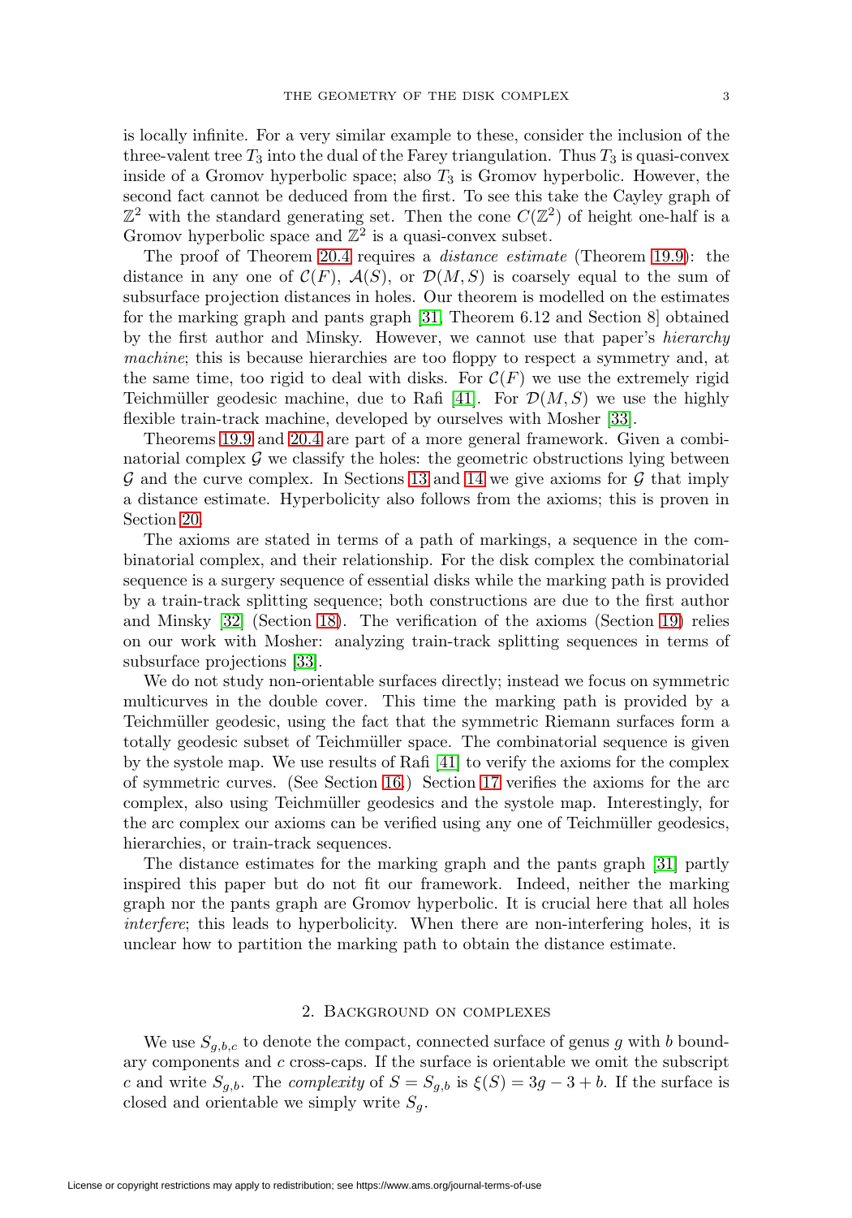is locally infinite. For a very similar example to these, consider the inclusion of the three-valent tree $T_3$ into the dual of the Farey triangulation. Thus $T_3$ is quasi-convex inside of a Gromov hyperbolic space; also $T_3$ is Gromov hyperbolic. However, the second fact cannot be deduced from the first. To see this take the Cayley graph of $\mathbb{Z}^2$ with the standard generating set. Then the cone $C(\mathbb{Z}^2)$ of height one-half is a Gromov hyperbolic space and $\mathbb{Z}^2$ is a quasi-convex subset.

The proof of Theorem 20.4 requires a *distance estimate* (Theorem 19.9): the distance in any one of $\mathcal{C}(F)$, $\mathcal{A}(S)$, or $\mathcal{D}(M, S)$ is coarsely equal to the sum of subsurface projection distances in holes. Our theorem is modelled on the estimates for the marking graph and pants graph [31, Theorem 6.12 and Section 8] obtained by the first author and Minsky. However, we cannot use that paper's *hierarchy machine*; this is because hierarchies are too floppy to respect a symmetry and, at the same time, too rigid to deal with disks. For $\mathcal{C}(F)$ we use the extremely rigid Teichmüller geodesic machine, due to Rafi [41]. For $\mathcal{D}(M, S)$ we use the highly flexible train-track machine, developed by ourselves with Mosher [33].

Theorems 19.9 and 20.4 are part of a more general framework. Given a combinatorial complex $\mathcal{G}$ we classify the holes: the geometric obstructions lying between $\mathcal{G}$ and the curve complex. In Sections 13 and 14 we give axioms for $\mathcal{G}$ that imply a distance estimate. Hyperbolicity also follows from the axioms; this is proven in Section 20.

The axioms are stated in terms of a path of markings, a sequence in the combinatorial complex, and their relationship. For the disk complex the combinatorial sequence is a surgery sequence of essential disks while the marking path is provided by a train-track splitting sequence; both constructions are due to the first author and Minsky [32] (Section 18). The verification of the axioms (Section 19) relies on our work with Mosher: analyzing train-track splitting sequences in terms of subsurface projections [33].

We do not study non-orientable surfaces directly; instead we focus on symmetric multicurves in the double cover. This time the marking path is provided by a Teichmüller geodesic, using the fact that the symmetric Riemann surfaces form a totally geodesic subset of Teichmüller space. The combinatorial sequence is given by the systole map. We use results of Rafi [41] to verify the axioms for the complex of symmetric curves. (See Section 16.) Section 17 verifies the axioms for the arc complex, also using Teichmüller geodesics and the systole map. Interestingly, for the arc complex our axioms can be verified using any one of Teichmüller geodesics, hierarchies, or train-track sequences.

The distance estimates for the marking graph and the pants graph [31] partly inspired this paper but do not fit our framework. Indeed, neither the marking graph nor the pants graph are Gromov hyperbolic. It is crucial here that all holes *interfere*; this leads to hyperbolicity. When there are non-interfering holes, it is unclear how to partition the marking path to obtain the distance estimate.

## 2. Background on complexes

We use $S_{g,b,c}$ to denote the compact, connected surface of genus $g$ with $b$ boundary components and $c$ cross-caps. If the surface is orientable we omit the subscript $c$ and write $S_{g,b}$. The *complexity* of $S = S_{g,b}$ is $\xi(S) = 3g - 3 + b$. If the surface is closed and orientable we simply write $S_g$.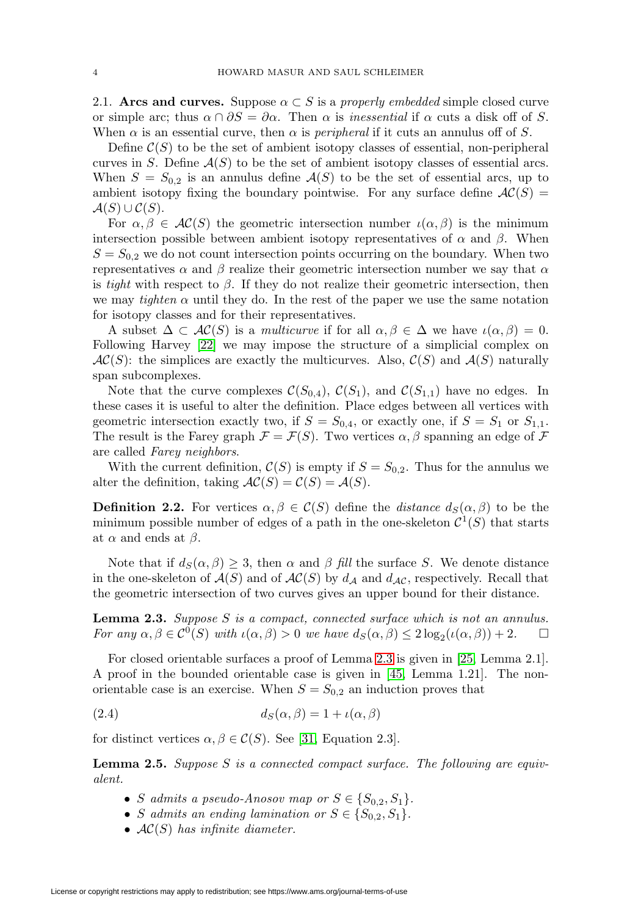2.1. **Arcs and curves.** Suppose $\alpha \subset S$ is a *properly embedded* simple closed curve or simple arc; thus $\alpha \cap \partial S = \partial\alpha$. Then $\alpha$ is *inessential* if $\alpha$ cuts a disk off of $S$. When $\alpha$ is an essential curve, then $\alpha$ is *peripheral* if it cuts an annulus off of $S$.

Define $\mathcal{C}(S)$ to be the set of ambient isotopy classes of essential, non-peripheral curves in $S$. Define $\mathcal{A}(S)$ to be the set of ambient isotopy classes of essential arcs. When $S = S_{0,2}$ is an annulus define $\mathcal{A}(S)$ to be the set of essential arcs, up to ambient isotopy fixing the boundary pointwise. For any surface define $\mathcal{AC}(S) = \mathcal{A}(S) \cup \mathcal{C}(S)$.

For $\alpha, \beta \in \mathcal{AC}(S)$ the geometric intersection number $\iota(\alpha, \beta)$ is the minimum intersection possible between ambient isotopy representatives of $\alpha$ and $\beta$. When $S = S_{0,2}$ we do not count intersection points occurring on the boundary. When two representatives $\alpha$ and $\beta$ realize their geometric intersection number we say that $\alpha$ is *tight* with respect to $\beta$. If they do not realize their geometric intersection, then we may *tighten* $\alpha$ until they do. In the rest of the paper we use the same notation for isotopy classes and for their representatives.

A subset $\Delta \subset \mathcal{AC}(S)$ is a *multicurve* if for all $\alpha, \beta \in \Delta$ we have $\iota(\alpha, \beta) = 0$. Following Harvey [22] we may impose the structure of a simplicial complex on $\mathcal{AC}(S)$: the simplices are exactly the multicurves. Also, $\mathcal{C}(S)$ and $\mathcal{A}(S)$ naturally span subcomplexes.

Note that the curve complexes $\mathcal{C}(S_{0,4})$, $\mathcal{C}(S_1)$, and $\mathcal{C}(S_{1,1})$ have no edges. In these cases it is useful to alter the definition. Place edges between all vertices with geometric intersection exactly two, if $S = S_{0,4}$, or exactly one, if $S = S_1$ or $S_{1,1}$. The result is the Farey graph $\mathcal{F} = \mathcal{F}(S)$. Two vertices $\alpha, \beta$ spanning an edge of $\mathcal{F}$ are called *Farey neighbors*.

With the current definition, $\mathcal{C}(S)$ is empty if $S = S_{0,2}$. Thus for the annulus we alter the definition, taking $\mathcal{AC}(S) = \mathcal{C}(S) = \mathcal{A}(S)$.

**Definition 2.2.** For vertices $\alpha, \beta \in \mathcal{C}(S)$ define the *distance* $d_S(\alpha, \beta)$ to be the minimum possible number of edges of a path in the one-skeleton $\mathcal{C}^1(S)$ that starts at $\alpha$ and ends at $\beta$.

Note that if $d_S(\alpha, \beta) \geq 3$, then $\alpha$ and $\beta$ *fill* the surface $S$. We denote distance in the one-skeleton of $\mathcal{A}(S)$ and of $\mathcal{AC}(S)$ by $d_{\mathcal{A}}$ and $d_{\mathcal{AC}}$, respectively. Recall that the geometric intersection of two curves gives an upper bound for their distance.

**Lemma 2.3.** *Suppose $S$ is a compact, connected surface which is not an annulus. For any $\alpha, \beta \in \mathcal{C}^0(S)$ with $\iota(\alpha, \beta) > 0$ we have $d_S(\alpha, \beta) \leq 2\log_2(\iota(\alpha, \beta)) + 2$.* $\square$

For closed orientable surfaces a proof of Lemma 2.3 is given in [25, Lemma 2.1]. A proof in the bounded orientable case is given in [45, Lemma 1.21]. The non-orientable case is an exercise. When $S = S_{0,2}$ an induction proves that

$$d_S(\alpha, \beta) = 1 + \iota(\alpha, \beta) \tag{2.4}$$

for distinct vertices $\alpha, \beta \in \mathcal{C}(S)$. See [31, Equation 2.3].

**Lemma 2.5.** *Suppose $S$ is a connected compact surface. The following are equivalent.*

- *$S$ admits a pseudo-Anosov map or $S \in \{S_{0,2}, S_1\}$.*
- *$S$ admits an ending lamination or $S \in \{S_{0,2}, S_1\}$.*
- *$\mathcal{AC}(S)$ has infinite diameter.*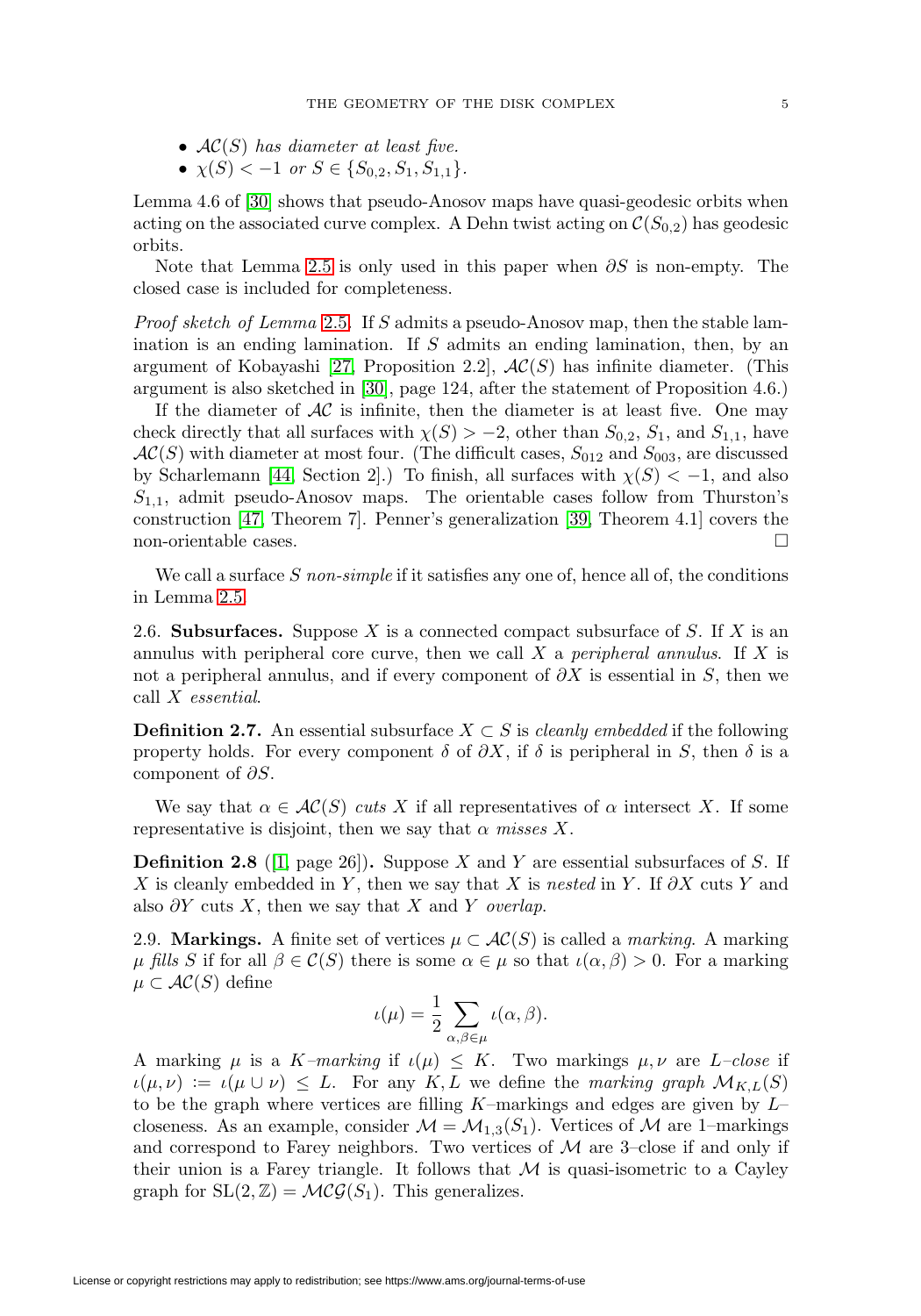- $\mathcal{AC}(S)$ *has diameter at least five.*
- $\chi(S) < -1$ *or* $S \in \{S_{0,2}, S_1, S_{1,1}\}$.

Lemma 4.6 of [30] shows that pseudo-Anosov maps have quasi-geodesic orbits when acting on the associated curve complex. A Dehn twist acting on $\mathcal{C}(S_{0,2})$ has geodesic orbits.

Note that Lemma 2.5 is only used in this paper when $\partial S$ is non-empty. The closed case is included for completeness.

*Proof sketch of Lemma* 2.5. If $S$ admits a pseudo-Anosov map, then the stable lamination is an ending lamination. If $S$ admits an ending lamination, then, by an argument of Kobayashi [27, Proposition 2.2], $\mathcal{AC}(S)$ has infinite diameter. (This argument is also sketched in [30], page 124, after the statement of Proposition 4.6.)

If the diameter of $\mathcal{AC}$ is infinite, then the diameter is at least five. One may check directly that all surfaces with $\chi(S) > -2$, other than $S_{0,2}$, $S_1$, and $S_{1,1}$, have $\mathcal{AC}(S)$ with diameter at most four. (The difficult cases, $S_{012}$ and $S_{003}$, are discussed by Scharlemann [44, Section 2].) To finish, all surfaces with $\chi(S) < -1$, and also $S_{1,1}$, admit pseudo-Anosov maps. The orientable cases follow from Thurston's construction [47, Theorem 7]. Penner's generalization [39, Theorem 4.1] covers the non-orientable cases. $\square$

We call a surface $S$ *non-simple* if it satisfies any one of, hence all of, the conditions in Lemma 2.5.

2.6. **Subsurfaces.** Suppose $X$ is a connected compact subsurface of $S$. If $X$ is an annulus with peripheral core curve, then we call $X$ a *peripheral annulus*. If $X$ is not a peripheral annulus, and if every component of $\partial X$ is essential in $S$, then we call $X$ *essential*.

**Definition 2.7.** An essential subsurface $X \subset S$ is *cleanly embedded* if the following property holds. For every component $\delta$ of $\partial X$, if $\delta$ is peripheral in $S$, then $\delta$ is a component of $\partial S$.

We say that $\alpha \in \mathcal{AC}(S)$ *cuts* $X$ if all representatives of $\alpha$ intersect $X$. If some representative is disjoint, then we say that $\alpha$ *misses* $X$.

**Definition 2.8** ([1, page 26])**.** Suppose $X$ and $Y$ are essential subsurfaces of $S$. If $X$ is cleanly embedded in $Y$, then we say that $X$ is *nested* in $Y$. If $\partial X$ cuts $Y$ and also $\partial Y$ cuts $X$, then we say that $X$ and $Y$ *overlap*.

2.9. **Markings.** A finite set of vertices $\mu \subset \mathcal{AC}(S)$ is called a *marking*. A marking $\mu$ *fills* $S$ if for all $\beta \in \mathcal{C}(S)$ there is some $\alpha \in \mu$ so that $\iota(\alpha, \beta) > 0$. For a marking $\mu \subset \mathcal{AC}(S)$ define

$$\iota(\mu) = \frac{1}{2} \sum_{\alpha,\beta \in \mu} \iota(\alpha, \beta).$$

A marking $\mu$ is a $K$*–marking* if $\iota(\mu) \leq K$. Two markings $\mu, \nu$ are $L$*–close* if $\iota(\mu, \nu) := \iota(\mu \cup \nu) \leq L$. For any $K, L$ we define the *marking graph* $\mathcal{M}_{K,L}(S)$ to be the graph where vertices are filling $K$–markings and edges are given by $L$–closeness. As an example, consider $\mathcal{M} = \mathcal{M}_{1,3}(S_1)$. Vertices of $\mathcal{M}$ are 1–markings and correspond to Farey neighbors. Two vertices of $\mathcal{M}$ are 3–close if and only if their union is a Farey triangle. It follows that $\mathcal{M}$ is quasi-isometric to a Cayley graph for $\mathrm{SL}(2, \mathbb{Z}) = \mathcal{MCG}(S_1)$. This generalizes.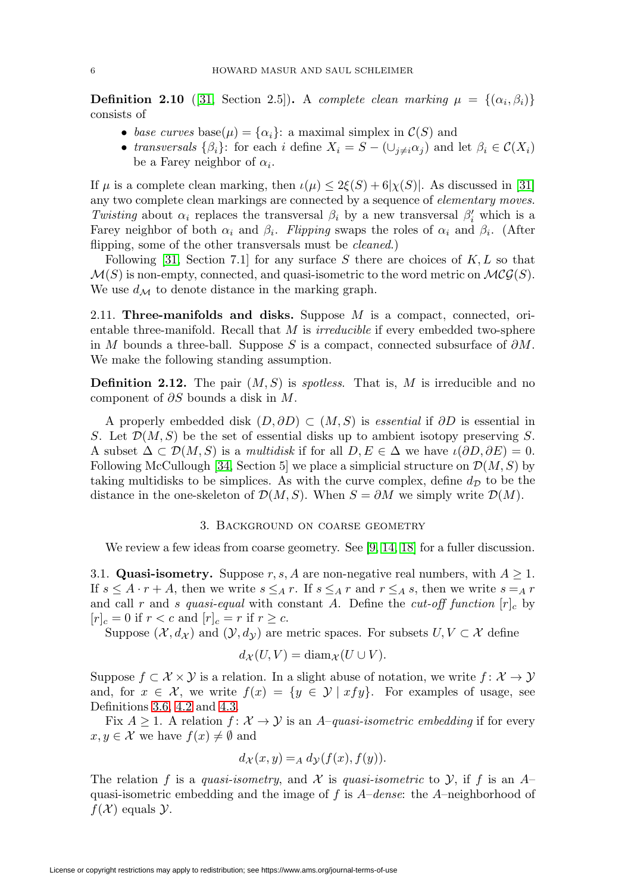**Definition 2.10** ([31, Section 2.5])**.** A *complete clean marking* $\mu = \{(\alpha_i, \beta_i)\}$ consists of

- *base curves* $\operatorname{base}(\mu) = \{\alpha_i\}$: a maximal simplex in $\mathcal{C}(S)$ and
- *transversals* $\{\beta_i\}$: for each $i$ define $X_i = S - (\cup_{j \neq i} \alpha_j)$ and let $\beta_i \in \mathcal{C}(X_i)$ be a Farey neighbor of $\alpha_i$.

If $\mu$ is a complete clean marking, then $\iota(\mu) \leq 2\xi(S) + 6|\chi(S)|$. As discussed in [31] any two complete clean markings are connected by a sequence of *elementary moves*. *Twisting* about $\alpha_i$ replaces the transversal $\beta_i$ by a new transversal $\beta_i'$ which is a Farey neighbor of both $\alpha_i$ and $\beta_i$. *Flipping* swaps the roles of $\alpha_i$ and $\beta_i$. (After flipping, some of the other transversals must be *cleaned*.)

Following [31, Section 7.1] for any surface $S$ there are choices of $K, L$ so that $\mathcal{M}(S)$ is non-empty, connected, and quasi-isometric to the word metric on $\mathcal{MCG}(S)$. We use $d_{\mathcal{M}}$ to denote distance in the marking graph.

2.11. **Three-manifolds and disks.** Suppose $M$ is a compact, connected, orientable three-manifold. Recall that $M$ is *irreducible* if every embedded two-sphere in $M$ bounds a three-ball. Suppose $S$ is a compact, connected subsurface of $\partial M$. We make the following standing assumption.

**Definition 2.12.** The pair $(M, S)$ is *spotless*. That is, $M$ is irreducible and no component of $\partial S$ bounds a disk in $M$.

A properly embedded disk $(D, \partial D) \subset (M, S)$ is *essential* if $\partial D$ is essential in $S$. Let $\mathcal{D}(M, S)$ be the set of essential disks up to ambient isotopy preserving $S$. A subset $\Delta \subset \mathcal{D}(M, S)$ is a *multidisk* if for all $D, E \in \Delta$ we have $\iota(\partial D, \partial E) = 0$. Following McCullough [34, Section 5] we place a simplicial structure on $\mathcal{D}(M, S)$ by taking multidisks to be simplices. As with the curve complex, define $d_{\mathcal{D}}$ to be the distance in the one-skeleton of $\mathcal{D}(M, S)$. When $S = \partial M$ we simply write $\mathcal{D}(M)$.

## 3. Background on coarse geometry

We review a few ideas from coarse geometry. See [9, 14, 18] for a fuller discussion.

3.1. **Quasi-isometry.** Suppose $r, s, A$ are non-negative real numbers, with $A \geq 1$. If $s \leq A \cdot r + A$, then we write $s \leq_A r$. If $s \leq_A r$ and $r \leq_A s$, then we write $s =_A r$ and call $r$ and $s$ *quasi-equal* with constant $A$. Define the *cut-off function* $[r]_c$ by $[r]_c = 0$ if $r < c$ and $[r]_c = r$ if $r \geq c$.

Suppose $(\mathcal{X}, d_{\mathcal{X}})$ and $(\mathcal{Y}, d_{\mathcal{Y}})$ are metric spaces. For subsets $U, V \subset \mathcal{X}$ define

$$d_{\mathcal{X}}(U, V) = \operatorname{diam}_{\mathcal{X}}(U \cup V).$$

Suppose $f \subset \mathcal{X} \times \mathcal{Y}$ is a relation. In a slight abuse of notation, we write $f \colon \mathcal{X} \to \mathcal{Y}$ and, for $x \in \mathcal{X}$, we write $f(x) = \{y \in \mathcal{Y} \mid xfy\}$. For examples of usage, see Definitions 3.6, 4.2 and 4.3.

Fix $A \geq 1$. A relation $f \colon \mathcal{X} \to \mathcal{Y}$ is an *$A$–quasi-isometric embedding* if for every $x, y \in \mathcal{X}$ we have $f(x) \neq \emptyset$ and

$$d_{\mathcal{X}}(x, y) =_A d_{\mathcal{Y}}(f(x), f(y)).$$

The relation $f$ is a *quasi-isometry*, and $\mathcal{X}$ is *quasi-isometric* to $\mathcal{Y}$, if $f$ is an $A$–quasi-isometric embedding and the image of $f$ is *$A$–dense*: the $A$–neighborhood of $f(\mathcal{X})$ equals $\mathcal{Y}$.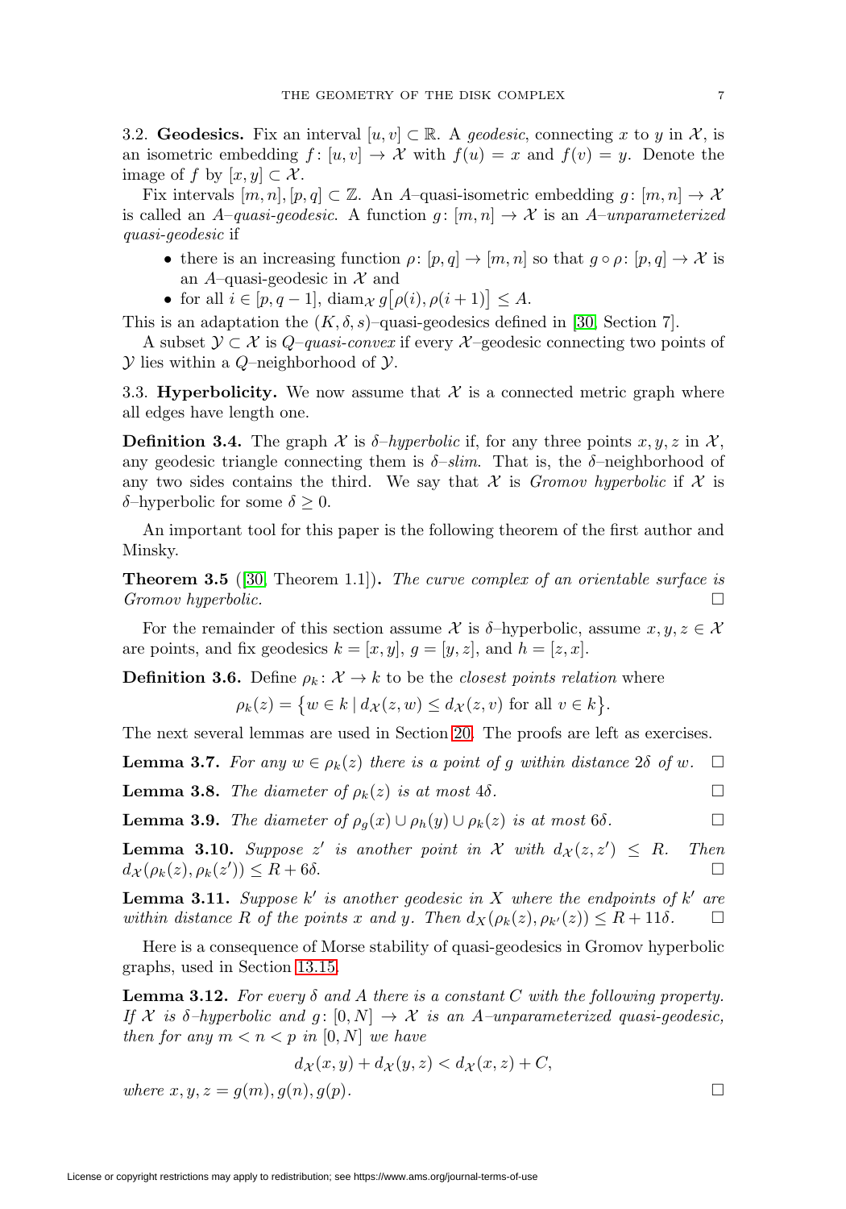3.2. **Geodesics.** Fix an interval $[u, v] \subset \mathbb{R}$. A *geodesic*, connecting $x$ to $y$ in $\mathcal{X}$, is an isometric embedding $f\colon [u, v] \to \mathcal{X}$ with $f(u) = x$ and $f(v) = y$. Denote the image of $f$ by $[x, y] \subset \mathcal{X}$.

Fix intervals $[m, n], [p, q] \subset \mathbb{Z}$. An $A$–quasi-isometric embedding $g\colon [m, n] \to \mathcal{X}$ is called an *$A$–quasi-geodesic*. A function $g\colon [m, n] \to \mathcal{X}$ is an *$A$–unparameterized quasi-geodesic* if

- there is an increasing function $\rho\colon [p, q] \to [m, n]$ so that $g \circ \rho\colon [p, q] \to \mathcal{X}$ is an $A$–quasi-geodesic in $\mathcal{X}$ and
- for all $i \in [p, q-1]$, $\operatorname{diam}_{\mathcal{X}} g\big[\rho(i), \rho(i+1)\big] \leq A$.

This is an adaptation the $(K, \delta, s)$–quasi-geodesics defined in [30, Section 7].

A subset $\mathcal{Y} \subset \mathcal{X}$ is *$Q$–quasi-convex* if every $\mathcal{X}$–geodesic connecting two points of $\mathcal{Y}$ lies within a $Q$–neighborhood of $\mathcal{Y}$.

3.3. **Hyperbolicity.** We now assume that $\mathcal{X}$ is a connected metric graph where all edges have length one.

**Definition 3.4.** The graph $\mathcal{X}$ is *$\delta$–hyperbolic* if, for any three points $x, y, z$ in $\mathcal{X}$, any geodesic triangle connecting them is *$\delta$–slim*. That is, the $\delta$–neighborhood of any two sides contains the third. We say that $\mathcal{X}$ is *Gromov hyperbolic* if $\mathcal{X}$ is $\delta$–hyperbolic for some $\delta \geq 0$.

An important tool for this paper is the following theorem of the first author and Minsky.

**Theorem 3.5** ([30, Theorem 1.1])**.** *The curve complex of an orientable surface is Gromov hyperbolic.* □

For the remainder of this section assume $\mathcal{X}$ is $\delta$–hyperbolic, assume $x, y, z \in \mathcal{X}$ are points, and fix geodesics $k = [x, y]$, $g = [y, z]$, and $h = [z, x]$.

**Definition 3.6.** Define $\rho_k\colon \mathcal{X} \to k$ to be the *closest points relation* where

$$\rho_k(z) = \big\{ w \in k \mid d_{\mathcal{X}}(z, w) \leq d_{\mathcal{X}}(z, v) \text{ for all } v \in k \big\}.$$

The next several lemmas are used in Section 20. The proofs are left as exercises.

**Lemma 3.7.** *For any $w \in \rho_k(z)$ there is a point of $g$ within distance $2\delta$ of $w$.* □

**Lemma 3.8.** *The diameter of $\rho_k(z)$ is at most $4\delta$.* □

**Lemma 3.9.** *The diameter of $\rho_g(x) \cup \rho_h(y) \cup \rho_k(z)$ is at most $6\delta$.* □

**Lemma 3.10.** *Suppose $z'$ is another point in $\mathcal{X}$ with $d_{\mathcal{X}}(z, z') \leq R$. Then $d_{\mathcal{X}}(\rho_k(z), \rho_k(z')) \leq R + 6\delta$.* □

**Lemma 3.11.** *Suppose $k'$ is another geodesic in $X$ where the endpoints of $k'$ are within distance $R$ of the points $x$ and $y$. Then $d_X(\rho_k(z), \rho_{k'}(z)) \leq R + 11\delta$.* □

Here is a consequence of Morse stability of quasi-geodesics in Gromov hyperbolic graphs, used in Section 13.15.

**Lemma 3.12.** *For every $\delta$ and $A$ there is a constant $C$ with the following property. If $\mathcal{X}$ is $\delta$–hyperbolic and $g\colon [0, N] \to \mathcal{X}$ is an $A$–unparameterized quasi-geodesic, then for any $m < n < p$ in $[0, N]$ we have*

$$d_{\mathcal{X}}(x, y) + d_{\mathcal{X}}(y, z) < d_{\mathcal{X}}(x, z) + C,$$

*where $x, y, z = g(m), g(n), g(p)$.* □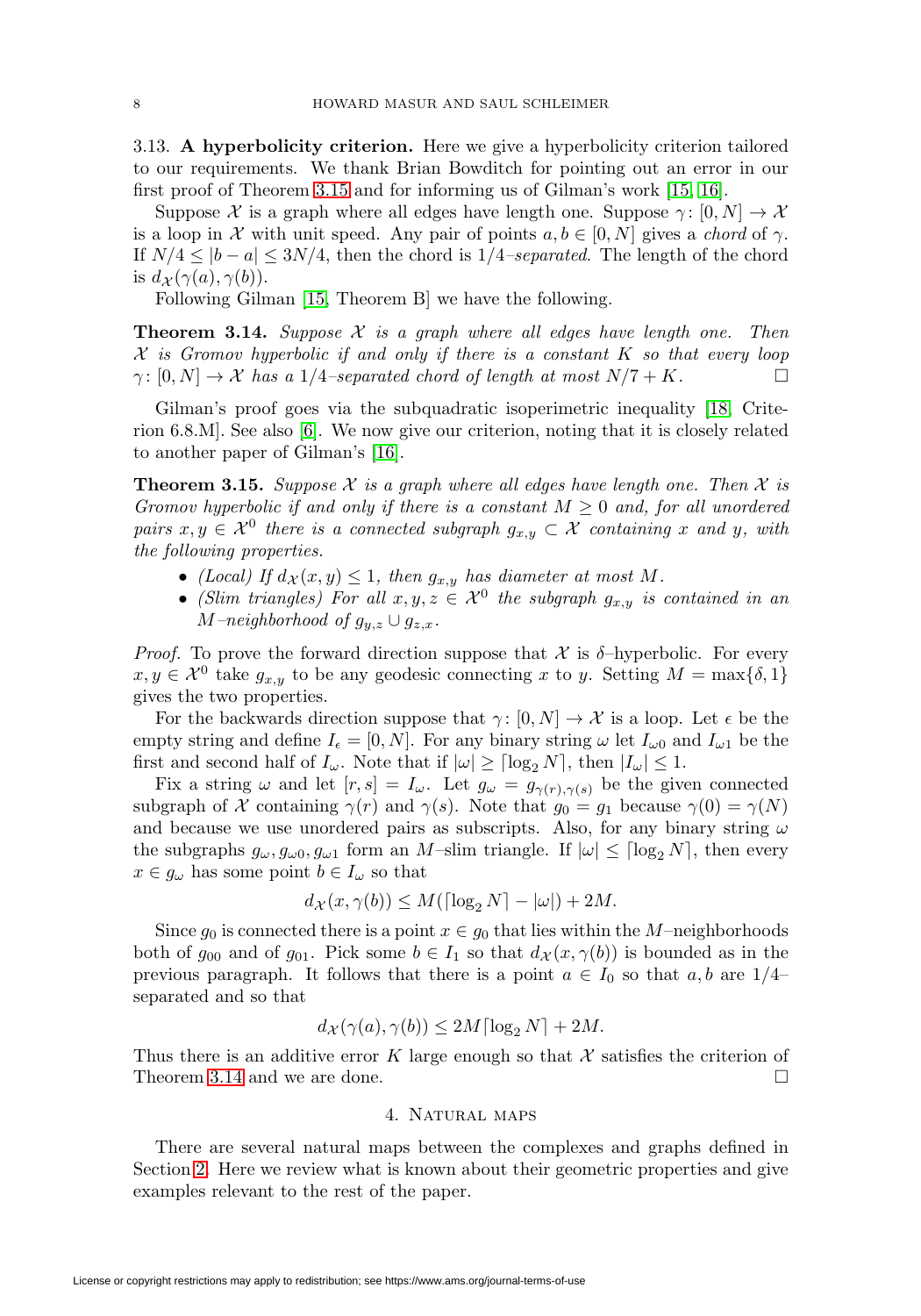3.13. **A hyperbolicity criterion.** Here we give a hyperbolicity criterion tailored to our requirements. We thank Brian Bowditch for pointing out an error in our first proof of Theorem 3.15 and for informing us of Gilman's work [15, 16].

Suppose $\mathcal{X}$ is a graph where all edges have length one. Suppose $\gamma\colon [0, N] \to \mathcal{X}$ is a loop in $\mathcal{X}$ with unit speed. Any pair of points $a, b \in [0, N]$ gives a *chord* of $\gamma$. If $N/4 \leq |b - a| \leq 3N/4$, then the chord is $1/4$*–separated*. The length of the chord is $d_{\mathcal{X}}(\gamma(a), \gamma(b))$.

Following Gilman [15, Theorem B] we have the following.

**Theorem 3.14.** *Suppose $\mathcal{X}$ is a graph where all edges have length one. Then $\mathcal{X}$ is Gromov hyperbolic if and only if there is a constant $K$ so that every loop $\gamma\colon [0, N] \to \mathcal{X}$ has a $1/4$–separated chord of length at most $N/7 + K$.* $\square$

Gilman's proof goes via the subquadratic isoperimetric inequality [18, Criterion 6.8.M]. See also [6]. We now give our criterion, noting that it is closely related to another paper of Gilman's [16].

**Theorem 3.15.** *Suppose $\mathcal{X}$ is a graph where all edges have length one. Then $\mathcal{X}$ is Gromov hyperbolic if and only if there is a constant $M \geq 0$ and, for all unordered pairs $x, y \in \mathcal{X}^0$ there is a connected subgraph $g_{x,y} \subset \mathcal{X}$ containing $x$ and $y$, with the following properties.*

- *(Local) If $d_{\mathcal{X}}(x, y) \leq 1$, then $g_{x,y}$ has diameter at most $M$.*
- *(Slim triangles) For all $x, y, z \in \mathcal{X}^0$ the subgraph $g_{x,y}$ is contained in an $M$–neighborhood of $g_{y,z} \cup g_{z,x}$.*

*Proof.* To prove the forward direction suppose that $\mathcal{X}$ is $\delta$–hyperbolic. For every $x, y \in \mathcal{X}^0$ take $g_{x,y}$ to be any geodesic connecting $x$ to $y$. Setting $M = \max\{\delta, 1\}$ gives the two properties.

For the backwards direction suppose that $\gamma\colon [0, N] \to \mathcal{X}$ is a loop. Let $\epsilon$ be the empty string and define $I_\epsilon = [0, N]$. For any binary string $\omega$ let $I_{\omega 0}$ and $I_{\omega 1}$ be the first and second half of $I_\omega$. Note that if $|\omega| \geq \lceil \log_2 N \rceil$, then $|I_\omega| \leq 1$.

Fix a string $\omega$ and let $[r, s] = I_\omega$. Let $g_\omega = g_{\gamma(r), \gamma(s)}$ be the given connected subgraph of $\mathcal{X}$ containing $\gamma(r)$ and $\gamma(s)$. Note that $g_0 = g_1$ because $\gamma(0) = \gamma(N)$ and because we use unordered pairs as subscripts. Also, for any binary string $\omega$ the subgraphs $g_\omega, g_{\omega 0}, g_{\omega 1}$ form an $M$–slim triangle. If $|\omega| \leq \lceil \log_2 N \rceil$, then every $x \in g_\omega$ has some point $b \in I_\omega$ so that

$$d_{\mathcal{X}}(x, \gamma(b)) \leq M(\lceil \log_2 N \rceil - |\omega|) + 2M.$$

Since $g_0$ is connected there is a point $x \in g_0$ that lies within the $M$–neighborhoods both of $g_{00}$ and of $g_{01}$. Pick some $b \in I_1$ so that $d_{\mathcal{X}}(x, \gamma(b))$ is bounded as in the previous paragraph. It follows that there is a point $a \in I_0$ so that $a, b$ are $1/4$–separated and so that

$$d_{\mathcal{X}}(\gamma(a), \gamma(b)) \leq 2M \lceil \log_2 N \rceil + 2M.$$

Thus there is an additive error $K$ large enough so that $\mathcal{X}$ satisfies the criterion of Theorem 3.14 and we are done. $\square$

## 4. Natural maps

There are several natural maps between the complexes and graphs defined in Section 2. Here we review what is known about their geometric properties and give examples relevant to the rest of the paper.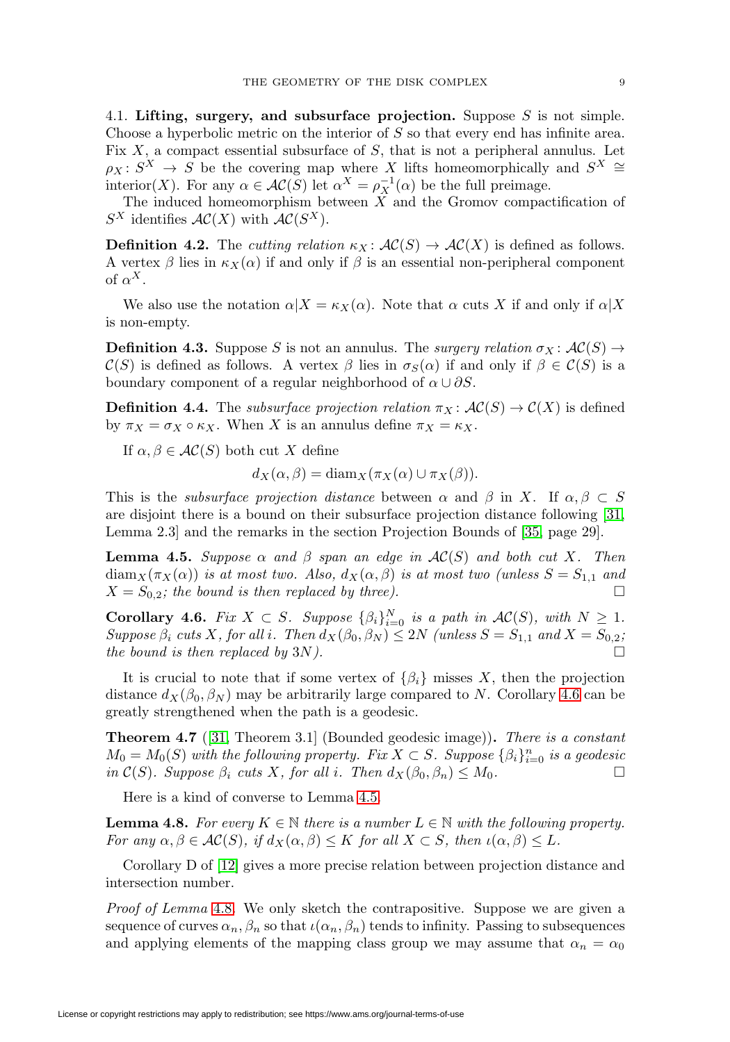4.1. **Lifting, surgery, and subsurface projection.** Suppose $S$ is not simple. Choose a hyperbolic metric on the interior of $S$ so that every end has infinite area. Fix $X$, a compact essential subsurface of $S$, that is not a peripheral annulus. Let $\rho_X \colon S^X \to S$ be the covering map where $X$ lifts homeomorphically and $S^X \cong \text{interior}(X)$. For any $\alpha \in \mathcal{AC}(S)$ let $\alpha^X = \rho_X^{-1}(\alpha)$ be the full preimage.

The induced homeomorphism between $X$ and the Gromov compactification of $S^X$ identifies $\mathcal{AC}(X)$ with $\mathcal{AC}(S^X)$.

**Definition 4.2.** The *cutting relation* $\kappa_X \colon \mathcal{AC}(S) \to \mathcal{AC}(X)$ is defined as follows. A vertex $\beta$ lies in $\kappa_X(\alpha)$ if and only if $\beta$ is an essential non-peripheral component of $\alpha^X$.

We also use the notation $\alpha|X = \kappa_X(\alpha)$. Note that $\alpha$ cuts $X$ if and only if $\alpha|X$ is non-empty.

**Definition 4.3.** Suppose $S$ is not an annulus. The *surgery relation* $\sigma_X \colon \mathcal{AC}(S) \to \mathcal{C}(S)$ is defined as follows. A vertex $\beta$ lies in $\sigma_S(\alpha)$ if and only if $\beta \in \mathcal{C}(S)$ is a boundary component of a regular neighborhood of $\alpha \cup \partial S$.

**Definition 4.4.** The *subsurface projection relation* $\pi_X \colon \mathcal{AC}(S) \to \mathcal{C}(X)$ is defined by $\pi_X = \sigma_X \circ \kappa_X$. When $X$ is an annulus define $\pi_X = \kappa_X$.

If $\alpha, \beta \in \mathcal{AC}(S)$ both cut $X$ define

$$d_X(\alpha, \beta) = \text{diam}_X(\pi_X(\alpha) \cup \pi_X(\beta)).$$

This is the *subsurface projection distance* between $\alpha$ and $\beta$ in $X$. If $\alpha, \beta \subset S$ are disjoint there is a bound on their subsurface projection distance following [31, Lemma 2.3] and the remarks in the section Projection Bounds of [35, page 29].

**Lemma 4.5.** *Suppose $\alpha$ and $\beta$ span an edge in $\mathcal{AC}(S)$ and both cut $X$. Then $\text{diam}_X(\pi_X(\alpha))$ is at most two. Also, $d_X(\alpha, \beta)$ is at most two (unless $S = S_{1,1}$ and $X = S_{0,2}$; the bound is then replaced by three).* □

**Corollary 4.6.** *Fix $X \subset S$. Suppose $\{\beta_i\}_{i=0}^N$ is a path in $\mathcal{AC}(S)$, with $N \geq 1$. Suppose $\beta_i$ cuts $X$, for all $i$. Then $d_X(\beta_0, \beta_N) \leq 2N$ (unless $S = S_{1,1}$ and $X = S_{0,2}$; the bound is then replaced by $3N$).* □

It is crucial to note that if some vertex of $\{\beta_i\}$ misses $X$, then the projection distance $d_X(\beta_0, \beta_N)$ may be arbitrarily large compared to $N$. Corollary 4.6 can be greatly strengthened when the path is a geodesic.

**Theorem 4.7** ([31, Theorem 3.1] (Bounded geodesic image))**.** *There is a constant $M_0 = M_0(S)$ with the following property. Fix $X \subset S$. Suppose $\{\beta_i\}_{i=0}^n$ is a geodesic in $\mathcal{C}(S)$. Suppose $\beta_i$ cuts $X$, for all $i$. Then $d_X(\beta_0, \beta_n) \leq M_0$.* □

Here is a kind of converse to Lemma 4.5.

**Lemma 4.8.** *For every $K \in \mathbb{N}$ there is a number $L \in \mathbb{N}$ with the following property. For any $\alpha, \beta \in \mathcal{AC}(S)$, if $d_X(\alpha, \beta) \leq K$ for all $X \subset S$, then $\iota(\alpha, \beta) \leq L$.*

Corollary D of [12] gives a more precise relation between projection distance and intersection number.

*Proof of Lemma 4.8.* We only sketch the contrapositive. Suppose we are given a sequence of curves $\alpha_n, \beta_n$ so that $\iota(\alpha_n, \beta_n)$ tends to infinity. Passing to subsequences and applying elements of the mapping class group we may assume that $\alpha_n = \alpha_0$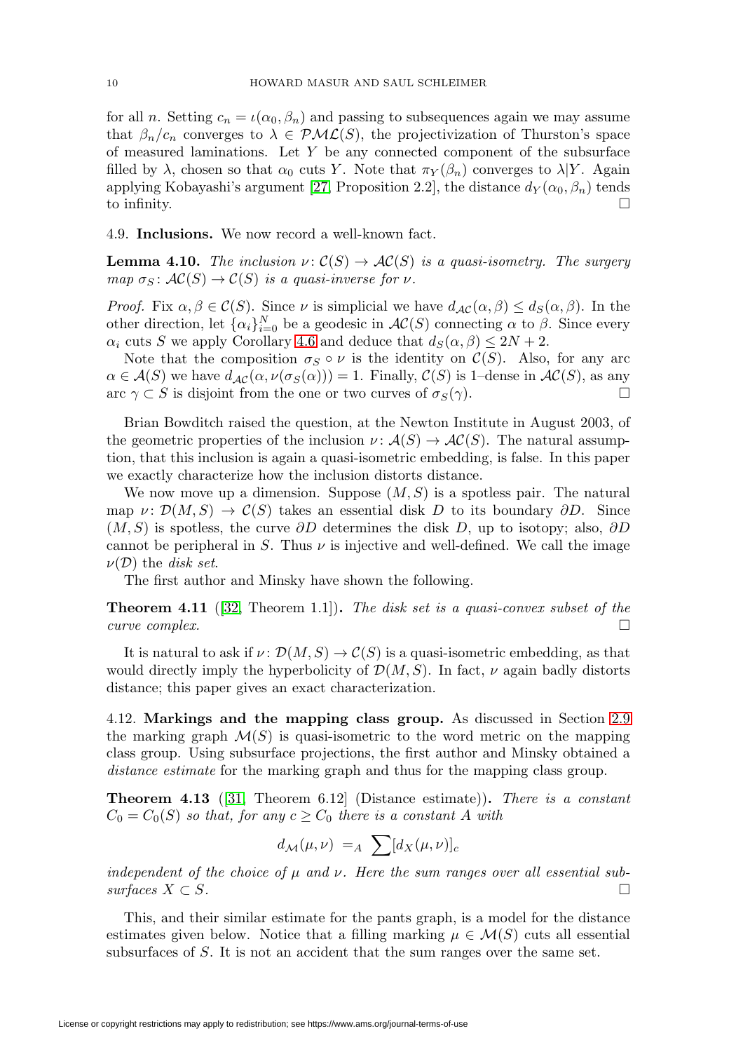for all $n$. Setting $c_n = \iota(\alpha_0, \beta_n)$ and passing to subsequences again we may assume that $\beta_n/c_n$ converges to $\lambda \in \mathcal{PML}(S)$, the projectivization of Thurston's space of measured laminations. Let $Y$ be any connected component of the subsurface filled by $\lambda$, chosen so that $\alpha_0$ cuts $Y$. Note that $\pi_Y(\beta_n)$ converges to $\lambda|Y$. Again applying Kobayashi's argument [27, Proposition 2.2], the distance $d_Y(\alpha_0, \beta_n)$ tends to infinity. $\square$

4.9. **Inclusions.** We now record a well-known fact.

**Lemma 4.10.** *The inclusion $\nu\colon \mathcal{C}(S) \to \mathcal{AC}(S)$ is a quasi-isometry. The surgery map $\sigma_S\colon \mathcal{AC}(S) \to \mathcal{C}(S)$ is a quasi-inverse for $\nu$.*

*Proof.* Fix $\alpha, \beta \in \mathcal{C}(S)$. Since $\nu$ is simplicial we have $d_{\mathcal{AC}}(\alpha, \beta) \leq d_S(\alpha, \beta)$. In the other direction, let $\{\alpha_i\}_{i=0}^N$ be a geodesic in $\mathcal{AC}(S)$ connecting $\alpha$ to $\beta$. Since every $\alpha_i$ cuts $S$ we apply Corollary 4.6 and deduce that $d_S(\alpha, \beta) \leq 2N + 2$.

Note that the composition $\sigma_S \circ \nu$ is the identity on $\mathcal{C}(S)$. Also, for any arc $\alpha \in \mathcal{A}(S)$ we have $d_{\mathcal{AC}}(\alpha, \nu(\sigma_S(\alpha))) = 1$. Finally, $\mathcal{C}(S)$ is 1–dense in $\mathcal{AC}(S)$, as any arc $\gamma \subset S$ is disjoint from the one or two curves of $\sigma_S(\gamma)$. $\square$

Brian Bowditch raised the question, at the Newton Institute in August 2003, of the geometric properties of the inclusion $\nu\colon \mathcal{A}(S) \to \mathcal{AC}(S)$. The natural assumption, that this inclusion is again a quasi-isometric embedding, is false. In this paper we exactly characterize how the inclusion distorts distance.

We now move up a dimension. Suppose $(M, S)$ is a spotless pair. The natural map $\nu\colon \mathcal{D}(M, S) \to \mathcal{C}(S)$ takes an essential disk $D$ to its boundary $\partial D$. Since $(M, S)$ is spotless, the curve $\partial D$ determines the disk $D$, up to isotopy; also, $\partial D$ cannot be peripheral in $S$. Thus $\nu$ is injective and well-defined. We call the image $\nu(\mathcal{D})$ the *disk set*.

The first author and Minsky have shown the following.

**Theorem 4.11** ([32, Theorem 1.1])**.** *The disk set is a quasi-convex subset of the curve complex.* $\square$

It is natural to ask if $\nu\colon \mathcal{D}(M, S) \to \mathcal{C}(S)$ is a quasi-isometric embedding, as that would directly imply the hyperbolicity of $\mathcal{D}(M, S)$. In fact, $\nu$ again badly distorts distance; this paper gives an exact characterization.

4.12. **Markings and the mapping class group.** As discussed in Section 2.9 the marking graph $\mathcal{M}(S)$ is quasi-isometric to the word metric on the mapping class group. Using subsurface projections, the first author and Minsky obtained a *distance estimate* for the marking graph and thus for the mapping class group.

**Theorem 4.13** ([31, Theorem 6.12] (Distance estimate))**.** *There is a constant $C_0 = C_0(S)$ so that, for any $c \geq C_0$ there is a constant $A$ with*

$$d_{\mathcal{M}}(\mu, \nu) =_A \sum [d_X(\mu, \nu)]_c$$

*independent of the choice of $\mu$ and $\nu$. Here the sum ranges over all essential subsurfaces $X \subset S$.* $\square$

This, and their similar estimate for the pants graph, is a model for the distance estimates given below. Notice that a filling marking $\mu \in \mathcal{M}(S)$ cuts all essential subsurfaces of $S$. It is not an accident that the sum ranges over the same set.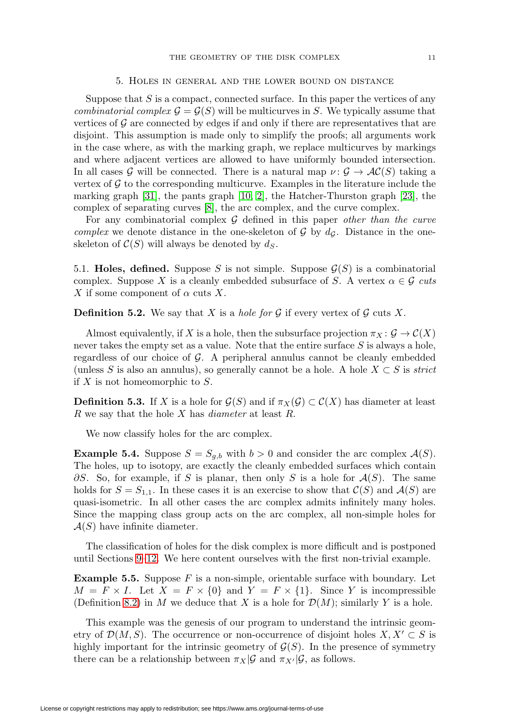## 5. Holes in general and the lower bound on distance

Suppose that $S$ is a compact, connected surface. In this paper the vertices of any *combinatorial complex* $\mathcal{G} = \mathcal{G}(S)$ will be multicurves in $S$. We typically assume that vertices of $\mathcal{G}$ are connected by edges if and only if there are representatives that are disjoint. This assumption is made only to simplify the proofs; all arguments work in the case where, as with the marking graph, we replace multicurves by markings and where adjacent vertices are allowed to have uniformly bounded intersection. In all cases $\mathcal{G}$ will be connected. There is a natural map $\nu \colon \mathcal{G} \to \mathcal{AC}(S)$ taking a vertex of $\mathcal{G}$ to the corresponding multicurve. Examples in the literature include the marking graph [31], the pants graph [10, 2], the Hatcher-Thurston graph [23], the complex of separating curves [8], the arc complex, and the curve complex.

For any combinatorial complex $\mathcal{G}$ defined in this paper *other than the curve complex* we denote distance in the one-skeleton of $\mathcal{G}$ by $d_{\mathcal{G}}$. Distance in the one-skeleton of $\mathcal{C}(S)$ will always be denoted by $d_S$.

5.1. **Holes, defined.** Suppose $S$ is not simple. Suppose $\mathcal{G}(S)$ is a combinatorial complex. Suppose $X$ is a cleanly embedded subsurface of $S$. A vertex $\alpha \in \mathcal{G}$ *cuts* $X$ if some component of $\alpha$ cuts $X$.

**Definition 5.2.** We say that $X$ is a *hole for* $\mathcal{G}$ if every vertex of $\mathcal{G}$ cuts $X$.

Almost equivalently, if $X$ is a hole, then the subsurface projection $\pi_X \colon \mathcal{G} \to \mathcal{C}(X)$ never takes the empty set as a value. Note that the entire surface $S$ is always a hole, regardless of our choice of $\mathcal{G}$. A peripheral annulus cannot be cleanly embedded (unless $S$ is also an annulus), so generally cannot be a hole. A hole $X \subset S$ is *strict* if $X$ is not homeomorphic to $S$.

**Definition 5.3.** If $X$ is a hole for $\mathcal{G}(S)$ and if $\pi_X(\mathcal{G}) \subset \mathcal{C}(X)$ has diameter at least $R$ we say that the hole $X$ has *diameter* at least $R$.

We now classify holes for the arc complex.

**Example 5.4.** Suppose $S = S_{g,b}$ with $b > 0$ and consider the arc complex $\mathcal{A}(S)$. The holes, up to isotopy, are exactly the cleanly embedded surfaces which contain $\partial S$. So, for example, if $S$ is planar, then only $S$ is a hole for $\mathcal{A}(S)$. The same holds for $S = S_{1,1}$. In these cases it is an exercise to show that $\mathcal{C}(S)$ and $\mathcal{A}(S)$ are quasi-isometric. In all other cases the arc complex admits infinitely many holes. Since the mapping class group acts on the arc complex, all non-simple holes for $\mathcal{A}(S)$ have infinite diameter.

The classification of holes for the disk complex is more difficult and is postponed until Sections 9–12. We here content ourselves with the first non-trivial example.

**Example 5.5.** Suppose $F$ is a non-simple, orientable surface with boundary. Let $M = F \times I$. Let $X = F \times \{0\}$ and $Y = F \times \{1\}$. Since $Y$ is incompressible (Definition 8.2) in $M$ we deduce that $X$ is a hole for $\mathcal{D}(M)$; similarly $Y$ is a hole.

This example was the genesis of our program to understand the intrinsic geometry of $\mathcal{D}(M, S)$. The occurrence or non-occurrence of disjoint holes $X, X' \subset S$ is highly important for the intrinsic geometry of $\mathcal{G}(S)$. In the presence of symmetry there can be a relationship between $\pi_X|\mathcal{G}$ and $\pi_{X'}|\mathcal{G}$, as follows.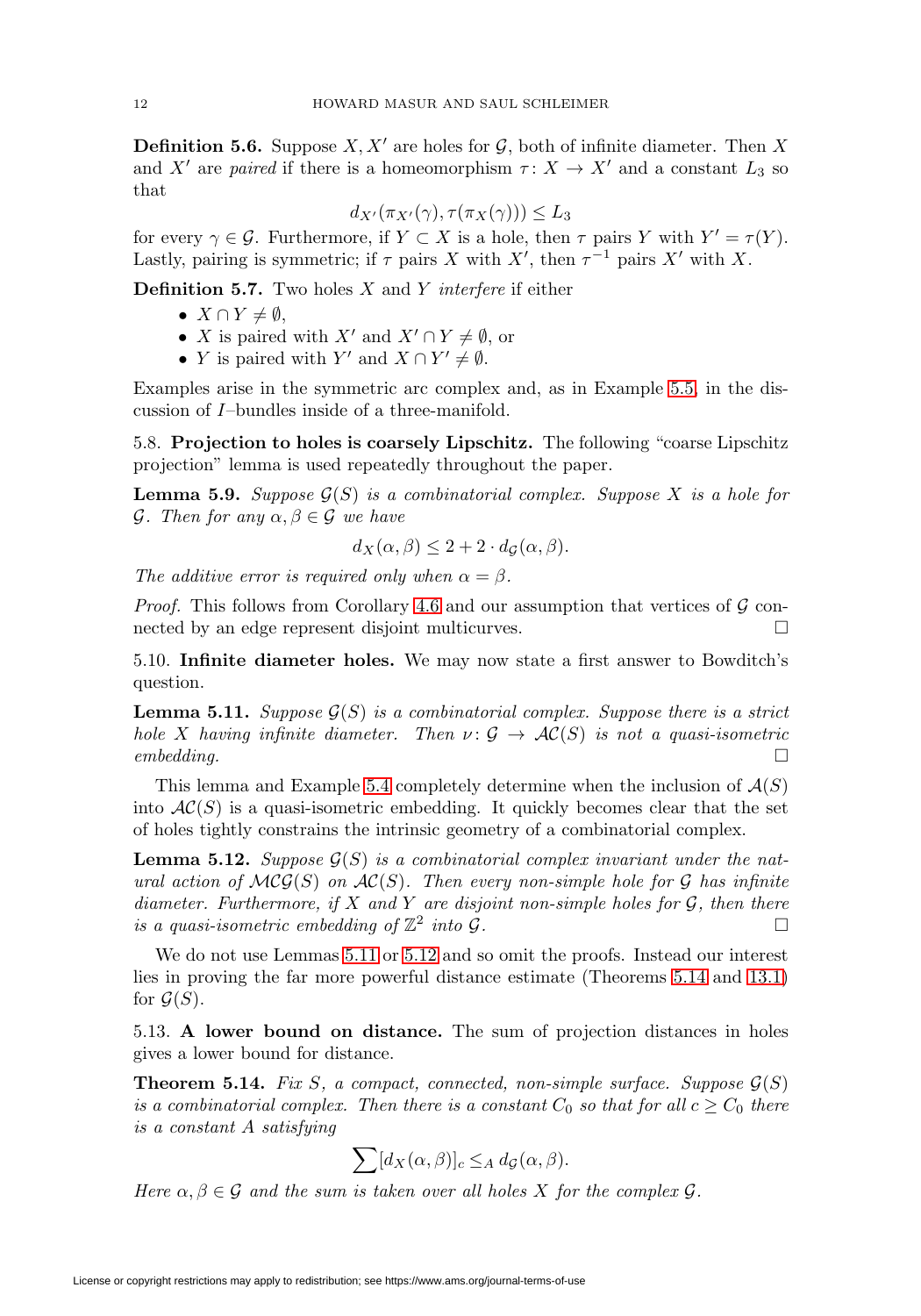**Definition 5.6.** Suppose $X, X'$ are holes for $\mathcal{G}$, both of infinite diameter. Then $X$ and $X'$ are *paired* if there is a homeomorphism $\tau\colon X \to X'$ and a constant $L_3$ so that

$$d_{X'}(\pi_{X'}(\gamma), \tau(\pi_X(\gamma))) \leq L_3$$

for every $\gamma \in \mathcal{G}$. Furthermore, if $Y \subset X$ is a hole, then $\tau$ pairs $Y$ with $Y' = \tau(Y)$. Lastly, pairing is symmetric; if $\tau$ pairs $X$ with $X'$, then $\tau^{-1}$ pairs $X'$ with $X$.

**Definition 5.7.** Two holes $X$ and $Y$ *interfere* if either

- $X \cap Y \neq \emptyset$,
- $X$ is paired with $X'$ and $X' \cap Y \neq \emptyset$, or
- $Y$ is paired with $Y'$ and $X \cap Y' \neq \emptyset$.

Examples arise in the symmetric arc complex and, as in Example 5.5, in the discussion of $I$–bundles inside of a three-manifold.

5.8. **Projection to holes is coarsely Lipschitz.** The following "coarse Lipschitz projection" lemma is used repeatedly throughout the paper.

**Lemma 5.9.** *Suppose $\mathcal{G}(S)$ is a combinatorial complex. Suppose $X$ is a hole for $\mathcal{G}$. Then for any $\alpha, \beta \in \mathcal{G}$ we have*

$$d_X(\alpha, \beta) \leq 2 + 2 \cdot d_{\mathcal{G}}(\alpha, \beta).$$

*The additive error is required only when $\alpha = \beta$.*

*Proof.* This follows from Corollary 4.6 and our assumption that vertices of $\mathcal{G}$ connected by an edge represent disjoint multicurves. □

5.10. **Infinite diameter holes.** We may now state a first answer to Bowditch's question.

**Lemma 5.11.** *Suppose $\mathcal{G}(S)$ is a combinatorial complex. Suppose there is a strict hole $X$ having infinite diameter. Then $\nu\colon \mathcal{G} \to \mathcal{AC}(S)$ is not a quasi-isometric embedding.* □

This lemma and Example 5.4 completely determine when the inclusion of $\mathcal{A}(S)$ into $\mathcal{AC}(S)$ is a quasi-isometric embedding. It quickly becomes clear that the set of holes tightly constrains the intrinsic geometry of a combinatorial complex.

**Lemma 5.12.** *Suppose $\mathcal{G}(S)$ is a combinatorial complex invariant under the natural action of $\mathcal{MCG}(S)$ on $\mathcal{AC}(S)$. Then every non-simple hole for $\mathcal{G}$ has infinite diameter. Furthermore, if $X$ and $Y$ are disjoint non-simple holes for $\mathcal{G}$, then there is a quasi-isometric embedding of $\mathbb{Z}^2$ into $\mathcal{G}$.* □

We do not use Lemmas 5.11 or 5.12 and so omit the proofs. Instead our interest lies in proving the far more powerful distance estimate (Theorems 5.14 and 13.1) for $\mathcal{G}(S)$.

5.13. **A lower bound on distance.** The sum of projection distances in holes gives a lower bound for distance.

**Theorem 5.14.** *Fix $S$, a compact, connected, non-simple surface. Suppose $\mathcal{G}(S)$ is a combinatorial complex. Then there is a constant $C_0$ so that for all $c \geq C_0$ there is a constant $A$ satisfying*

$$\sum [d_X(\alpha, \beta)]_c \leq_A d_{\mathcal{G}}(\alpha, \beta).$$

*Here $\alpha, \beta \in \mathcal{G}$ and the sum is taken over all holes $X$ for the complex $\mathcal{G}$.*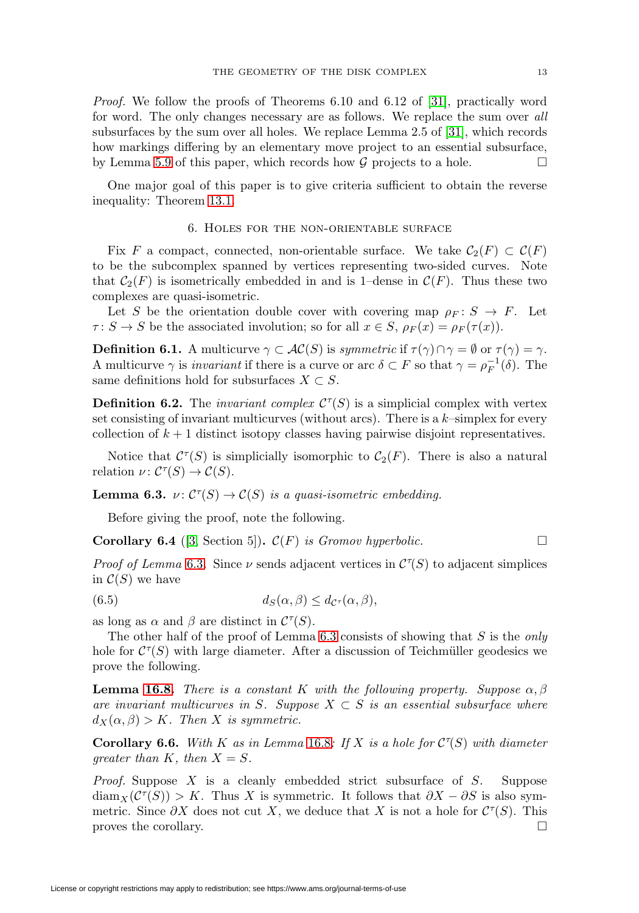*Proof.* We follow the proofs of Theorems 6.10 and 6.12 of [31], practically word for word. The only changes necessary are as follows. We replace the sum over *all* subsurfaces by the sum over all holes. We replace Lemma 2.5 of [31], which records how markings differing by an elementary move project to an essential subsurface, by Lemma 5.9 of this paper, which records how $\mathcal{G}$ projects to a hole. □

One major goal of this paper is to give criteria sufficient to obtain the reverse inequality: Theorem 13.1.

## 6. Holes for the non-orientable surface

Fix $F$ a compact, connected, non-orientable surface. We take $\mathcal{C}_2(F) \subset \mathcal{C}(F)$ to be the subcomplex spanned by vertices representing two-sided curves. Note that $\mathcal{C}_2(F)$ is isometrically embedded in and is 1–dense in $\mathcal{C}(F)$. Thus these two complexes are quasi-isometric.

Let $S$ be the orientation double cover with covering map $\rho_F \colon S \to F$. Let $\tau \colon S \to S$ be the associated involution; so for all $x \in S$, $\rho_F(x) = \rho_F(\tau(x))$.

**Definition 6.1.** A multicurve $\gamma \subset \mathcal{AC}(S)$ is *symmetric* if $\tau(\gamma) \cap \gamma = \emptyset$ or $\tau(\gamma) = \gamma$. A multicurve $\gamma$ is *invariant* if there is a curve or arc $\delta \subset F$ so that $\gamma = \rho_F^{-1}(\delta)$. The same definitions hold for subsurfaces $X \subset S$.

**Definition 6.2.** The *invariant complex* $\mathcal{C}^\tau(S)$ is a simplicial complex with vertex set consisting of invariant multicurves (without arcs). There is a $k$–simplex for every collection of $k+1$ distinct isotopy classes having pairwise disjoint representatives.

Notice that $\mathcal{C}^\tau(S)$ is simplicially isomorphic to $\mathcal{C}_2(F)$. There is also a natural relation $\nu \colon \mathcal{C}^\tau(S) \to \mathcal{C}(S)$.

**Lemma 6.3.** *$\nu \colon \mathcal{C}^\tau(S) \to \mathcal{C}(S)$ is a quasi-isometric embedding.*

Before giving the proof, note the following.

**Corollary 6.4** ([3, Section 5])**.** *$\mathcal{C}(F)$ is Gromov hyperbolic.* □

*Proof of Lemma* 6.3*.* Since $\nu$ sends adjacent vertices in $\mathcal{C}^\tau(S)$ to adjacent simplices in $\mathcal{C}(S)$ we have

$$d_S(\alpha, \beta) \leq d_{\mathcal{C}^\tau}(\alpha, \beta), \tag{6.5}$$

as long as $\alpha$ and $\beta$ are distinct in $\mathcal{C}^\tau(S)$.

The other half of the proof of Lemma 6.3 consists of showing that $S$ is the *only* hole for $\mathcal{C}^\tau(S)$ with large diameter. After a discussion of Teichmüller geodesics we prove the following.

**Lemma 16.8.** *There is a constant $K$ with the following property. Suppose $\alpha, \beta$ are invariant multicurves in $S$. Suppose $X \subset S$ is an essential subsurface where $d_X(\alpha, \beta) > K$. Then $X$ is symmetric.*

**Corollary 6.6.** *With $K$ as in Lemma* 16.8*: If $X$ is a hole for $\mathcal{C}^\tau(S)$ with diameter greater than $K$, then $X = S$.*

*Proof.* Suppose $X$ is a cleanly embedded strict subsurface of $S$. Suppose $\operatorname{diam}_X(\mathcal{C}^\tau(S)) > K$. Thus $X$ is symmetric. It follows that $\partial X - \partial S$ is also symmetric. Since $\partial X$ does not cut $X$, we deduce that $X$ is not a hole for $\mathcal{C}^\tau(S)$. This proves the corollary. □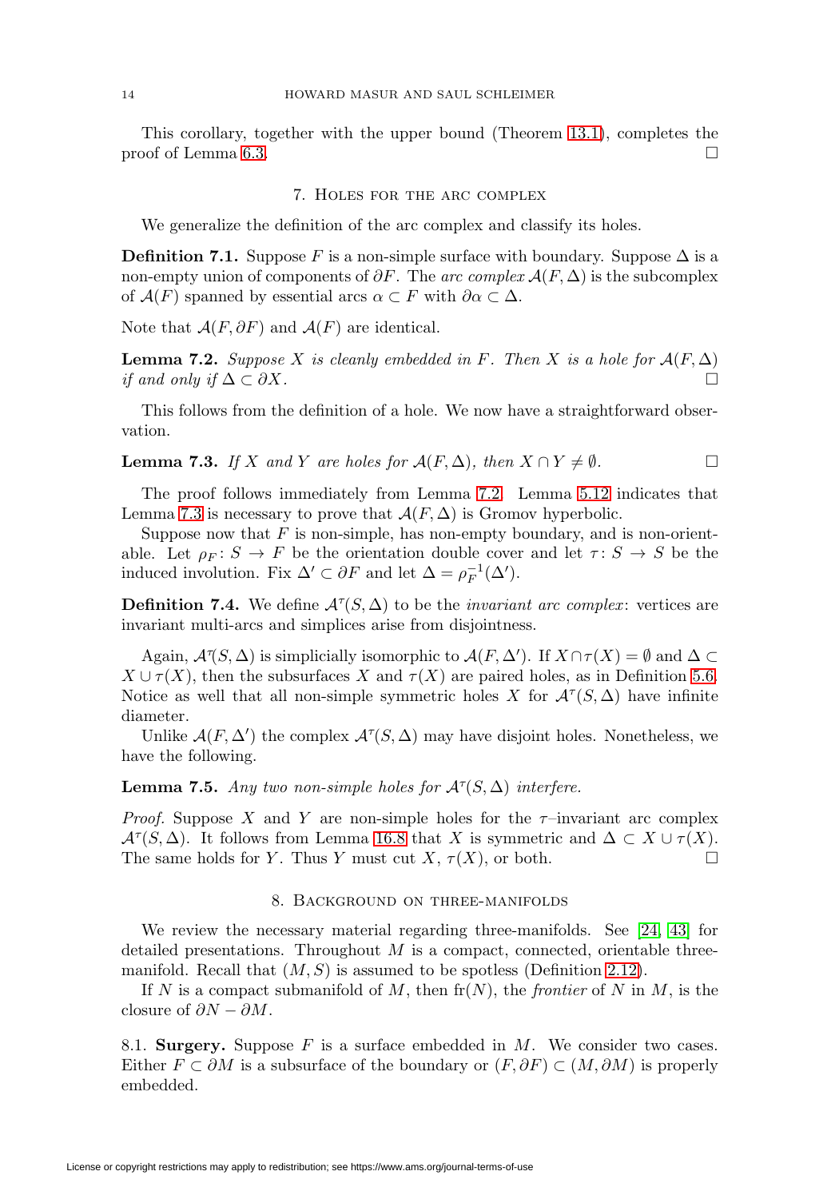This corollary, together with the upper bound (Theorem 13.1), completes the proof of Lemma 6.3. □

## 7. Holes for the arc complex

We generalize the definition of the arc complex and classify its holes.

**Definition 7.1.** Suppose $F$ is a non-simple surface with boundary. Suppose $\Delta$ is a non-empty union of components of $\partial F$. The *arc complex* $\mathcal{A}(F, \Delta)$ is the subcomplex of $\mathcal{A}(F)$ spanned by essential arcs $\alpha \subset F$ with $\partial \alpha \subset \Delta$.

Note that $\mathcal{A}(F, \partial F)$ and $\mathcal{A}(F)$ are identical.

**Lemma 7.2.** *Suppose $X$ is cleanly embedded in $F$. Then $X$ is a hole for $\mathcal{A}(F, \Delta)$ if and only if $\Delta \subset \partial X$.* □

This follows from the definition of a hole. We now have a straightforward observation.

**Lemma 7.3.** *If $X$ and $Y$ are holes for $\mathcal{A}(F, \Delta)$, then $X \cap Y \neq \emptyset$.* □

The proof follows immediately from Lemma 7.2. Lemma 5.12 indicates that Lemma 7.3 is necessary to prove that $\mathcal{A}(F, \Delta)$ is Gromov hyperbolic.

Suppose now that $F$ is non-simple, has non-empty boundary, and is non-orientable. Let $\rho_F \colon S \to F$ be the orientation double cover and let $\tau \colon S \to S$ be the induced involution. Fix $\Delta' \subset \partial F$ and let $\Delta = \rho_F^{-1}(\Delta')$.

**Definition 7.4.** We define $\mathcal{A}^\tau(S, \Delta)$ to be the *invariant arc complex*: vertices are invariant multi-arcs and simplices arise from disjointness.

Again, $\mathcal{A}^\tau(S, \Delta)$ is simplicially isomorphic to $\mathcal{A}(F, \Delta')$. If $X \cap \tau(X) = \emptyset$ and $\Delta \subset X \cup \tau(X)$, then the subsurfaces $X$ and $\tau(X)$ are paired holes, as in Definition 5.6. Notice as well that all non-simple symmetric holes $X$ for $\mathcal{A}^\tau(S, \Delta)$ have infinite diameter.

Unlike $\mathcal{A}(F, \Delta')$ the complex $\mathcal{A}^\tau(S, \Delta)$ may have disjoint holes. Nonetheless, we have the following.

**Lemma 7.5.** *Any two non-simple holes for $\mathcal{A}^\tau(S, \Delta)$ interfere.*

*Proof.* Suppose $X$ and $Y$ are non-simple holes for the $\tau$–invariant arc complex $\mathcal{A}^\tau(S, \Delta)$. It follows from Lemma 16.8 that $X$ is symmetric and $\Delta \subset X \cup \tau(X)$. The same holds for $Y$. Thus $Y$ must cut $X$, $\tau(X)$, or both. □

## 8. Background on three-manifolds

We review the necessary material regarding three-manifolds. See [24, 43] for detailed presentations. Throughout $M$ is a compact, connected, orientable three-manifold. Recall that $(M, S)$ is assumed to be spotless (Definition 2.12).

If $N$ is a compact submanifold of $M$, then $\mathrm{fr}(N)$, the *frontier* of $N$ in $M$, is the closure of $\partial N - \partial M$.

### 8.1. Surgery.

Suppose $F$ is a surface embedded in $M$. We consider two cases. Either $F \subset \partial M$ is a subsurface of the boundary or $(F, \partial F) \subset (M, \partial M)$ is properly embedded.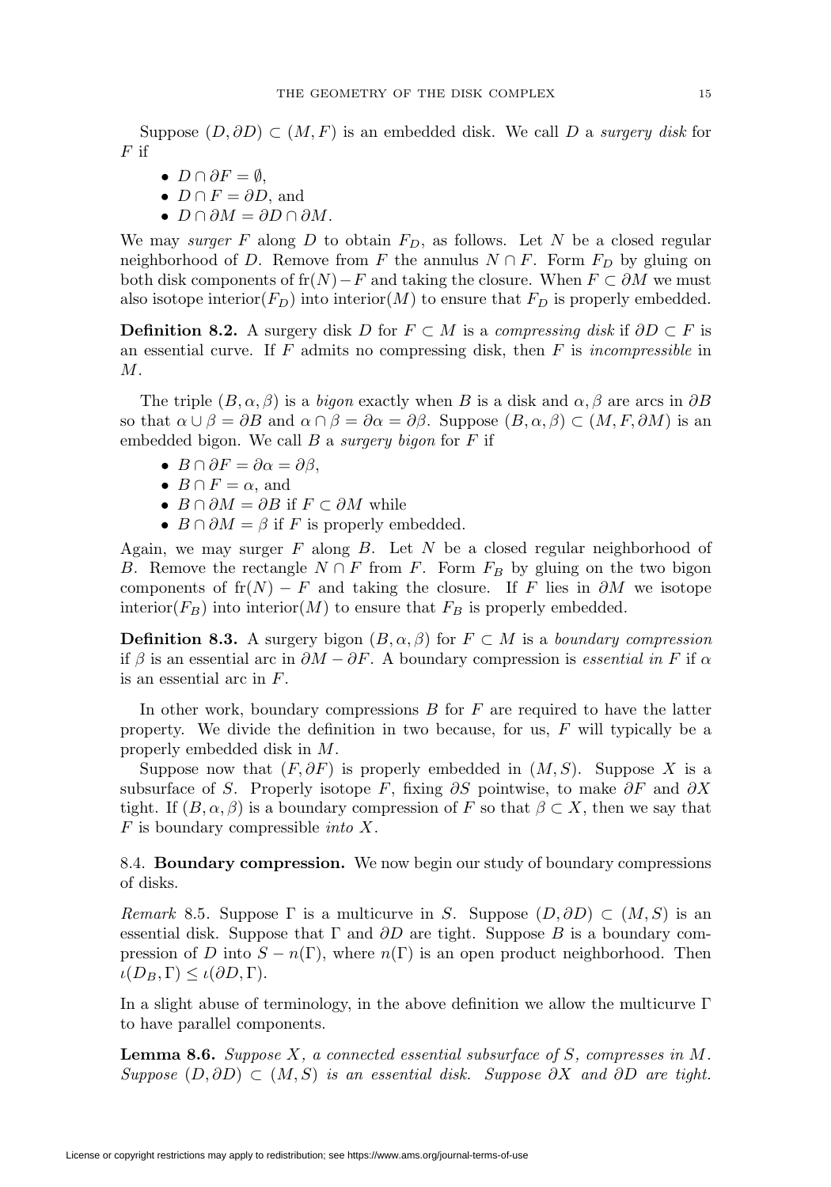Suppose $(D, \partial D) \subset (M, F)$ is an embedded disk. We call $D$ a *surgery disk* for $F$ if

- $D \cap \partial F = \emptyset$,
- $D \cap F = \partial D$, and
- $D \cap \partial M = \partial D \cap \partial M$.

We may *surger* $F$ along $D$ to obtain $F_D$, as follows. Let $N$ be a closed regular neighborhood of $D$. Remove from $F$ the annulus $N \cap F$. Form $F_D$ by gluing on both disk components of $\mathrm{fr}(N) - F$ and taking the closure. When $F \subset \partial M$ we must also isotope interior$(F_D)$ into interior$(M)$ to ensure that $F_D$ is properly embedded.

**Definition 8.2.** A surgery disk $D$ for $F \subset M$ is a *compressing disk* if $\partial D \subset F$ is an essential curve. If $F$ admits no compressing disk, then $F$ is *incompressible* in $M$.

The triple $(B, \alpha, \beta)$ is a *bigon* exactly when $B$ is a disk and $\alpha, \beta$ are arcs in $\partial B$ so that $\alpha \cup \beta = \partial B$ and $\alpha \cap \beta = \partial \alpha = \partial \beta$. Suppose $(B, \alpha, \beta) \subset (M, F, \partial M)$ is an embedded bigon. We call $B$ a *surgery bigon* for $F$ if

- $B \cap \partial F = \partial \alpha = \partial \beta$,
- $B \cap F = \alpha$, and
- $B \cap \partial M = \partial B$ if $F \subset \partial M$ while
- $B \cap \partial M = \beta$ if $F$ is properly embedded.

Again, we may surger $F$ along $B$. Let $N$ be a closed regular neighborhood of $B$. Remove the rectangle $N \cap F$ from $F$. Form $F_B$ by gluing on the two bigon components of $\mathrm{fr}(N) - F$ and taking the closure. If $F$ lies in $\partial M$ we isotope interior$(F_B)$ into interior$(M)$ to ensure that $F_B$ is properly embedded.

**Definition 8.3.** A surgery bigon $(B, \alpha, \beta)$ for $F \subset M$ is a *boundary compression* if $\beta$ is an essential arc in $\partial M - \partial F$. A boundary compression is *essential in* $F$ if $\alpha$ is an essential arc in $F$.

In other work, boundary compressions $B$ for $F$ are required to have the latter property. We divide the definition in two because, for us, $F$ will typically be a properly embedded disk in $M$.

Suppose now that $(F, \partial F)$ is properly embedded in $(M, S)$. Suppose $X$ is a subsurface of $S$. Properly isotope $F$, fixing $\partial S$ pointwise, to make $\partial F$ and $\partial X$ tight. If $(B, \alpha, \beta)$ is a boundary compression of $F$ so that $\beta \subset X$, then we say that $F$ is boundary compressible *into* $X$.

8.4. **Boundary compression.** We now begin our study of boundary compressions of disks.

*Remark* 8.5. Suppose $\Gamma$ is a multicurve in $S$. Suppose $(D, \partial D) \subset (M, S)$ is an essential disk. Suppose that $\Gamma$ and $\partial D$ are tight. Suppose $B$ is a boundary compression of $D$ into $S - n(\Gamma)$, where $n(\Gamma)$ is an open product neighborhood. Then $\iota(D_B, \Gamma) \leq \iota(\partial D, \Gamma)$.

In a slight abuse of terminology, in the above definition we allow the multicurve $\Gamma$ to have parallel components.

**Lemma 8.6.** *Suppose $X$, a connected essential subsurface of $S$, compresses in $M$. Suppose $(D, \partial D) \subset (M, S)$ is an essential disk. Suppose $\partial X$ and $\partial D$ are tight.*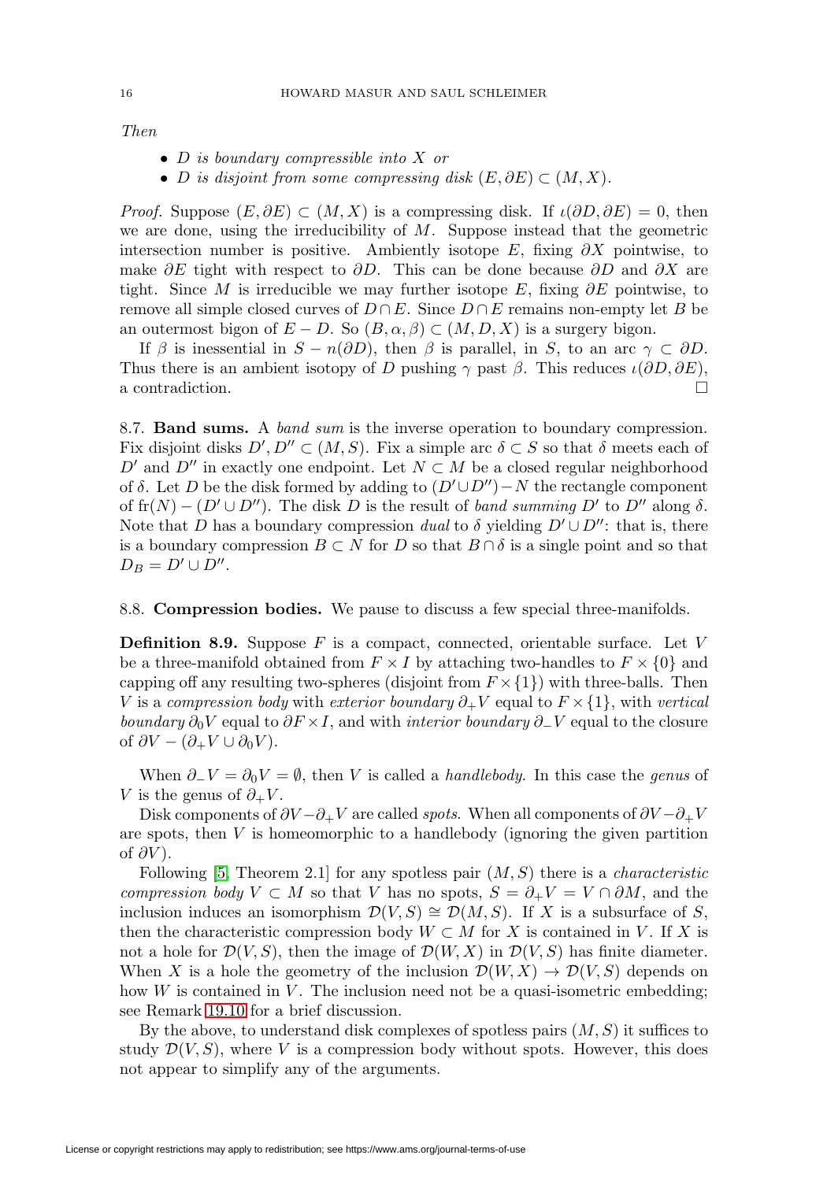*Then*

- *$D$ is boundary compressible into $X$ or*
- *$D$ is disjoint from some compressing disk $(E, \partial E) \subset (M, X)$.*

*Proof.* Suppose $(E, \partial E) \subset (M, X)$ is a compressing disk. If $\iota(\partial D, \partial E) = 0$, then we are done, using the irreducibility of $M$. Suppose instead that the geometric intersection number is positive. Ambiently isotope $E$, fixing $\partial X$ pointwise, to make $\partial E$ tight with respect to $\partial D$. This can be done because $\partial D$ and $\partial X$ are tight. Since $M$ is irreducible we may further isotope $E$, fixing $\partial E$ pointwise, to remove all simple closed curves of $D \cap E$. Since $D \cap E$ remains non-empty let $B$ be an outermost bigon of $E - D$. So $(B, \alpha, \beta) \subset (M, D, X)$ is a surgery bigon.

If $\beta$ is inessential in $S - n(\partial D)$, then $\beta$ is parallel, in $S$, to an arc $\gamma \subset \partial D$. Thus there is an ambient isotopy of $D$ pushing $\gamma$ past $\beta$. This reduces $\iota(\partial D, \partial E)$, a contradiction. $\square$

8.7. **Band sums.** A *band sum* is the inverse operation to boundary compression. Fix disjoint disks $D', D'' \subset (M, S)$. Fix a simple arc $\delta \subset S$ so that $\delta$ meets each of $D'$ and $D''$ in exactly one endpoint. Let $N \subset M$ be a closed regular neighborhood of $\delta$. Let $D$ be the disk formed by adding to $(D' \cup D'') - N$ the rectangle component of $\mathrm{fr}(N) - (D' \cup D'')$. The disk $D$ is the result of *band summing* $D'$ to $D''$ along $\delta$. Note that $D$ has a boundary compression *dual* to $\delta$ yielding $D' \cup D''$: that is, there is a boundary compression $B \subset N$ for $D$ so that $B \cap \delta$ is a single point and so that $D_B = D' \cup D''$.

8.8. **Compression bodies.** We pause to discuss a few special three-manifolds.

**Definition 8.9.** Suppose $F$ is a compact, connected, orientable surface. Let $V$ be a three-manifold obtained from $F \times I$ by attaching two-handles to $F \times \{0\}$ and capping off any resulting two-spheres (disjoint from $F \times \{1\}$) with three-balls. Then $V$ is a *compression body* with *exterior boundary* $\partial_+ V$ equal to $F \times \{1\}$, with *vertical boundary* $\partial_0 V$ equal to $\partial F \times I$, and with *interior boundary* $\partial_- V$ equal to the closure of $\partial V - (\partial_+ V \cup \partial_0 V)$.

When $\partial_- V = \partial_0 V = \emptyset$, then $V$ is called a *handlebody*. In this case the *genus* of $V$ is the genus of $\partial_+ V$.

Disk components of $\partial V - \partial_+ V$ are called *spots*. When all components of $\partial V - \partial_+ V$ are spots, then $V$ is homeomorphic to a handlebody (ignoring the given partition of $\partial V$).

Following [5, Theorem 2.1] for any spotless pair $(M, S)$ there is a *characteristic compression body* $V \subset M$ so that $V$ has no spots, $S = \partial_+ V = V \cap \partial M$, and the inclusion induces an isomorphism $\mathcal{D}(V, S) \cong \mathcal{D}(M, S)$. If $X$ is a subsurface of $S$, then the characteristic compression body $W \subset M$ for $X$ is contained in $V$. If $X$ is not a hole for $\mathcal{D}(V, S)$, then the image of $\mathcal{D}(W, X)$ in $\mathcal{D}(V, S)$ has finite diameter. When $X$ is a hole the geometry of the inclusion $\mathcal{D}(W, X) \to \mathcal{D}(V, S)$ depends on how $W$ is contained in $V$. The inclusion need not be a quasi-isometric embedding; see Remark 19.10 for a brief discussion.

By the above, to understand disk complexes of spotless pairs $(M, S)$ it suffices to study $\mathcal{D}(V, S)$, where $V$ is a compression body without spots. However, this does not appear to simplify any of the arguments.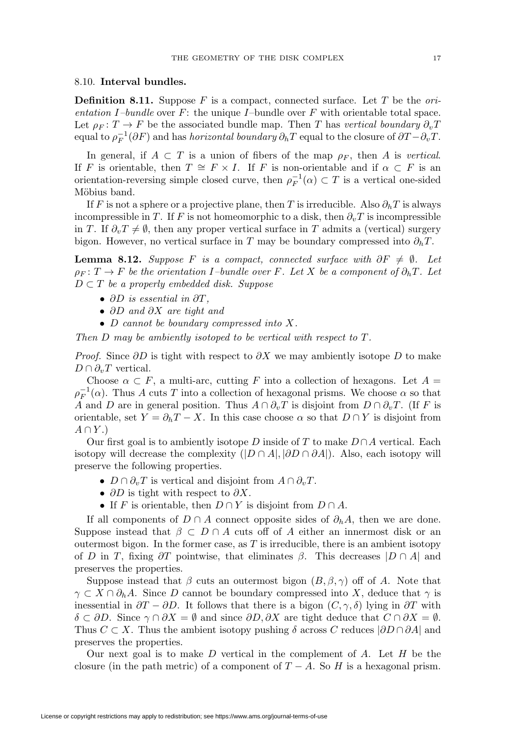### 8.10. **Interval bundles.**

**Definition 8.11.** Suppose $F$ is a compact, connected surface. Let $T$ be the *orientation $I$–bundle* over $F$: the unique $I$–bundle over $F$ with orientable total space. Let $\rho_F \colon T \to F$ be the associated bundle map. Then $T$ has *vertical boundary* $\partial_v T$ equal to $\rho_F^{-1}(\partial F)$ and has *horizontal boundary* $\partial_h T$ equal to the closure of $\partial T - \partial_v T$.

In general, if $A \subset T$ is a union of fibers of the map $\rho_F$, then $A$ is *vertical*. If $F$ is orientable, then $T \cong F \times I$. If $F$ is non-orientable and if $\alpha \subset F$ is an orientation-reversing simple closed curve, then $\rho_F^{-1}(\alpha) \subset T$ is a vertical one-sided Möbius band.

If $F$ is not a sphere or a projective plane, then $T$ is irreducible. Also $\partial_h T$ is always incompressible in $T$. If $F$ is not homeomorphic to a disk, then $\partial_v T$ is incompressible in $T$. If $\partial_v T \neq \emptyset$, then any proper vertical surface in $T$ admits a (vertical) surgery bigon. However, no vertical surface in $T$ may be boundary compressed into $\partial_h T$.

**Lemma 8.12.** *Suppose $F$ is a compact, connected surface with $\partial F \neq \emptyset$. Let $\rho_F \colon T \to F$ be the orientation $I$–bundle over $F$. Let $X$ be a component of $\partial_h T$. Let $D \subset T$ be a properly embedded disk. Suppose*

- *$\partial D$ is essential in $\partial T$,*
- *$\partial D$ and $\partial X$ are tight and*
- *$D$ cannot be boundary compressed into $X$.*

*Then $D$ may be ambiently isotoped to be vertical with respect to $T$.*

*Proof.* Since $\partial D$ is tight with respect to $\partial X$ we may ambiently isotope $D$ to make $D \cap \partial_v T$ vertical.

Choose $\alpha \subset F$, a multi-arc, cutting $F$ into a collection of hexagons. Let $A = \rho_F^{-1}(\alpha)$. Thus $A$ cuts $T$ into a collection of hexagonal prisms. We choose $\alpha$ so that $A$ and $D$ are in general position. Thus $A \cap \partial_v T$ is disjoint from $D \cap \partial_v T$. (If $F$ is orientable, set $Y = \partial_h T - X$. In this case choose $\alpha$ so that $D \cap Y$ is disjoint from $A \cap Y$.)

Our first goal is to ambiently isotope $D$ inside of $T$ to make $D \cap A$ vertical. Each isotopy will decrease the complexity $(|D \cap A|, |\partial D \cap \partial A|)$. Also, each isotopy will preserve the following properties.

- $D \cap \partial_v T$ is vertical and disjoint from $A \cap \partial_v T$.
- $\partial D$ is tight with respect to $\partial X$.
- If $F$ is orientable, then $D \cap Y$ is disjoint from $D \cap A$.

If all components of $D \cap A$ connect opposite sides of $\partial_h A$, then we are done. Suppose instead that $\beta \subset D \cap A$ cuts off of $A$ either an innermost disk or an outermost bigon. In the former case, as $T$ is irreducible, there is an ambient isotopy of $D$ in $T$, fixing $\partial T$ pointwise, that eliminates $\beta$. This decreases $|D \cap A|$ and preserves the properties.

Suppose instead that $\beta$ cuts an outermost bigon $(B, \beta, \gamma)$ off of $A$. Note that $\gamma \subset X \cap \partial_h A$. Since $D$ cannot be boundary compressed into $X$, deduce that $\gamma$ is inessential in $\partial T - \partial D$. It follows that there is a bigon $(C, \gamma, \delta)$ lying in $\partial T$ with $\delta \subset \partial D$. Since $\gamma \cap \partial X = \emptyset$ and since $\partial D, \partial X$ are tight deduce that $C \cap \partial X = \emptyset$. Thus $C \subset X$. Thus the ambient isotopy pushing $\delta$ across $C$ reduces $|\partial D \cap \partial A|$ and preserves the properties.

Our next goal is to make $D$ vertical in the complement of $A$. Let $H$ be the closure (in the path metric) of a component of $T - A$. So $H$ is a hexagonal prism.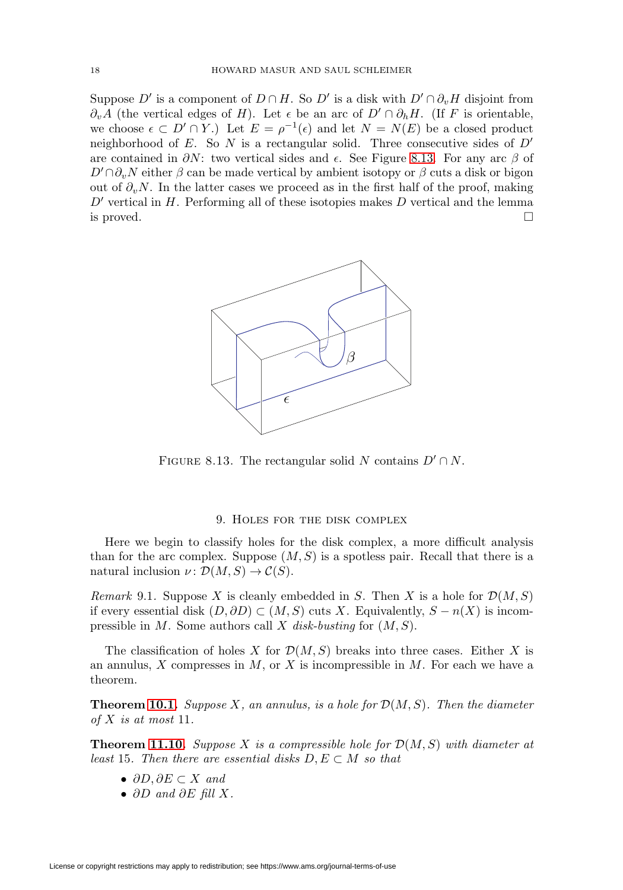Suppose $D'$ is a component of $D \cap H$. So $D'$ is a disk with $D' \cap \partial_v H$ disjoint from $\partial_v A$ (the vertical edges of $H$). Let $\epsilon$ be an arc of $D' \cap \partial_h H$. (If $F$ is orientable, we choose $\epsilon \subset D' \cap Y$.) Let $E = \rho^{-1}(\epsilon)$ and let $N = N(E)$ be a closed product neighborhood of $E$. So $N$ is a rectangular solid. Three consecutive sides of $D'$ are contained in $\partial N$: two vertical sides and $\epsilon$. See Figure 8.13. For any arc $\beta$ of $D' \cap \partial_v N$ either $\beta$ can be made vertical by ambient isotopy or $\beta$ cuts a disk or bigon out of $\partial_v N$. In the latter cases we proceed as in the first half of the proof, making $D'$ vertical in $H$. Performing all of these isotopies makes $D$ vertical and the lemma is proved. □

FIGURE 8.13. The rectangular solid $N$ contains $D' \cap N$.

## 9. Holes for the disk complex

Here we begin to classify holes for the disk complex, a more difficult analysis than for the arc complex. Suppose $(M, S)$ is a spotless pair. Recall that there is a natural inclusion $\nu \colon \mathcal{D}(M, S) \to \mathcal{C}(S)$.

*Remark* 9.1. Suppose $X$ is cleanly embedded in $S$. Then $X$ is a hole for $\mathcal{D}(M, S)$ if every essential disk $(D, \partial D) \subset (M, S)$ cuts $X$. Equivalently, $S - n(X)$ is incompressible in $M$. Some authors call $X$ *disk-busting* for $(M, S)$.

The classification of holes $X$ for $\mathcal{D}(M, S)$ breaks into three cases. Either $X$ is an annulus, $X$ compresses in $M$, or $X$ is incompressible in $M$. For each we have a theorem.

**Theorem 10.1.** *Suppose $X$, an annulus, is a hole for $\mathcal{D}(M, S)$. Then the diameter of $X$ is at most* 11.

**Theorem 11.10.** *Suppose $X$ is a compressible hole for $\mathcal{D}(M, S)$ with diameter at least* 15. *Then there are essential disks $D, E \subset M$ so that*

- *$\partial D, \partial E \subset X$ and*
- *$\partial D$ and $\partial E$ fill $X$.*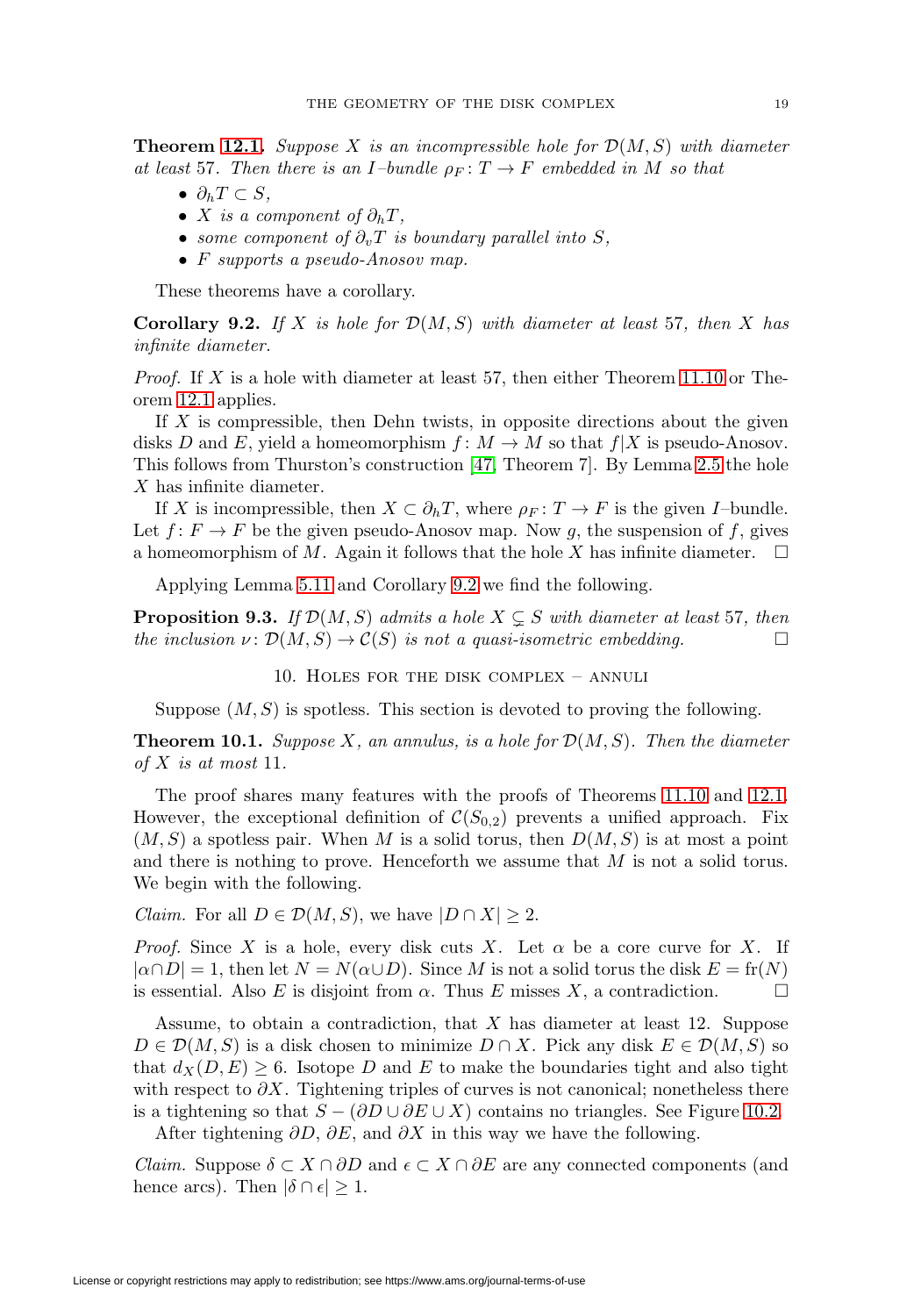**Theorem 12.1.** *Suppose $X$ is an incompressible hole for $\mathcal{D}(M, S)$ with diameter at least 57. Then there is an $I$–bundle $\rho_F : T \to F$ embedded in $M$ so that*

- *$\partial_h T \subset S$,*
- *$X$ is a component of $\partial_h T$,*
- *some component of $\partial_v T$ is boundary parallel into $S$,*
- *$F$ supports a pseudo-Anosov map.*

These theorems have a corollary.

**Corollary 9.2.** *If $X$ is hole for $\mathcal{D}(M, S)$ with diameter at least 57, then $X$ has infinite diameter.*

*Proof.* If $X$ is a hole with diameter at least 57, then either Theorem 11.10 or Theorem 12.1 applies.

If $X$ is compressible, then Dehn twists, in opposite directions about the given disks $D$ and $E$, yield a homeomorphism $f : M \to M$ so that $f|X$ is pseudo-Anosov. This follows from Thurston's construction [47, Theorem 7]. By Lemma 2.5 the hole $X$ has infinite diameter.

If $X$ is incompressible, then $X \subset \partial_h T$, where $\rho_F : T \to F$ is the given $I$–bundle. Let $f : F \to F$ be the given pseudo-Anosov map. Now $g$, the suspension of $f$, gives a homeomorphism of $M$. Again it follows that the hole $X$ has infinite diameter. $\square$

Applying Lemma 5.11 and Corollary 9.2 we find the following.

**Proposition 9.3.** *If $\mathcal{D}(M, S)$ admits a hole $X \subsetneq S$ with diameter at least 57, then the inclusion $\nu : \mathcal{D}(M, S) \to \mathcal{C}(S)$ is not a quasi-isometric embedding.* $\square$

## 10. Holes for the disk complex – annuli

Suppose $(M, S)$ is spotless. This section is devoted to proving the following.

**Theorem 10.1.** *Suppose $X$, an annulus, is a hole for $\mathcal{D}(M, S)$. Then the diameter of $X$ is at most 11.*

The proof shares many features with the proofs of Theorems 11.10 and 12.1. However, the exceptional definition of $\mathcal{C}(S_{0,2})$ prevents a unified approach. Fix $(M, S)$ a spotless pair. When $M$ is a solid torus, then $D(M, S)$ is at most a point and there is nothing to prove. Henceforth we assume that $M$ is not a solid torus. We begin with the following.

*Claim.* For all $D \in \mathcal{D}(M, S)$, we have $|D \cap X| \geq 2$.

*Proof.* Since $X$ is a hole, every disk cuts $X$. Let $\alpha$ be a core curve for $X$. If $|\alpha \cap D| = 1$, then let $N = N(\alpha \cup D)$. Since $M$ is not a solid torus the disk $E = \operatorname{fr}(N)$ is essential. Also $E$ is disjoint from $\alpha$. Thus $E$ misses $X$, a contradiction. $\square$

Assume, to obtain a contradiction, that $X$ has diameter at least 12. Suppose $D \in \mathcal{D}(M, S)$ is a disk chosen to minimize $D \cap X$. Pick any disk $E \in \mathcal{D}(M, S)$ so that $d_X(D, E) \geq 6$. Isotope $D$ and $E$ to make the boundaries tight and also tight with respect to $\partial X$. Tightening triples of curves is not canonical; nonetheless there is a tightening so that $S - (\partial D \cup \partial E \cup X)$ contains no triangles. See Figure 10.2.

After tightening $\partial D$, $\partial E$, and $\partial X$ in this way we have the following.

*Claim.* Suppose $\delta \subset X \cap \partial D$ and $\epsilon \subset X \cap \partial E$ are any connected components (and hence arcs). Then $|\delta \cap \epsilon| \geq 1$.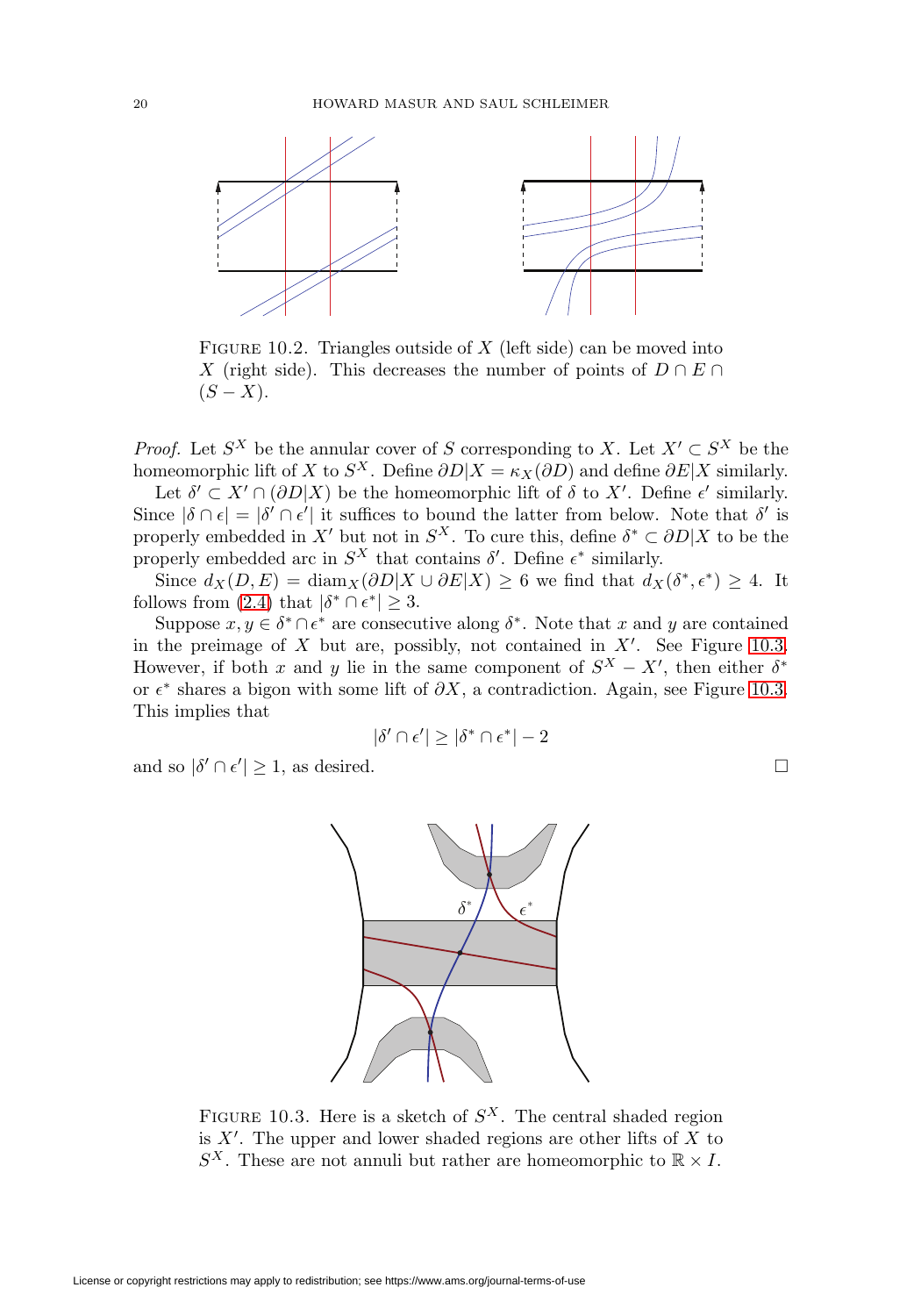FIGURE 10.2. Triangles outside of $X$ (left side) can be moved into $X$ (right side). This decreases the number of points of $D \cap E \cap (S - X)$.

*Proof.* Let $S^X$ be the annular cover of $S$ corresponding to $X$. Let $X' \subset S^X$ be the homeomorphic lift of $X$ to $S^X$. Define $\partial D|X = \kappa_X(\partial D)$ and define $\partial E|X$ similarly.

Let $\delta' \subset X' \cap (\partial D|X)$ be the homeomorphic lift of $\delta$ to $X'$. Define $\epsilon'$ similarly. Since $|\delta \cap \epsilon| = |\delta' \cap \epsilon'|$ it suffices to bound the latter from below. Note that $\delta'$ is properly embedded in $X'$ but not in $S^X$. To cure this, define $\delta^* \subset \partial D|X$ to be the properly embedded arc in $S^X$ that contains $\delta'$. Define $\epsilon^*$ similarly.

Since $d_X(D, E) = \operatorname{diam}_X(\partial D|X \cup \partial E|X) \geq 6$ we find that $d_X(\delta^*, \epsilon^*) \geq 4$. It follows from (2.4) that $|\delta^* \cap \epsilon^*| \geq 3$.

Suppose $x, y \in \delta^* \cap \epsilon^*$ are consecutive along $\delta^*$. Note that $x$ and $y$ are contained in the preimage of $X$ but are, possibly, not contained in $X'$. See Figure 10.3. However, if both $x$ and $y$ lie in the same component of $S^X - X'$, then either $\delta^*$ or $\epsilon^*$ shares a bigon with some lift of $\partial X$, a contradiction. Again, see Figure 10.3. This implies that

$$|\delta' \cap \epsilon'| \geq |\delta^* \cap \epsilon^*| - 2$$

and so $|\delta' \cap \epsilon'| \geq 1$, as desired. $\square$

FIGURE 10.3. Here is a sketch of $S^X$. The central shaded region is $X'$. The upper and lower shaded regions are other lifts of $X$ to $S^X$. These are not annuli but rather are homeomorphic to $\mathbb{R} \times I$.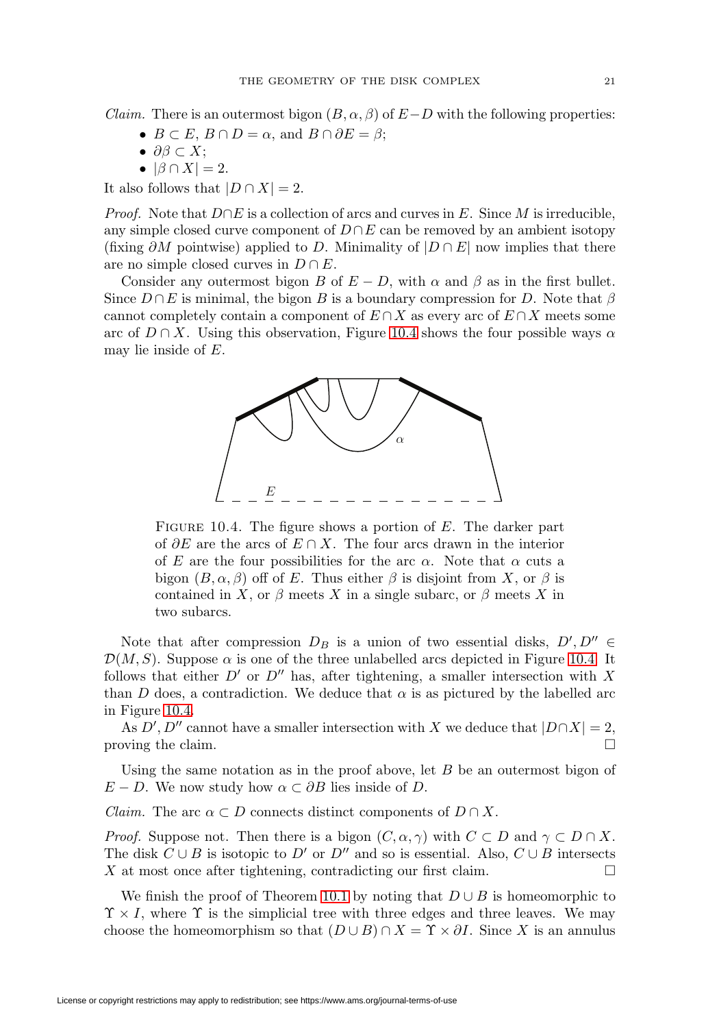*Claim.* There is an outermost bigon $(B, \alpha, \beta)$ of $E - D$ with the following properties:

- $B \subset E$, $B \cap D = \alpha$, and $B \cap \partial E = \beta$;
- $\partial \beta \subset X$;
- $|\beta \cap X| = 2$.

It also follows that $|D \cap X| = 2$.

*Proof.* Note that $D \cap E$ is a collection of arcs and curves in $E$. Since $M$ is irreducible, any simple closed curve component of $D \cap E$ can be removed by an ambient isotopy (fixing $\partial M$ pointwise) applied to $D$. Minimality of $|D \cap E|$ now implies that there are no simple closed curves in $D \cap E$.

Consider any outermost bigon $B$ of $E - D$, with $\alpha$ and $\beta$ as in the first bullet. Since $D \cap E$ is minimal, the bigon $B$ is a boundary compression for $D$. Note that $\beta$ cannot completely contain a component of $E \cap X$ as every arc of $E \cap X$ meets some arc of $D \cap X$. Using this observation, Figure 10.4 shows the four possible ways $\alpha$ may lie inside of $E$.

Figure 10.4. The figure shows a portion of $E$. The darker part of $\partial E$ are the arcs of $E \cap X$. The four arcs drawn in the interior of $E$ are the four possibilities for the arc $\alpha$. Note that $\alpha$ cuts a bigon $(B, \alpha, \beta)$ off of $E$. Thus either $\beta$ is disjoint from $X$, or $\beta$ is contained in $X$, or $\beta$ meets $X$ in a single subarc, or $\beta$ meets $X$ in two subarcs.

Note that after compression $D_B$ is a union of two essential disks, $D', D'' \in \mathcal{D}(M, S)$. Suppose $\alpha$ is one of the three unlabelled arcs depicted in Figure 10.4. It follows that either $D'$ or $D''$ has, after tightening, a smaller intersection with $X$ than $D$ does, a contradiction. We deduce that $\alpha$ is as pictured by the labelled arc in Figure 10.4.

As $D', D''$ cannot have a smaller intersection with $X$ we deduce that $|D \cap X| = 2$, proving the claim. $\square$

Using the same notation as in the proof above, let $B$ be an outermost bigon of $E - D$. We now study how $\alpha \subset \partial B$ lies inside of $D$.

*Claim.* The arc $\alpha \subset D$ connects distinct components of $D \cap X$.

*Proof.* Suppose not. Then there is a bigon $(C, \alpha, \gamma)$ with $C \subset D$ and $\gamma \subset D \cap X$. The disk $C \cup B$ is isotopic to $D'$ or $D''$ and so is essential. Also, $C \cup B$ intersects $X$ at most once after tightening, contradicting our first claim. $\square$

We finish the proof of Theorem 10.1 by noting that $D \cup B$ is homeomorphic to $\Upsilon \times I$, where $\Upsilon$ is the simplicial tree with three edges and three leaves. We may choose the homeomorphism so that $(D \cup B) \cap X = \Upsilon \times \partial I$. Since $X$ is an annulus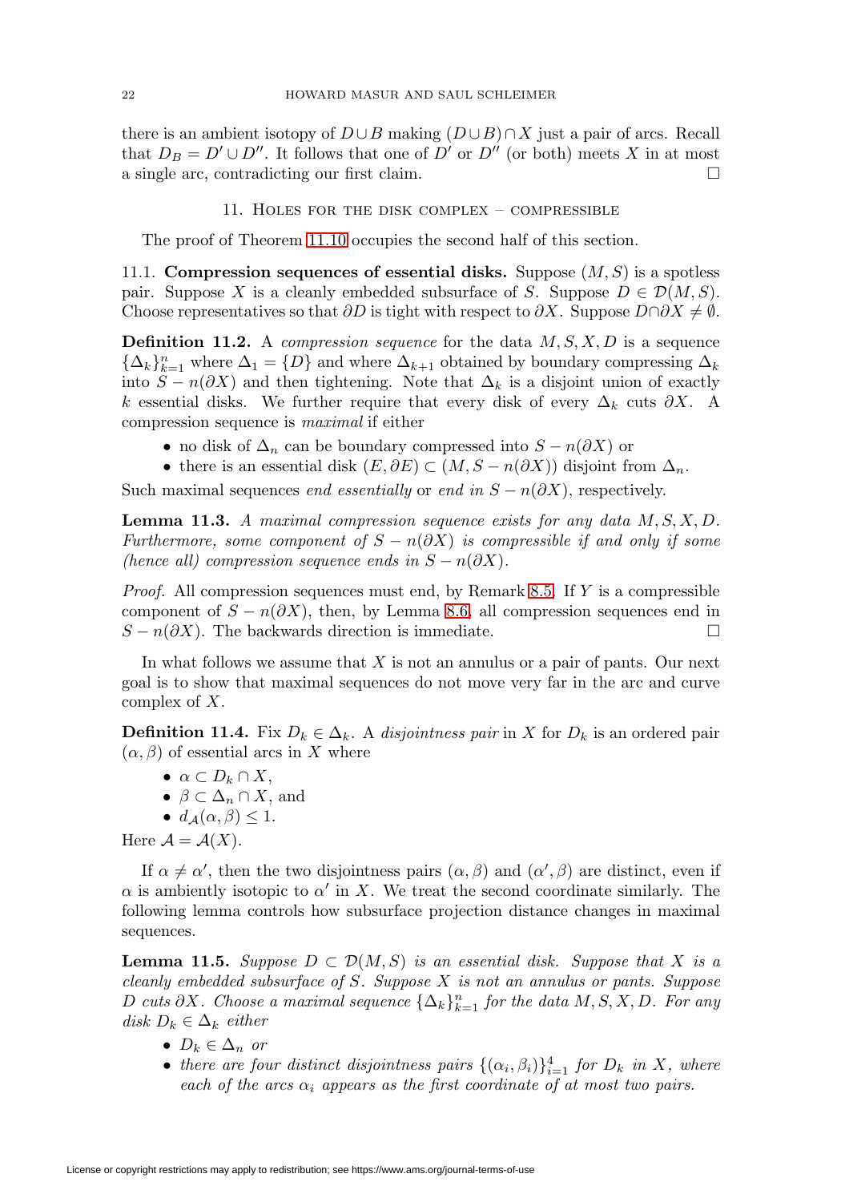there is an ambient isotopy of $D \cup B$ making $(D \cup B) \cap X$ just a pair of arcs. Recall that $D_B = D' \cup D''$. It follows that one of $D'$ or $D''$ (or both) meets $X$ in at most a single arc, contradicting our first claim. $\square$

## 11. Holes for the disk complex – compressible

The proof of Theorem 11.10 occupies the second half of this section.

**11.1. Compression sequences of essential disks.** Suppose $(M, S)$ is a spotless pair. Suppose $X$ is a cleanly embedded subsurface of $S$. Suppose $D \in \mathcal{D}(M, S)$. Choose representatives so that $\partial D$ is tight with respect to $\partial X$. Suppose $D \cap \partial X \neq \emptyset$.

**Definition 11.2.** A *compression sequence* for the data $M, S, X, D$ is a sequence $\{\Delta_k\}_{k=1}^n$ where $\Delta_1 = \{D\}$ and where $\Delta_{k+1}$ obtained by boundary compressing $\Delta_k$ into $S - n(\partial X)$ and then tightening. Note that $\Delta_k$ is a disjoint union of exactly $k$ essential disks. We further require that every disk of every $\Delta_k$ cuts $\partial X$. A compression sequence is *maximal* if either

- no disk of $\Delta_n$ can be boundary compressed into $S - n(\partial X)$ or
- there is an essential disk $(E, \partial E) \subset (M, S - n(\partial X))$ disjoint from $\Delta_n$.

Such maximal sequences *end essentially* or *end in* $S - n(\partial X)$, respectively.

**Lemma 11.3.** *A maximal compression sequence exists for any data $M, S, X, D$. Furthermore, some component of $S - n(\partial X)$ is compressible if and only if some (hence all) compression sequence ends in $S - n(\partial X)$.*

*Proof.* All compression sequences must end, by Remark 8.5. If $Y$ is a compressible component of $S - n(\partial X)$, then, by Lemma 8.6, all compression sequences end in $S - n(\partial X)$. The backwards direction is immediate. $\square$

In what follows we assume that $X$ is not an annulus or a pair of pants. Our next goal is to show that maximal sequences do not move very far in the arc and curve complex of $X$.

**Definition 11.4.** Fix $D_k \in \Delta_k$. A *disjointness pair* in $X$ for $D_k$ is an ordered pair $(\alpha, \beta)$ of essential arcs in $X$ where

- $\alpha \subset D_k \cap X$,
- $\beta \subset \Delta_n \cap X$, and
- $d_{\mathcal{A}}(\alpha, \beta) \leq 1$.

Here $\mathcal{A} = \mathcal{A}(X)$.

If $\alpha \neq \alpha'$, then the two disjointness pairs $(\alpha, \beta)$ and $(\alpha', \beta)$ are distinct, even if $\alpha$ is ambiently isotopic to $\alpha'$ in $X$. We treat the second coordinate similarly. The following lemma controls how subsurface projection distance changes in maximal sequences.

**Lemma 11.5.** *Suppose $D \subset \mathcal{D}(M, S)$ is an essential disk. Suppose that $X$ is a cleanly embedded subsurface of $S$. Suppose $X$ is not an annulus or pants. Suppose $D$ cuts $\partial X$. Choose a maximal sequence $\{\Delta_k\}_{k=1}^n$ for the data $M, S, X, D$. For any disk $D_k \in \Delta_k$ either*

- *$D_k \in \Delta_n$ or*
- *there are four distinct disjointness pairs $\{(\alpha_i, \beta_i)\}_{i=1}^4$ for $D_k$ in $X$, where each of the arcs $\alpha_i$ appears as the first coordinate of at most two pairs.*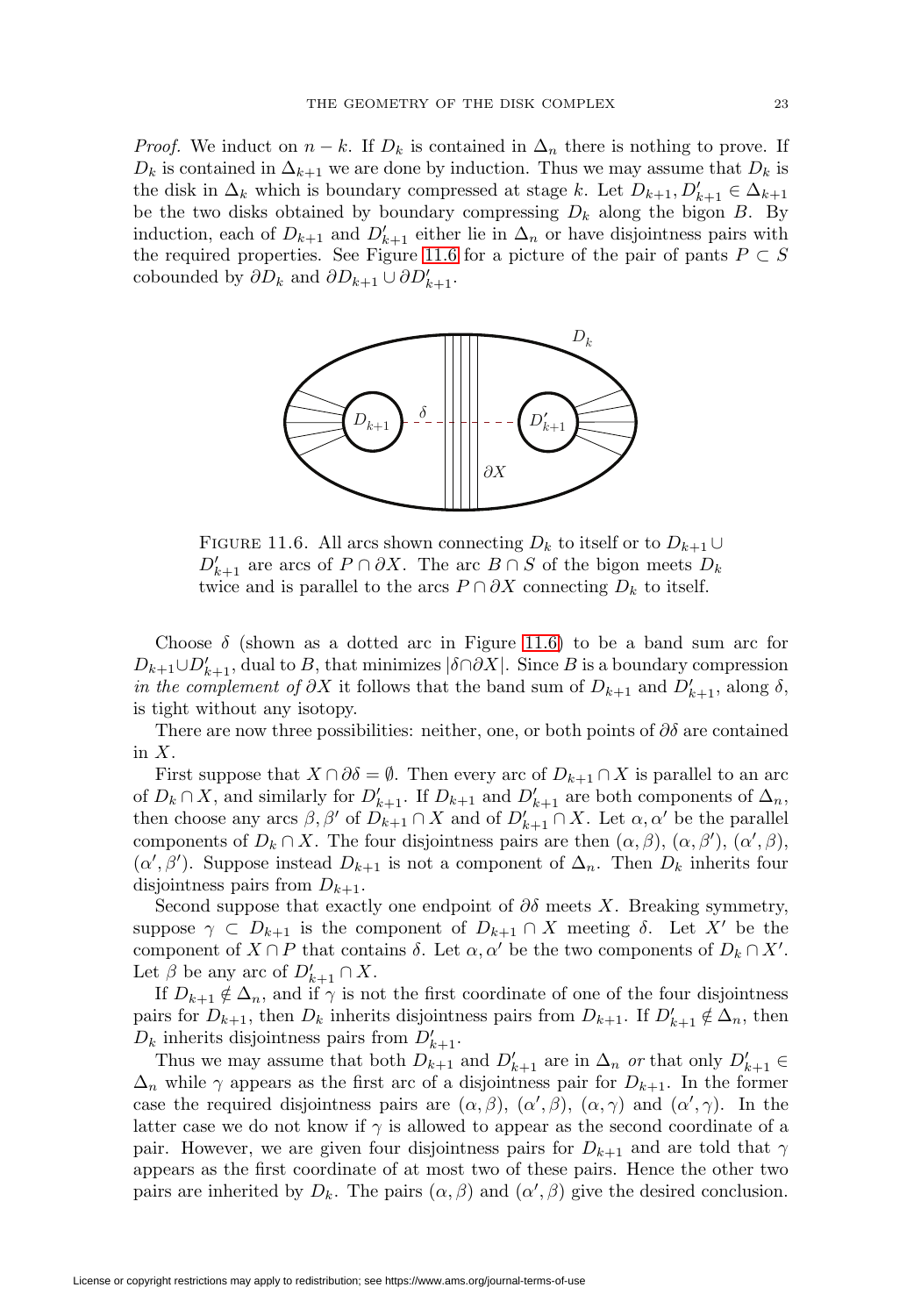*Proof.* We induct on $n - k$. If $D_k$ is contained in $\Delta_n$ there is nothing to prove. If $D_k$ is contained in $\Delta_{k+1}$ we are done by induction. Thus we may assume that $D_k$ is the disk in $\Delta_k$ which is boundary compressed at stage $k$. Let $D_{k+1}, D'_{k+1} \in \Delta_{k+1}$ be the two disks obtained by boundary compressing $D_k$ along the bigon $B$. By induction, each of $D_{k+1}$ and $D'_{k+1}$ either lie in $\Delta_n$ or have disjointness pairs with the required properties. See Figure 11.6 for a picture of the pair of pants $P \subset S$ cobounded by $\partial D_k$ and $\partial D_{k+1} \cup \partial D'_{k+1}$.

FIGURE 11.6. All arcs shown connecting $D_k$ to itself or to $D_{k+1} \cup D'_{k+1}$ are arcs of $P \cap \partial X$. The arc $B \cap S$ of the bigon meets $D_k$ twice and is parallel to the arcs $P \cap \partial X$ connecting $D_k$ to itself.

Choose $\delta$ (shown as a dotted arc in Figure 11.6) to be a band sum arc for $D_{k+1} \cup D'_{k+1}$, dual to $B$, that minimizes $|\delta \cap \partial X|$. Since $B$ is a boundary compression *in the complement of* $\partial X$ it follows that the band sum of $D_{k+1}$ and $D'_{k+1}$, along $\delta$, is tight without any isotopy.

There are now three possibilities: neither, one, or both points of $\partial \delta$ are contained in $X$.

First suppose that $X \cap \partial \delta = \emptyset$. Then every arc of $D_{k+1} \cap X$ is parallel to an arc of $D_k \cap X$, and similarly for $D'_{k+1}$. If $D_{k+1}$ and $D'_{k+1}$ are both components of $\Delta_n$, then choose any arcs $\beta, \beta'$ of $D_{k+1} \cap X$ and of $D'_{k+1} \cap X$. Let $\alpha, \alpha'$ be the parallel components of $D_k \cap X$. The four disjointness pairs are then $(\alpha, \beta)$, $(\alpha, \beta')$, $(\alpha', \beta)$, $(\alpha', \beta')$. Suppose instead $D_{k+1}$ is not a component of $\Delta_n$. Then $D_k$ inherits four disjointness pairs from $D_{k+1}$.

Second suppose that exactly one endpoint of $\partial \delta$ meets $X$. Breaking symmetry, suppose $\gamma \subset D_{k+1}$ is the component of $D_{k+1} \cap X$ meeting $\delta$. Let $X'$ be the component of $X \cap P$ that contains $\delta$. Let $\alpha, \alpha'$ be the two components of $D_k \cap X'$. Let $\beta$ be any arc of $D'_{k+1} \cap X$.

If $D_{k+1} \notin \Delta_n$, and if $\gamma$ is not the first coordinate of one of the four disjointness pairs for $D_{k+1}$, then $D_k$ inherits disjointness pairs from $D_{k+1}$. If $D'_{k+1} \notin \Delta_n$, then $D_k$ inherits disjointness pairs from $D'_{k+1}$.

Thus we may assume that both $D_{k+1}$ and $D'_{k+1}$ are in $\Delta_n$ *or* that only $D'_{k+1} \in \Delta_n$ while $\gamma$ appears as the first arc of a disjointness pair for $D_{k+1}$. In the former case the required disjointness pairs are $(\alpha, \beta)$, $(\alpha', \beta)$, $(\alpha, \gamma)$ and $(\alpha', \gamma)$. In the latter case we do not know if $\gamma$ is allowed to appear as the second coordinate of a pair. However, we are given four disjointness pairs for $D_{k+1}$ and are told that $\gamma$ appears as the first coordinate of at most two of these pairs. Hence the other two pairs are inherited by $D_k$. The pairs $(\alpha, \beta)$ and $(\alpha', \beta)$ give the desired conclusion.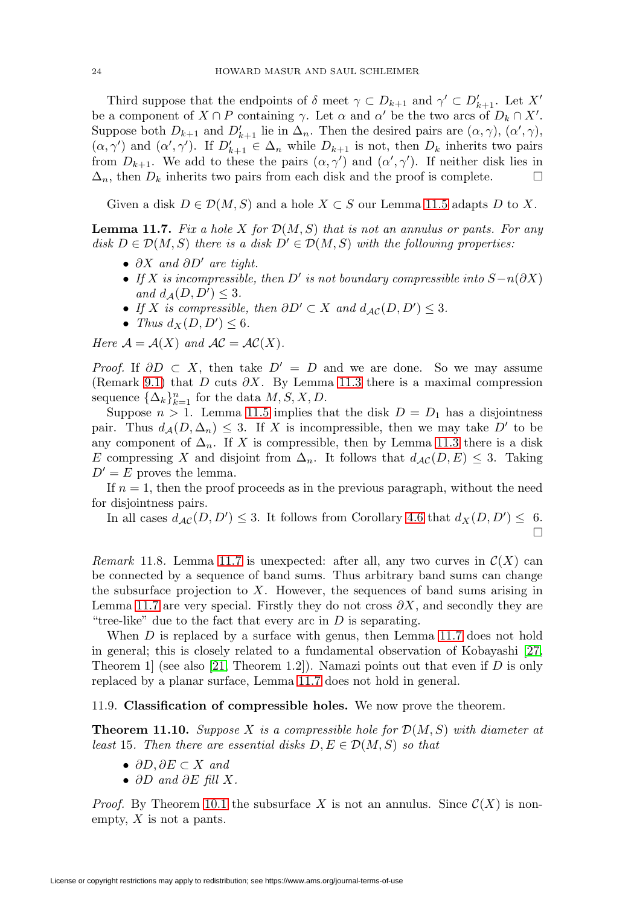Third suppose that the endpoints of $\delta$ meet $\gamma \subset D_{k+1}$ and $\gamma' \subset D'_{k+1}$. Let $X'$ be a component of $X \cap P$ containing $\gamma$. Let $\alpha$ and $\alpha'$ be the two arcs of $D_k \cap X'$. Suppose both $D_{k+1}$ and $D'_{k+1}$ lie in $\Delta_n$. Then the desired pairs are $(\alpha, \gamma)$, $(\alpha', \gamma)$, $(\alpha, \gamma')$ and $(\alpha', \gamma')$. If $D'_{k+1} \in \Delta_n$ while $D_{k+1}$ is not, then $D_k$ inherits two pairs from $D_{k+1}$. We add to these the pairs $(\alpha, \gamma')$ and $(\alpha', \gamma')$. If neither disk lies in $\Delta_n$, then $D_k$ inherits two pairs from each disk and the proof is complete. □

Given a disk $D \in \mathcal{D}(M, S)$ and a hole $X \subset S$ our Lemma 11.5 adapts $D$ to $X$.

**Lemma 11.7.** *Fix a hole $X$ for $\mathcal{D}(M, S)$ that is not an annulus or pants. For any disk $D \in \mathcal{D}(M, S)$ there is a disk $D' \in \mathcal{D}(M, S)$ with the following properties:*

- *$\partial X$ and $\partial D'$ are tight.*
- *If $X$ is incompressible, then $D'$ is not boundary compressible into $S - n(\partial X)$ and $d_{\mathcal{A}}(D, D') \leq 3$.*
- *If $X$ is compressible, then $\partial D' \subset X$ and $d_{\mathcal{AC}}(D, D') \leq 3$.*
- *Thus $d_X(D, D') \leq 6$.*

*Here $\mathcal{A} = \mathcal{A}(X)$ and $\mathcal{AC} = \mathcal{AC}(X)$.*

*Proof.* If $\partial D \subset X$, then take $D' = D$ and we are done. So we may assume (Remark 9.1) that $D$ cuts $\partial X$. By Lemma 11.3 there is a maximal compression sequence $\{\Delta_k\}_{k=1}^n$ for the data $M, S, X, D$.

Suppose $n > 1$. Lemma 11.5 implies that the disk $D = D_1$ has a disjointness pair. Thus $d_{\mathcal{A}}(D, \Delta_n) \leq 3$. If $X$ is incompressible, then we may take $D'$ to be any component of $\Delta_n$. If $X$ is compressible, then by Lemma 11.3 there is a disk $E$ compressing $X$ and disjoint from $\Delta_n$. It follows that $d_{\mathcal{AC}}(D, E) \leq 3$. Taking $D' = E$ proves the lemma.

If $n = 1$, then the proof proceeds as in the previous paragraph, without the need for disjointness pairs.

In all cases $d_{\mathcal{AC}}(D, D') \leq 3$. It follows from Corollary 4.6 that $d_X(D, D') \leq 6$. □

*Remark* 11.8. Lemma 11.7 is unexpected: after all, any two curves in $\mathcal{C}(X)$ can be connected by a sequence of band sums. Thus arbitrary band sums can change the subsurface projection to $X$. However, the sequences of band sums arising in Lemma 11.7 are very special. Firstly they do not cross $\partial X$, and secondly they are "tree-like" due to the fact that every arc in $D$ is separating.

When $D$ is replaced by a surface with genus, then Lemma 11.7 does not hold in general; this is closely related to a fundamental observation of Kobayashi [27, Theorem 1] (see also [21, Theorem 1.2]). Namazi points out that even if $D$ is only replaced by a planar surface, Lemma 11.7 does not hold in general.

11.9. **Classification of compressible holes.** We now prove the theorem.

**Theorem 11.10.** *Suppose $X$ is a compressible hole for $\mathcal{D}(M, S)$ with diameter at least* 15. *Then there are essential disks $D, E \in \mathcal{D}(M, S)$ so that*

- *$\partial D, \partial E \subset X$ and*
- *$\partial D$ and $\partial E$ fill $X$.*

*Proof.* By Theorem 10.1 the subsurface $X$ is not an annulus. Since $\mathcal{C}(X)$ is non-empty, $X$ is not a pants.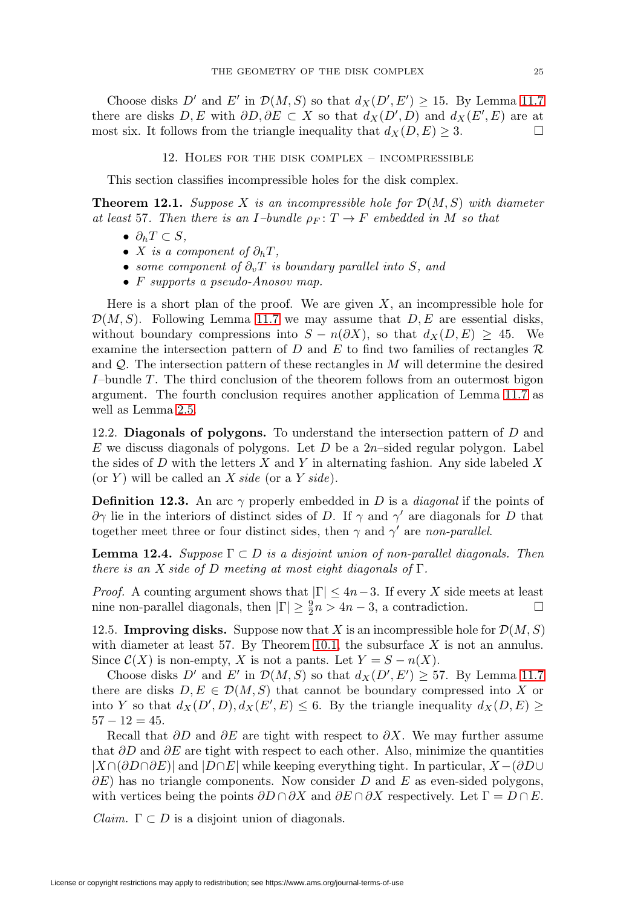Choose disks $D'$ and $E'$ in $\mathcal{D}(M, S)$ so that $d_X(D', E') \geq 15$. By Lemma 11.7 there are disks $D, E$ with $\partial D, \partial E \subset X$ so that $d_X(D', D)$ and $d_X(E', E)$ are at most six. It follows from the triangle inequality that $d_X(D, E) \geq 3$. □

## 12. Holes for the disk complex – incompressible

This section classifies incompressible holes for the disk complex.

**Theorem 12.1.** *Suppose $X$ is an incompressible hole for $\mathcal{D}(M, S)$ with diameter at least 57. Then there is an $I$–bundle $\rho_F \colon T \to F$ embedded in $M$ so that*

- *$\partial_h T \subset S$,*
- *$X$ is a component of $\partial_h T$,*
- *some component of $\partial_v T$ is boundary parallel into $S$, and*
- *$F$ supports a pseudo-Anosov map.*

Here is a short plan of the proof. We are given $X$, an incompressible hole for $\mathcal{D}(M, S)$. Following Lemma 11.7 we may assume that $D, E$ are essential disks, without boundary compressions into $S - n(\partial X)$, so that $d_X(D, E) \geq 45$. We examine the intersection pattern of $D$ and $E$ to find two families of rectangles $\mathcal{R}$ and $\mathcal{Q}$. The intersection pattern of these rectangles in $M$ will determine the desired $I$–bundle $T$. The third conclusion of the theorem follows from an outermost bigon argument. The fourth conclusion requires another application of Lemma 11.7 as well as Lemma 2.5.

12.2. **Diagonals of polygons.** To understand the intersection pattern of $D$ and $E$ we discuss diagonals of polygons. Let $D$ be a $2n$–sided regular polygon. Label the sides of $D$ with the letters $X$ and $Y$ in alternating fashion. Any side labeled $X$ (or $Y$) will be called an *$X$ side* (or a *$Y$ side*).

**Definition 12.3.** An arc $\gamma$ properly embedded in $D$ is a *diagonal* if the points of $\partial\gamma$ lie in the interiors of distinct sides of $D$. If $\gamma$ and $\gamma'$ are diagonals for $D$ that together meet three or four distinct sides, then $\gamma$ and $\gamma'$ are *non-parallel*.

**Lemma 12.4.** *Suppose $\Gamma \subset D$ is a disjoint union of non-parallel diagonals. Then there is an $X$ side of $D$ meeting at most eight diagonals of $\Gamma$.*

*Proof.* A counting argument shows that $|\Gamma| \leq 4n - 3$. If every $X$ side meets at least nine non-parallel diagonals, then $|\Gamma| \geq \frac{9}{2}n > 4n - 3$, a contradiction. □

12.5. **Improving disks.** Suppose now that $X$ is an incompressible hole for $\mathcal{D}(M, S)$ with diameter at least 57. By Theorem 10.1, the subsurface $X$ is not an annulus. Since $\mathcal{C}(X)$ is non-empty, $X$ is not a pants. Let $Y = S - n(X)$.

Choose disks $D'$ and $E'$ in $\mathcal{D}(M, S)$ so that $d_X(D', E') \geq 57$. By Lemma 11.7 there are disks $D, E \in \mathcal{D}(M, S)$ that cannot be boundary compressed into $X$ or into $Y$ so that $d_X(D', D), d_X(E', E) \leq 6$. By the triangle inequality $d_X(D, E) \geq 57 - 12 = 45$.

Recall that $\partial D$ and $\partial E$ are tight with respect to $\partial X$. We may further assume that $\partial D$ and $\partial E$ are tight with respect to each other. Also, minimize the quantities $|X \cap (\partial D \cap \partial E)|$ and $|D \cap E|$ while keeping everything tight. In particular, $X - (\partial D \cup \partial E)$ has no triangle components. Now consider $D$ and $E$ as even-sided polygons, with vertices being the points $\partial D \cap \partial X$ and $\partial E \cap \partial X$ respectively. Let $\Gamma = D \cap E$.

*Claim.* $\Gamma \subset D$ is a disjoint union of diagonals.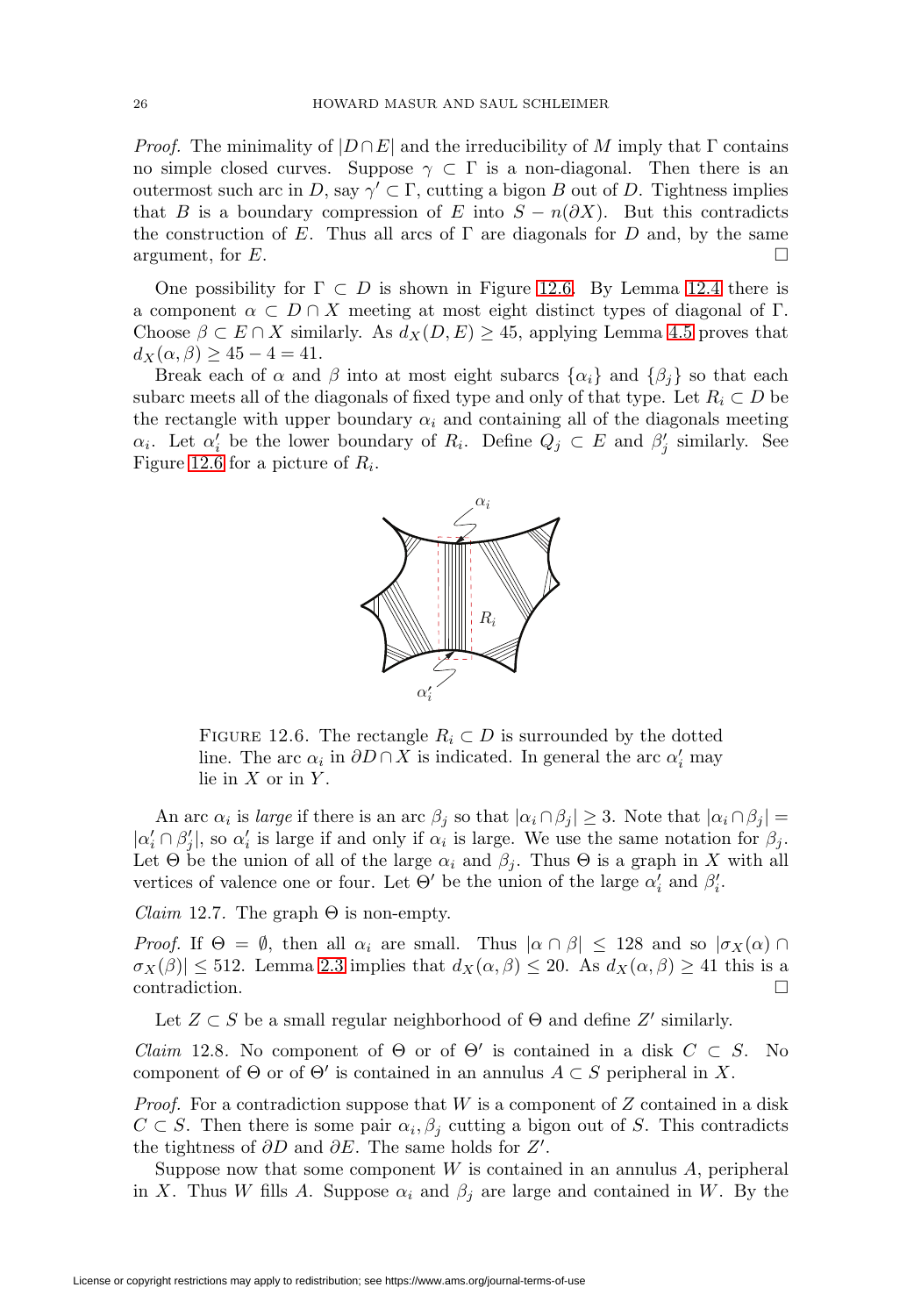*Proof.* The minimality of $|D \cap E|$ and the irreducibility of $M$ imply that $\Gamma$ contains no simple closed curves. Suppose $\gamma \subset \Gamma$ is a non-diagonal. Then there is an outermost such arc in $D$, say $\gamma' \subset \Gamma$, cutting a bigon $B$ out of $D$. Tightness implies that $B$ is a boundary compression of $E$ into $S - n(\partial X)$. But this contradicts the construction of $E$. Thus all arcs of $\Gamma$ are diagonals for $D$ and, by the same argument, for $E$. □

One possibility for $\Gamma \subset D$ is shown in Figure 12.6. By Lemma 12.4 there is a component $\alpha \subset D \cap X$ meeting at most eight distinct types of diagonal of $\Gamma$. Choose $\beta \subset E \cap X$ similarly. As $d_X(D, E) \geq 45$, applying Lemma 4.5 proves that $d_X(\alpha, \beta) \geq 45 - 4 = 41$.

Break each of $\alpha$ and $\beta$ into at most eight subarcs $\{\alpha_i\}$ and $\{\beta_j\}$ so that each subarc meets all of the diagonals of fixed type and only of that type. Let $R_i \subset D$ be the rectangle with upper boundary $\alpha_i$ and containing all of the diagonals meeting $\alpha_i$. Let $\alpha'_i$ be the lower boundary of $R_i$. Define $Q_j \subset E$ and $\beta'_j$ similarly. See Figure 12.6 for a picture of $R_i$.

FIGURE 12.6. The rectangle $R_i \subset D$ is surrounded by the dotted line. The arc $\alpha_i$ in $\partial D \cap X$ is indicated. In general the arc $\alpha'_i$ may lie in $X$ or in $Y$.

An arc $\alpha_i$ is *large* if there is an arc $\beta_j$ so that $|\alpha_i \cap \beta_j| \geq 3$. Note that $|\alpha_i \cap \beta_j| = |\alpha'_i \cap \beta'_j|$, so $\alpha'_i$ is large if and only if $\alpha_i$ is large. We use the same notation for $\beta_j$. Let $\Theta$ be the union of all of the large $\alpha_i$ and $\beta_j$. Thus $\Theta$ is a graph in $X$ with all vertices of valence one or four. Let $\Theta'$ be the union of the large $\alpha'_i$ and $\beta'_i$.

*Claim* 12.7. The graph $\Theta$ is non-empty.

*Proof.* If $\Theta = \emptyset$, then all $\alpha_i$ are small. Thus $|\alpha \cap \beta| \leq 128$ and so $|\sigma_X(\alpha) \cap \sigma_X(\beta)| \leq 512$. Lemma 2.3 implies that $d_X(\alpha, \beta) \leq 20$. As $d_X(\alpha, \beta) \geq 41$ this is a contradiction. □

Let $Z \subset S$ be a small regular neighborhood of $\Theta$ and define $Z'$ similarly.

*Claim* 12.8. No component of $\Theta$ or of $\Theta'$ is contained in a disk $C \subset S$. No component of $\Theta$ or of $\Theta'$ is contained in an annulus $A \subset S$ peripheral in $X$.

*Proof.* For a contradiction suppose that $W$ is a component of $Z$ contained in a disk $C \subset S$. Then there is some pair $\alpha_i, \beta_j$ cutting a bigon out of $S$. This contradicts the tightness of $\partial D$ and $\partial E$. The same holds for $Z'$.

Suppose now that some component $W$ is contained in an annulus $A$, peripheral in $X$. Thus $W$ fills $A$. Suppose $\alpha_i$ and $\beta_j$ are large and contained in $W$. By the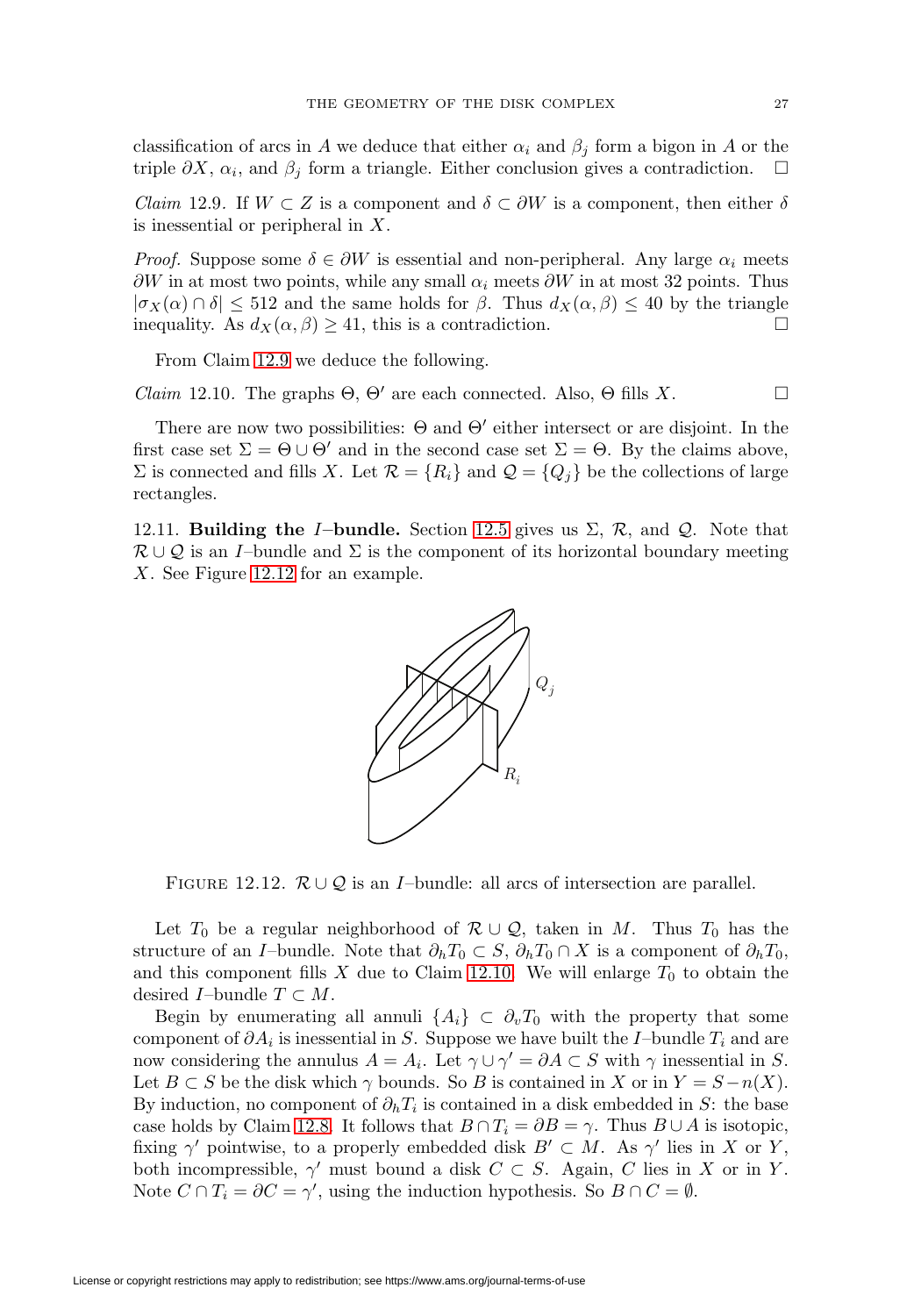classification of arcs in $A$ we deduce that either $\alpha_i$ and $\beta_j$ form a bigon in $A$ or the triple $\partial X$, $\alpha_i$, and $\beta_j$ form a triangle. Either conclusion gives a contradiction. $\square$

*Claim* 12.9. If $W \subset Z$ is a component and $\delta \subset \partial W$ is a component, then either $\delta$ is inessential or peripheral in $X$.

*Proof.* Suppose some $\delta \in \partial W$ is essential and non-peripheral. Any large $\alpha_i$ meets $\partial W$ in at most two points, while any small $\alpha_i$ meets $\partial W$ in at most 32 points. Thus $|\sigma_X(\alpha) \cap \delta| \leq 512$ and the same holds for $\beta$. Thus $d_X(\alpha, \beta) \leq 40$ by the triangle inequality. As $d_X(\alpha, \beta) \geq 41$, this is a contradiction. $\square$

From Claim 12.9 we deduce the following.

*Claim* 12.10. The graphs $\Theta$, $\Theta'$ are each connected. Also, $\Theta$ fills $X$. $\square$

There are now two possibilities: $\Theta$ and $\Theta'$ either intersect or are disjoint. In the first case set $\Sigma = \Theta \cup \Theta'$ and in the second case set $\Sigma = \Theta$. By the claims above, $\Sigma$ is connected and fills $X$. Let $\mathcal{R} = \{R_i\}$ and $\mathcal{Q} = \{Q_j\}$ be the collections of large rectangles.

12.11. **Building the $I$–bundle.** Section 12.5 gives us $\Sigma$, $\mathcal{R}$, and $\mathcal{Q}$. Note that $\mathcal{R} \cup \mathcal{Q}$ is an $I$–bundle and $\Sigma$ is the component of its horizontal boundary meeting $X$. See Figure 12.12 for an example.

FIGURE 12.12. $\mathcal{R} \cup \mathcal{Q}$ is an $I$–bundle: all arcs of intersection are parallel.

Let $T_0$ be a regular neighborhood of $\mathcal{R} \cup \mathcal{Q}$, taken in $M$. Thus $T_0$ has the structure of an $I$–bundle. Note that $\partial_h T_0 \subset S$, $\partial_h T_0 \cap X$ is a component of $\partial_h T_0$, and this component fills $X$ due to Claim 12.10. We will enlarge $T_0$ to obtain the desired $I$–bundle $T \subset M$.

Begin by enumerating all annuli $\{A_i\} \subset \partial_v T_0$ with the property that some component of $\partial A_i$ is inessential in $S$. Suppose we have built the $I$–bundle $T_i$ and are now considering the annulus $A = A_i$. Let $\gamma \cup \gamma' = \partial A \subset S$ with $\gamma$ inessential in $S$. Let $B \subset S$ be the disk which $\gamma$ bounds. So $B$ is contained in $X$ or in $Y = S - n(X)$. By induction, no component of $\partial_h T_i$ is contained in a disk embedded in $S$: the base case holds by Claim 12.8. It follows that $B \cap T_i = \partial B = \gamma$. Thus $B \cup A$ is isotopic, fixing $\gamma'$ pointwise, to a properly embedded disk $B' \subset M$. As $\gamma'$ lies in $X$ or $Y$, both incompressible, $\gamma'$ must bound a disk $C \subset S$. Again, $C$ lies in $X$ or in $Y$. Note $C \cap T_i = \partial C = \gamma'$, using the induction hypothesis. So $B \cap C = \emptyset$.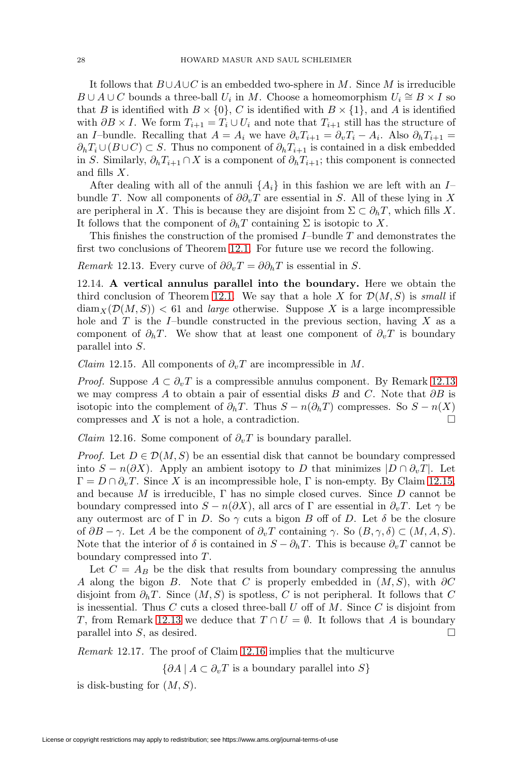It follows that $B \cup A \cup C$ is an embedded two-sphere in $M$. Since $M$ is irreducible $B \cup A \cup C$ bounds a three-ball $U_i$ in $M$. Choose a homeomorphism $U_i \cong B \times I$ so that $B$ is identified with $B \times \{0\}$, $C$ is identified with $B \times \{1\}$, and $A$ is identified with $\partial B \times I$. We form $T_{i+1} = T_i \cup U_i$ and note that $T_{i+1}$ still has the structure of an $I$–bundle. Recalling that $A = A_i$ we have $\partial_v T_{i+1} = \partial_v T_i - A_i$. Also $\partial_h T_{i+1} = \partial_h T_i \cup (B \cup C) \subset S$. Thus no component of $\partial_h T_{i+1}$ is contained in a disk embedded in $S$. Similarly, $\partial_h T_{i+1} \cap X$ is a component of $\partial_h T_{i+1}$; this component is connected and fills $X$.

After dealing with all of the annuli $\{A_i\}$ in this fashion we are left with an $I$–bundle $T$. Now all components of $\partial\partial_v T$ are essential in $S$. All of these lying in $X$ are peripheral in $X$. This is because they are disjoint from $\Sigma \subset \partial_h T$, which fills $X$. It follows that the component of $\partial_h T$ containing $\Sigma$ is isotopic to $X$.

This finishes the construction of the promised $I$–bundle $T$ and demonstrates the first two conclusions of Theorem 12.1. For future use we record the following.

*Remark* 12.13. Every curve of $\partial\partial_v T = \partial\partial_h T$ is essential in $S$.

12.14. **A vertical annulus parallel into the boundary.** Here we obtain the third conclusion of Theorem 12.1. We say that a hole $X$ for $\mathcal{D}(M, S)$ is *small* if $\operatorname{diam}_X(\mathcal{D}(M, S)) < 61$ and *large* otherwise. Suppose $X$ is a large incompressible hole and $T$ is the $I$–bundle constructed in the previous section, having $X$ as a component of $\partial_h T$. We show that at least one component of $\partial_v T$ is boundary parallel into $S$.

*Claim* 12.15. All components of $\partial_v T$ are incompressible in $M$.

*Proof.* Suppose $A \subset \partial_v T$ is a compressible annulus component. By Remark 12.13 we may compress $A$ to obtain a pair of essential disks $B$ and $C$. Note that $\partial B$ is isotopic into the complement of $\partial_h T$. Thus $S - n(\partial_h T)$ compresses. So $S - n(X)$ compresses and $X$ is not a hole, a contradiction. □

*Claim* 12.16. Some component of $\partial_v T$ is boundary parallel.

*Proof.* Let $D \in \mathcal{D}(M, S)$ be an essential disk that cannot be boundary compressed into $S - n(\partial X)$. Apply an ambient isotopy to $D$ that minimizes $|D \cap \partial_v T|$. Let $\Gamma = D \cap \partial_v T$. Since $X$ is an incompressible hole, $\Gamma$ is non-empty. By Claim 12.15, and because $M$ is irreducible, $\Gamma$ has no simple closed curves. Since $D$ cannot be boundary compressed into $S - n(\partial X)$, all arcs of $\Gamma$ are essential in $\partial_v T$. Let $\gamma$ be any outermost arc of $\Gamma$ in $D$. So $\gamma$ cuts a bigon $B$ off of $D$. Let $\delta$ be the closure of $\partial B - \gamma$. Let $A$ be the component of $\partial_v T$ containing $\gamma$. So $(B, \gamma, \delta) \subset (M, A, S)$. Note that the interior of $\delta$ is contained in $S - \partial_h T$. This is because $\partial_v T$ cannot be boundary compressed into $T$.

Let $C = A_B$ be the disk that results from boundary compressing the annulus $A$ along the bigon $B$. Note that $C$ is properly embedded in $(M, S)$, with $\partial C$ disjoint from $\partial_h T$. Since $(M, S)$ is spotless, $C$ is not peripheral. It follows that $C$ is inessential. Thus $C$ cuts a closed three-ball $U$ off of $M$. Since $C$ is disjoint from $T$, from Remark 12.13 we deduce that $T \cap U = \emptyset$. It follows that $A$ is boundary parallel into $S$, as desired. □

*Remark* 12.17. The proof of Claim 12.16 implies that the multicurve

$$\{\partial A \mid A \subset \partial_v T \text{ is a boundary parallel into } S\}$$

is disk-busting for $(M, S)$.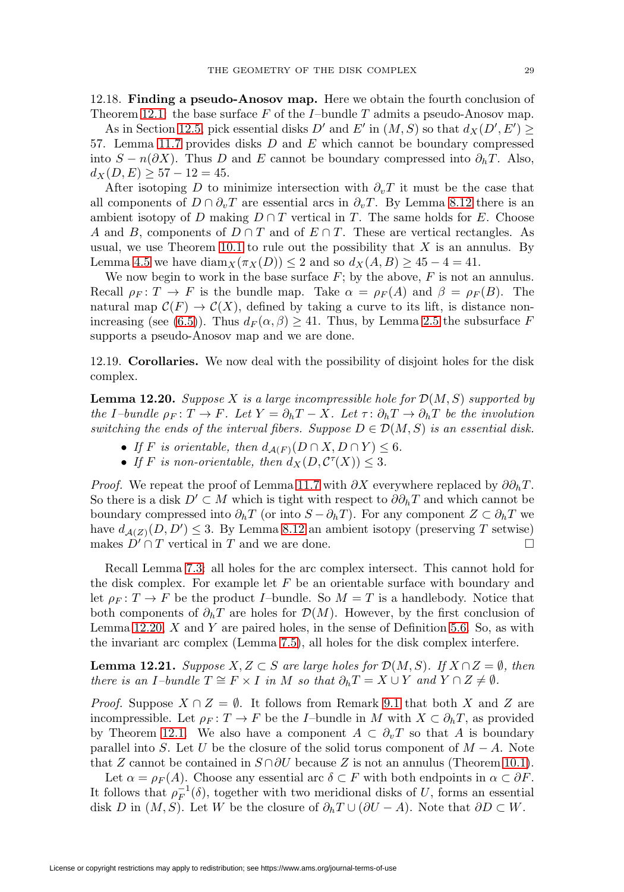12.18. **Finding a pseudo-Anosov map.** Here we obtain the fourth conclusion of Theorem 12.1: the base surface $F$ of the $I$–bundle $T$ admits a pseudo-Anosov map.

As in Section 12.5, pick essential disks $D'$ and $E'$ in $(M, S)$ so that $d_X(D', E') \geq 57$. Lemma 11.7 provides disks $D$ and $E$ which cannot be boundary compressed into $S - n(\partial X)$. Thus $D$ and $E$ cannot be boundary compressed into $\partial_h T$. Also, $d_X(D, E) \geq 57 - 12 = 45$.

After isotoping $D$ to minimize intersection with $\partial_v T$ it must be the case that all components of $D \cap \partial_v T$ are essential arcs in $\partial_v T$. By Lemma 8.12 there is an ambient isotopy of $D$ making $D \cap T$ vertical in $T$. The same holds for $E$. Choose $A$ and $B$, components of $D \cap T$ and of $E \cap T$. These are vertical rectangles. As usual, we use Theorem 10.1 to rule out the possibility that $X$ is an annulus. By Lemma 4.5 we have $\operatorname{diam}_X(\pi_X(D)) \leq 2$ and so $d_X(A, B) \geq 45 - 4 = 41$.

We now begin to work in the base surface $F$; by the above, $F$ is not an annulus. Recall $\rho_F \colon T \to F$ is the bundle map. Take $\alpha = \rho_F(A)$ and $\beta = \rho_F(B)$. The natural map $\mathcal{C}(F) \to \mathcal{C}(X)$, defined by taking a curve to its lift, is distance non-increasing (see (6.5)). Thus $d_F(\alpha, \beta) \geq 41$. Thus, by Lemma 2.5 the subsurface $F$ supports a pseudo-Anosov map and we are done.

12.19. **Corollaries.** We now deal with the possibility of disjoint holes for the disk complex.

**Lemma 12.20.** *Suppose $X$ is a large incompressible hole for $\mathcal{D}(M, S)$ supported by the $I$–bundle $\rho_F \colon T \to F$. Let $Y = \partial_h T - X$. Let $\tau \colon \partial_h T \to \partial_h T$ be the involution switching the ends of the interval fibers. Suppose $D \in \mathcal{D}(M, S)$ is an essential disk.*

- *If $F$ is orientable, then $d_{\mathcal{A}(F)}(D \cap X, D \cap Y) \leq 6$.*
- *If $F$ is non-orientable, then $d_X(D, \mathcal{C}^\tau(X)) \leq 3$.*

*Proof.* We repeat the proof of Lemma 11.7 with $\partial X$ everywhere replaced by $\partial \partial_h T$. So there is a disk $D' \subset M$ which is tight with respect to $\partial\partial_h T$ and which cannot be boundary compressed into $\partial_h T$ (or into $S - \partial_h T$). For any component $Z \subset \partial_h T$ we have $d_{\mathcal{A}(Z)}(D, D') \leq 3$. By Lemma 8.12 an ambient isotopy (preserving $T$ setwise) makes $D' \cap T$ vertical in $T$ and we are done. □

Recall Lemma 7.3: all holes for the arc complex intersect. This cannot hold for the disk complex. For example let $F$ be an orientable surface with boundary and let $\rho_F \colon T \to F$ be the product $I$–bundle. So $M = T$ is a handlebody. Notice that both components of $\partial_h T$ are holes for $\mathcal{D}(M)$. However, by the first conclusion of Lemma 12.20, $X$ and $Y$ are paired holes, in the sense of Definition 5.6. So, as with the invariant arc complex (Lemma 7.5), all holes for the disk complex interfere.

**Lemma 12.21.** *Suppose $X, Z \subset S$ are large holes for $\mathcal{D}(M, S)$. If $X \cap Z = \emptyset$, then there is an $I$–bundle $T \cong F \times I$ in $M$ so that $\partial_h T = X \cup Y$ and $Y \cap Z \neq \emptyset$.*

*Proof.* Suppose $X \cap Z = \emptyset$. It follows from Remark 9.1 that both $X$ and $Z$ are incompressible. Let $\rho_F \colon T \to F$ be the $I$–bundle in $M$ with $X \subset \partial_h T$, as provided by Theorem 12.1. We also have a component $A \subset \partial_v T$ so that $A$ is boundary parallel into $S$. Let $U$ be the closure of the solid torus component of $M - A$. Note that $Z$ cannot be contained in $S \cap \partial U$ because $Z$ is not an annulus (Theorem 10.1).

Let $\alpha = \rho_F(A)$. Choose any essential arc $\delta \subset F$ with both endpoints in $\alpha \subset \partial F$. It follows that $\rho_F^{-1}(\delta)$, together with two meridional disks of $U$, forms an essential disk $D$ in $(M, S)$. Let $W$ be the closure of $\partial_h T \cup (\partial U - A)$. Note that $\partial D \subset W$.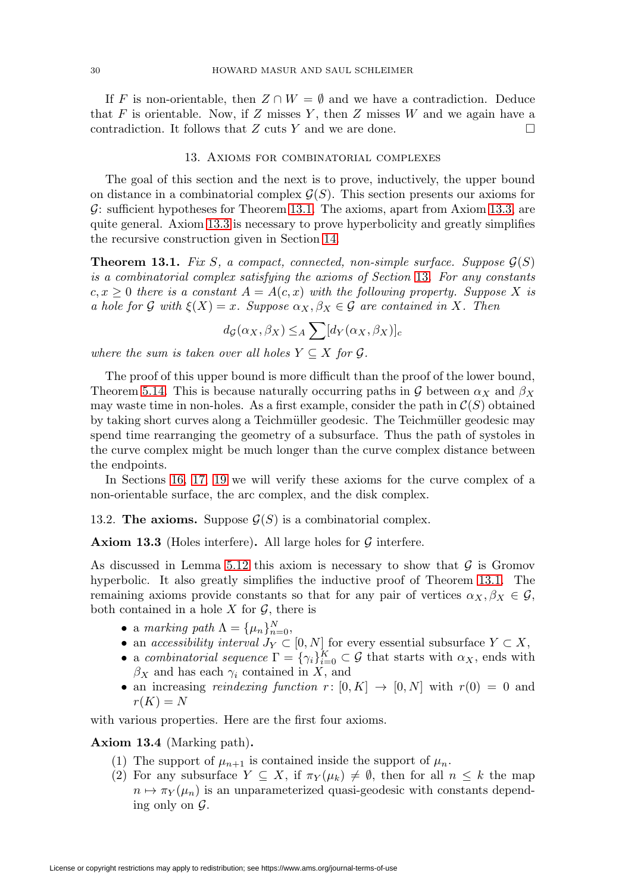If $F$ is non-orientable, then $Z \cap W = \emptyset$ and we have a contradiction. Deduce that $F$ is orientable. Now, if $Z$ misses $Y$, then $Z$ misses $W$ and we again have a contradiction. It follows that $Z$ cuts $Y$ and we are done. $\square$

## 13. Axioms for combinatorial complexes

The goal of this section and the next is to prove, inductively, the upper bound on distance in a combinatorial complex $\mathcal{G}(S)$. This section presents our axioms for $\mathcal{G}$: sufficient hypotheses for Theorem 13.1. The axioms, apart from Axiom 13.3, are quite general. Axiom 13.3 is necessary to prove hyperbolicity and greatly simplifies the recursive construction given in Section 14.

**Theorem 13.1.** *Fix $S$, a compact, connected, non-simple surface. Suppose $\mathcal{G}(S)$ is a combinatorial complex satisfying the axioms of Section 13. For any constants $c, x \geq 0$ there is a constant $A = A(c, x)$ with the following property. Suppose $X$ is a hole for $\mathcal{G}$ with $\xi(X) = x$. Suppose $\alpha_X, \beta_X \in \mathcal{G}$ are contained in $X$. Then*

$$d_{\mathcal{G}}(\alpha_X, \beta_X) \leq_A \sum [d_Y(\alpha_X, \beta_X)]_c$$

*where the sum is taken over all holes $Y \subseteq X$ for $\mathcal{G}$.*

The proof of this upper bound is more difficult than the proof of the lower bound, Theorem 5.14. This is because naturally occurring paths in $\mathcal{G}$ between $\alpha_X$ and $\beta_X$ may waste time in non-holes. As a first example, consider the path in $\mathcal{C}(S)$ obtained by taking short curves along a Teichmüller geodesic. The Teichmüller geodesic may spend time rearranging the geometry of a subsurface. Thus the path of systoles in the curve complex might be much longer than the curve complex distance between the endpoints.

In Sections 16, 17, 19 we will verify these axioms for the curve complex of a non-orientable surface, the arc complex, and the disk complex.

13.2. **The axioms.** Suppose $\mathcal{G}(S)$ is a combinatorial complex.

**Axiom 13.3** (Holes interfere)**.** All large holes for $\mathcal{G}$ interfere.

As discussed in Lemma 5.12 this axiom is necessary to show that $\mathcal{G}$ is Gromov hyperbolic. It also greatly simplifies the inductive proof of Theorem 13.1. The remaining axioms provide constants so that for any pair of vertices $\alpha_X, \beta_X \in \mathcal{G}$, both contained in a hole $X$ for $\mathcal{G}$, there is

- a *marking path* $\Lambda = \{\mu_n\}_{n=0}^N$,
- an *accessibility interval* $J_Y \subset [0, N]$ for every essential subsurface $Y \subset X$,
- a *combinatorial sequence* $\Gamma = \{\gamma_i\}_{i=0}^K \subset \mathcal{G}$ that starts with $\alpha_X$, ends with $\beta_X$ and has each $\gamma_i$ contained in $X$, and
- an increasing *reindexing function* $r \colon [0, K] \to [0, N]$ with $r(0) = 0$ and $r(K) = N$

with various properties. Here are the first four axioms.

**Axiom 13.4** (Marking path)**.**

1. The support of $\mu_{n+1}$ is contained inside the support of $\mu_n$.
2. For any subsurface $Y \subseteq X$, if $\pi_Y(\mu_k) \neq \emptyset$, then for all $n \leq k$ the map $n \mapsto \pi_Y(\mu_n)$ is an unparameterized quasi-geodesic with constants depending only on $\mathcal{G}$.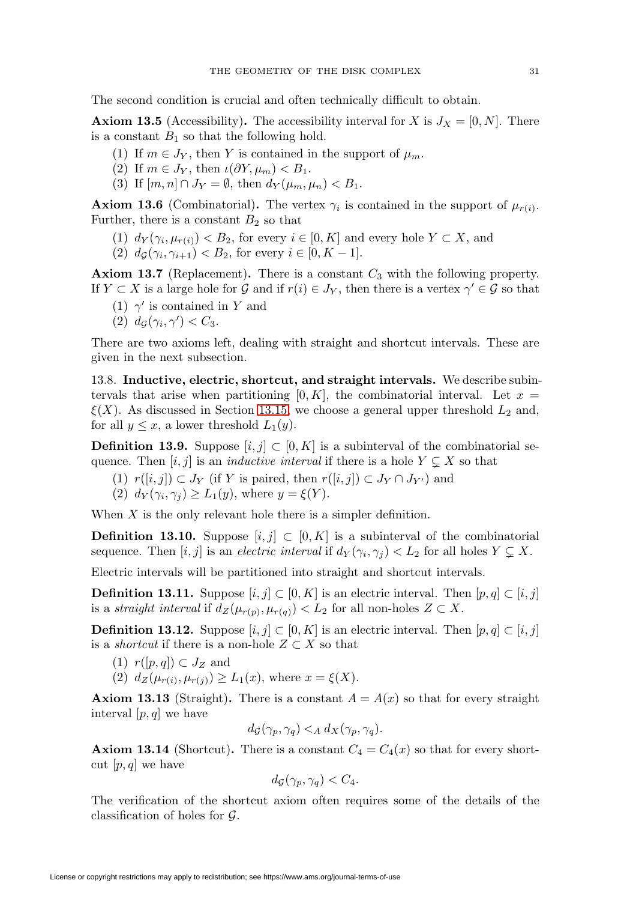The second condition is crucial and often technically difficult to obtain.

**Axiom 13.5** (Accessibility)**.** The accessibility interval for $X$ is $J_X = [0, N]$. There is a constant $B_1$ so that the following hold.

(1) If $m \in J_Y$, then $Y$ is contained in the support of $\mu_m$.
(2) If $m \in J_Y$, then $\iota(\partial Y, \mu_m) < B_1$.
(3) If $[m, n] \cap J_Y = \emptyset$, then $d_Y(\mu_m, \mu_n) < B_1$.

**Axiom 13.6** (Combinatorial)**.** The vertex $\gamma_i$ is contained in the support of $\mu_{r(i)}$. Further, there is a constant $B_2$ so that

(1) $d_Y(\gamma_i, \mu_{r(i)}) < B_2$, for every $i \in [0, K]$ and every hole $Y \subset X$, and
(2) $d_{\mathcal{G}}(\gamma_i, \gamma_{i+1}) < B_2$, for every $i \in [0, K-1]$.

**Axiom 13.7** (Replacement)**.** There is a constant $C_3$ with the following property. If $Y \subset X$ is a large hole for $\mathcal{G}$ and if $r(i) \in J_Y$, then there is a vertex $\gamma' \in \mathcal{G}$ so that

(1) $\gamma'$ is contained in $Y$ and
(2) $d_{\mathcal{G}}(\gamma_i, \gamma') < C_3$.

There are two axioms left, dealing with straight and shortcut intervals. These are given in the next subsection.

13.8. **Inductive, electric, shortcut, and straight intervals.** We describe subintervals that arise when partitioning $[0, K]$, the combinatorial interval. Let $x = \xi(X)$. As discussed in Section 13.15, we choose a general upper threshold $L_2$ and, for all $y \leq x$, a lower threshold $L_1(y)$.

**Definition 13.9.** Suppose $[i, j] \subset [0, K]$ is a subinterval of the combinatorial sequence. Then $[i, j]$ is an *inductive interval* if there is a hole $Y \subsetneq X$ so that

(1) $r([i, j]) \subset J_Y$ (if $Y$ is paired, then $r([i, j]) \subset J_Y \cap J_{Y'}$) and
(2) $d_Y(\gamma_i, \gamma_j) \geq L_1(y)$, where $y = \xi(Y)$.

When $X$ is the only relevant hole there is a simpler definition.

**Definition 13.10.** Suppose $[i, j] \subset [0, K]$ is a subinterval of the combinatorial sequence. Then $[i, j]$ is an *electric interval* if $d_Y(\gamma_i, \gamma_j) < L_2$ for all holes $Y \subsetneq X$.

Electric intervals will be partitioned into straight and shortcut intervals.

**Definition 13.11.** Suppose $[i, j] \subset [0, K]$ is an electric interval. Then $[p, q] \subset [i, j]$ is a *straight interval* if $d_Z(\mu_{r(p)}, \mu_{r(q)}) < L_2$ for all non-holes $Z \subset X$.

**Definition 13.12.** Suppose $[i, j] \subset [0, K]$ is an electric interval. Then $[p, q] \subset [i, j]$ is a *shortcut* if there is a non-hole $Z \subset X$ so that

(1) $r([p, q]) \subset J_Z$ and
(2) $d_Z(\mu_{r(i)}, \mu_{r(j)}) \geq L_1(x)$, where $x = \xi(X)$.

**Axiom 13.13** (Straight)**.** There is a constant $A = A(x)$ so that for every straight interval $[p, q]$ we have

$$d_{\mathcal{G}}(\gamma_p, \gamma_q) <_A d_X(\gamma_p, \gamma_q).$$

**Axiom 13.14** (Shortcut)**.** There is a constant $C_4 = C_4(x)$ so that for every shortcut $[p, q]$ we have

$$d_{\mathcal{G}}(\gamma_p, \gamma_q) < C_4.$$

The verification of the shortcut axiom often requires some of the details of the classification of holes for $\mathcal{G}$.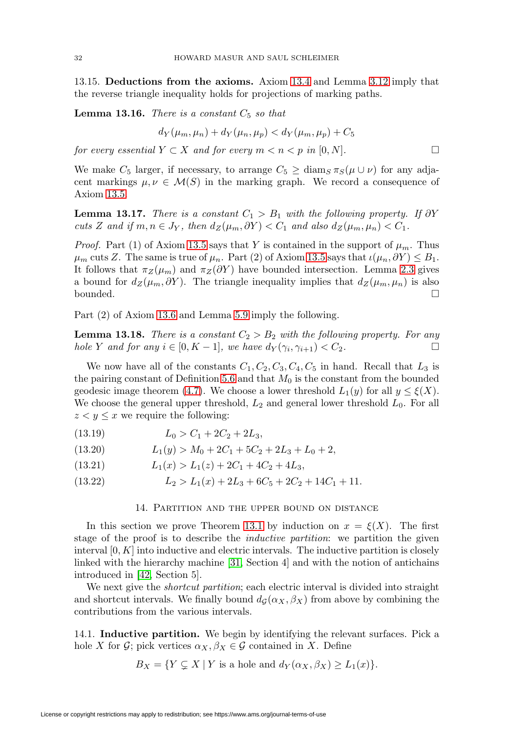13.15. **Deductions from the axioms.** Axiom 13.4 and Lemma 3.12 imply that the reverse triangle inequality holds for projections of marking paths.

**Lemma 13.16.** *There is a constant $C_5$ so that*

$$d_Y(\mu_m, \mu_n) + d_Y(\mu_n, \mu_p) < d_Y(\mu_m, \mu_p) + C_5$$

*for every essential $Y \subset X$ and for every $m < n < p$ in $[0, N]$.* □

We make $C_5$ larger, if necessary, to arrange $C_5 \geq \operatorname{diam}_S \pi_S(\mu \cup \nu)$ for any adjacent markings $\mu, \nu \in \mathcal{M}(S)$ in the marking graph. We record a consequence of Axiom 13.5.

**Lemma 13.17.** *There is a constant $C_1 > B_1$ with the following property. If $\partial Y$ cuts $Z$ and if $m, n \in J_Y$, then $d_Z(\mu_m, \partial Y) < C_1$ and also $d_Z(\mu_m, \mu_n) < C_1$.*

*Proof.* Part (1) of Axiom 13.5 says that $Y$ is contained in the support of $\mu_m$. Thus $\mu_m$ cuts $Z$. The same is true of $\mu_n$. Part (2) of Axiom 13.5 says that $\iota(\mu_n, \partial Y) \leq B_1$. It follows that $\pi_Z(\mu_m)$ and $\pi_Z(\partial Y)$ have bounded intersection. Lemma 2.3 gives a bound for $d_Z(\mu_m, \partial Y)$. The triangle inequality implies that $d_Z(\mu_m, \mu_n)$ is also bounded. □

Part (2) of Axiom 13.6 and Lemma 5.9 imply the following.

**Lemma 13.18.** *There is a constant $C_2 > B_2$ with the following property. For any hole $Y$ and for any $i \in [0, K-1]$, we have $d_Y(\gamma_i, \gamma_{i+1}) < C_2$.* □

We now have all of the constants $C_1, C_2, C_3, C_4, C_5$ in hand. Recall that $L_3$ is the pairing constant of Definition 5.6 and that $M_0$ is the constant from the bounded geodesic image theorem (4.7). We choose a lower threshold $L_1(y)$ for all $y \leq \xi(X)$. We choose the general upper threshold, $L_2$ and general lower threshold $L_0$. For all $z < y \leq x$ we require the following:

$$L_0 > C_1 + 2C_2 + 2L_3, \tag{13.19}$$

$$L_1(y) > M_0 + 2C_1 + 5C_2 + 2L_3 + L_0 + 2, \tag{13.20}$$

$$L_1(x) > L_1(z) + 2C_1 + 4C_2 + 4L_3, \tag{13.21}$$

$$L_2 > L_1(x) + 2L_3 + 6C_5 + 2C_2 + 14C_1 + 11. \tag{13.22}$$

## 14. Partition and the upper bound on distance

In this section we prove Theorem 13.1 by induction on $x = \xi(X)$. The first stage of the proof is to describe the *inductive partition*: we partition the given interval $[0, K]$ into inductive and electric intervals. The inductive partition is closely linked with the hierarchy machine [31, Section 4] and with the notion of antichains introduced in [42, Section 5].

We next give the *shortcut partition*; each electric interval is divided into straight and shortcut intervals. We finally bound $d_{\mathcal{G}}(\alpha_X, \beta_X)$ from above by combining the contributions from the various intervals.

14.1. **Inductive partition.** We begin by identifying the relevant surfaces. Pick a hole $X$ for $\mathcal{G}$; pick vertices $\alpha_X, \beta_X \in \mathcal{G}$ contained in $X$. Define

$$B_X = \{Y \subsetneq X \mid Y \text{ is a hole and } d_Y(\alpha_X, \beta_X) \geq L_1(x)\}.$$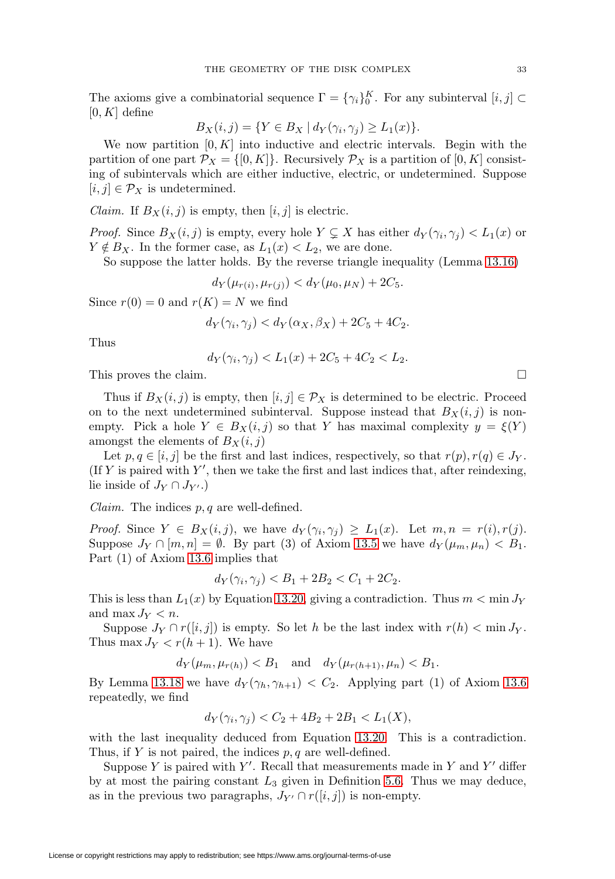The axioms give a combinatorial sequence $\Gamma = \{\gamma_i\}_0^K$. For any subinterval $[i, j] \subset [0, K]$ define

$$B_X(i, j) = \{Y \in B_X \mid d_Y(\gamma_i, \gamma_j) \geq L_1(x)\}.$$

We now partition $[0, K]$ into inductive and electric intervals. Begin with the partition of one part $\mathcal{P}_X = \{[0, K]\}$. Recursively $\mathcal{P}_X$ is a partition of $[0, K]$ consisting of subintervals which are either inductive, electric, or undetermined. Suppose $[i, j] \in \mathcal{P}_X$ is undetermined.

*Claim.* If $B_X(i, j)$ is empty, then $[i, j]$ is electric.

*Proof.* Since $B_X(i, j)$ is empty, every hole $Y \subsetneq X$ has either $d_Y(\gamma_i, \gamma_j) < L_1(x)$ or $Y \notin B_X$. In the former case, as $L_1(x) < L_2$, we are done.

So suppose the latter holds. By the reverse triangle inequality (Lemma 13.16)

$$d_Y(\mu_{r(i)}, \mu_{r(j)}) < d_Y(\mu_0, \mu_N) + 2C_5.$$

Since $r(0) = 0$ and $r(K) = N$ we find

$$d_Y(\gamma_i, \gamma_j) < d_Y(\alpha_X, \beta_X) + 2C_5 + 4C_2.$$

Thus

$$d_Y(\gamma_i, \gamma_j) < L_1(x) + 2C_5 + 4C_2 < L_2.$$

This proves the claim. □

Thus if $B_X(i, j)$ is empty, then $[i, j] \in \mathcal{P}_X$ is determined to be electric. Proceed on to the next undetermined subinterval. Suppose instead that $B_X(i, j)$ is non-empty. Pick a hole $Y \in B_X(i, j)$ so that $Y$ has maximal complexity $y = \xi(Y)$ amongst the elements of $B_X(i, j)$

Let $p, q \in [i, j]$ be the first and last indices, respectively, so that $r(p), r(q) \in J_Y$. (If $Y$ is paired with $Y'$, then we take the first and last indices that, after reindexing, lie inside of $J_Y \cap J_{Y'}$.)

*Claim.* The indices $p, q$ are well-defined.

*Proof.* Since $Y \in B_X(i, j)$, we have $d_Y(\gamma_i, \gamma_j) \geq L_1(x)$. Let $m, n = r(i), r(j)$. Suppose $J_Y \cap [m, n] = \emptyset$. By part (3) of Axiom 13.5 we have $d_Y(\mu_m, \mu_n) < B_1$. Part (1) of Axiom 13.6 implies that

$$d_Y(\gamma_i, \gamma_j) < B_1 + 2B_2 < C_1 + 2C_2.$$

This is less than $L_1(x)$ by Equation 13.20, giving a contradiction. Thus $m < \min J_Y$ and $\max J_Y < n$.

Suppose $J_Y \cap r([i, j])$ is empty. So let $h$ be the last index with $r(h) < \min J_Y$. Thus $\max J_Y < r(h + 1)$. We have

$$d_Y(\mu_m, \mu_{r(h)}) < B_1 \quad \text{and} \quad d_Y(\mu_{r(h+1)}, \mu_n) < B_1.$$

By Lemma 13.18 we have $d_Y(\gamma_h, \gamma_{h+1}) < C_2$. Applying part (1) of Axiom 13.6 repeatedly, we find

$$d_Y(\gamma_i, \gamma_j) < C_2 + 4B_2 + 2B_1 < L_1(X),$$

with the last inequality deduced from Equation 13.20. This is a contradiction. Thus, if $Y$ is not paired, the indices $p, q$ are well-defined.

Suppose $Y$ is paired with $Y'$. Recall that measurements made in $Y$ and $Y'$ differ by at most the pairing constant $L_3$ given in Definition 5.6. Thus we may deduce, as in the previous two paragraphs, $J_{Y'} \cap r([i, j])$ is non-empty.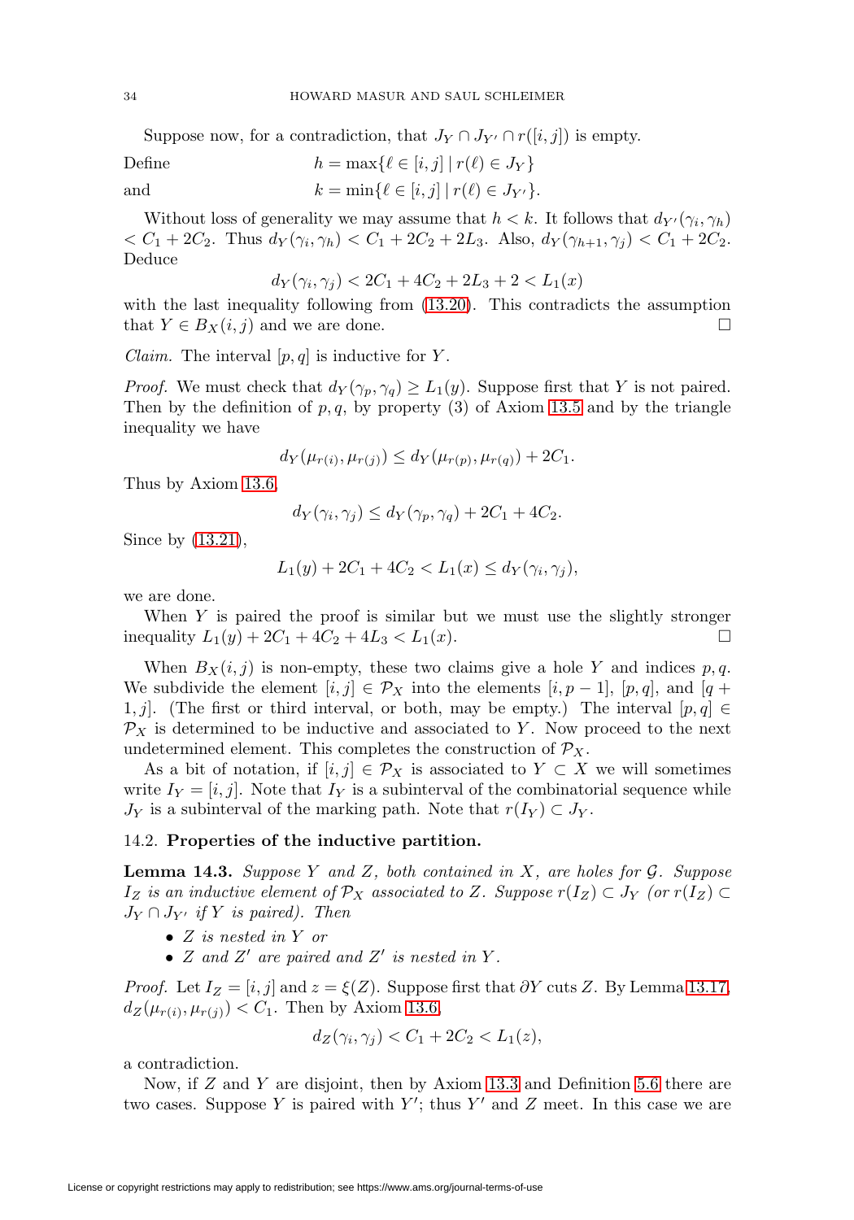Suppose now, for a contradiction, that $J_Y \cap J_{Y'} \cap r([i,j])$ is empty.

Define
$$h = \max\{\ell \in [i,j] \mid r(\ell) \in J_Y\}$$
and
$$k = \min\{\ell \in [i,j] \mid r(\ell) \in J_{Y'}\}.$$

Without loss of generality we may assume that $h < k$. It follows that $d_{Y'}(\gamma_i, \gamma_h) < C_1 + 2C_2$. Thus $d_Y(\gamma_i, \gamma_h) < C_1 + 2C_2 + 2L_3$. Also, $d_Y(\gamma_{h+1}, \gamma_j) < C_1 + 2C_2$. Deduce

$$d_Y(\gamma_i, \gamma_j) < 2C_1 + 4C_2 + 2L_3 + 2 < L_1(x)$$

with the last inequality following from (13.20). This contradicts the assumption that $Y \in B_X(i,j)$ and we are done. □

*Claim.* The interval $[p,q]$ is inductive for $Y$.

*Proof.* We must check that $d_Y(\gamma_p, \gamma_q) \geq L_1(y)$. Suppose first that $Y$ is not paired. Then by the definition of $p, q$, by property (3) of Axiom 13.5 and by the triangle inequality we have

$$d_Y(\mu_{r(i)}, \mu_{r(j)}) \leq d_Y(\mu_{r(p)}, \mu_{r(q)}) + 2C_1.$$

Thus by Axiom 13.6,

$$d_Y(\gamma_i, \gamma_j) \leq d_Y(\gamma_p, \gamma_q) + 2C_1 + 4C_2.$$

Since by (13.21),

$$L_1(y) + 2C_1 + 4C_2 < L_1(x) \leq d_Y(\gamma_i, \gamma_j),$$

we are done.

When $Y$ is paired the proof is similar but we must use the slightly stronger inequality $L_1(y) + 2C_1 + 4C_2 + 4L_3 < L_1(x)$. □

When $B_X(i,j)$ is non-empty, these two claims give a hole $Y$ and indices $p, q$. We subdivide the element $[i,j] \in \mathcal{P}_X$ into the elements $[i, p-1]$, $[p,q]$, and $[q+1, j]$. (The first or third interval, or both, may be empty.) The interval $[p,q] \in \mathcal{P}_X$ is determined to be inductive and associated to $Y$. Now proceed to the next undetermined element. This completes the construction of $\mathcal{P}_X$.

As a bit of notation, if $[i,j] \in \mathcal{P}_X$ is associated to $Y \subset X$ we will sometimes write $I_Y = [i,j]$. Note that $I_Y$ is a subinterval of the combinatorial sequence while $J_Y$ is a subinterval of the marking path. Note that $r(I_Y) \subset J_Y$.

### 14.2. Properties of the inductive partition.

**Lemma 14.3.** *Suppose $Y$ and $Z$, both contained in $X$, are holes for $\mathcal{G}$. Suppose $I_Z$ is an inductive element of $\mathcal{P}_X$ associated to $Z$. Suppose $r(I_Z) \subset J_Y$ (or $r(I_Z) \subset J_Y \cap J_{Y'}$ if $Y$ is paired). Then*

- *$Z$ is nested in $Y$ or*
- *$Z$ and $Z'$ are paired and $Z'$ is nested in $Y$.*

*Proof.* Let $I_Z = [i,j]$ and $z = \xi(Z)$. Suppose first that $\partial Y$ cuts $Z$. By Lemma 13.17, $d_Z(\mu_{r(i)}, \mu_{r(j)}) < C_1$. Then by Axiom 13.6,

$$d_Z(\gamma_i, \gamma_j) < C_1 + 2C_2 < L_1(z),$$

a contradiction.

Now, if $Z$ and $Y$ are disjoint, then by Axiom 13.3 and Definition 5.6 there are two cases. Suppose $Y$ is paired with $Y'$; thus $Y'$ and $Z$ meet. In this case we are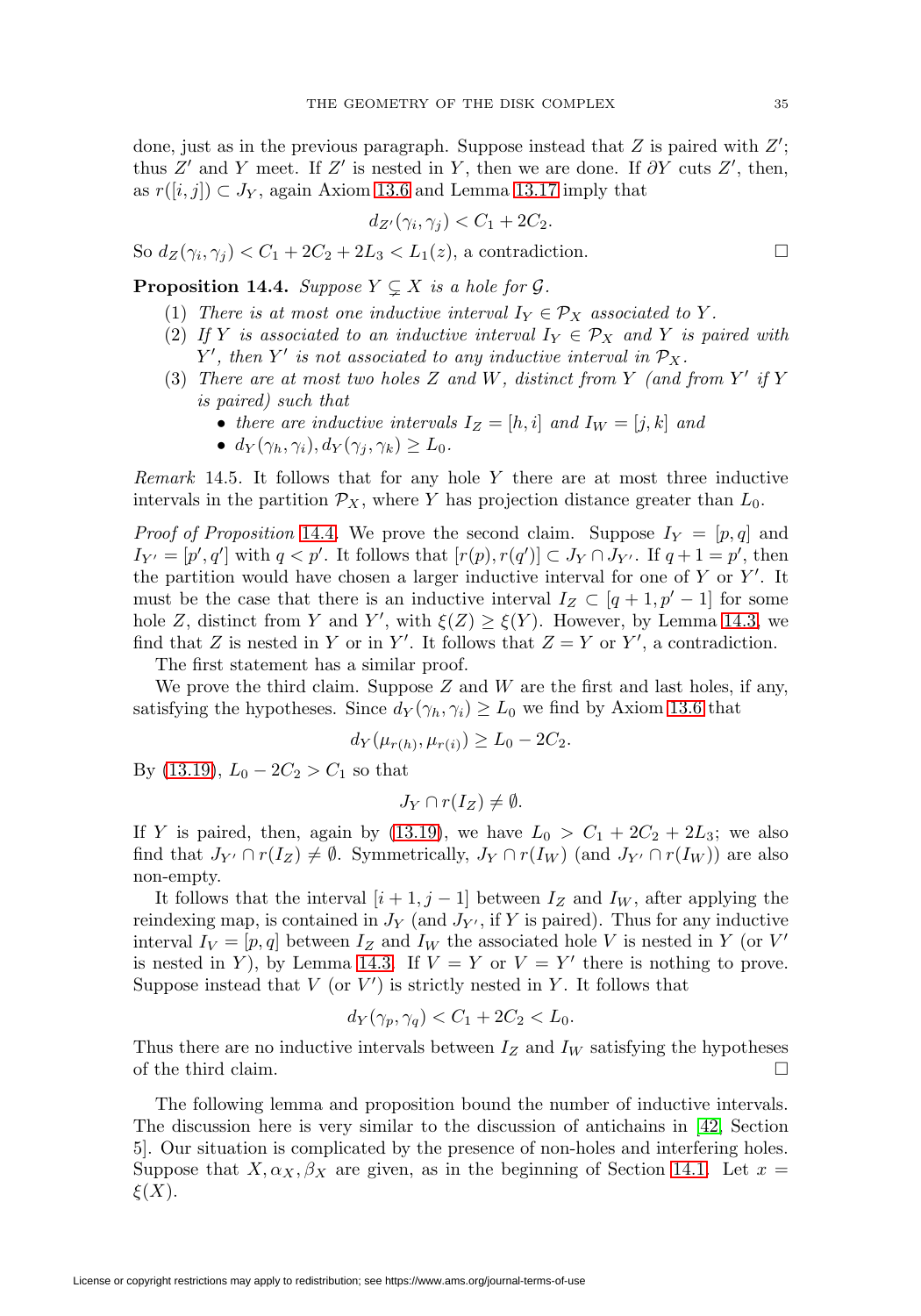done, just as in the previous paragraph. Suppose instead that $Z$ is paired with $Z'$; thus $Z'$ and $Y$ meet. If $Z'$ is nested in $Y$, then we are done. If $\partial Y$ cuts $Z'$, then, as $r([i,j]) \subset J_Y$, again Axiom 13.6 and Lemma 13.17 imply that

$$d_{Z'}(\gamma_i, \gamma_j) < C_1 + 2C_2.$$

So $d_Z(\gamma_i, \gamma_j) < C_1 + 2C_2 + 2L_3 < L_1(z)$, a contradiction. ∎

**Proposition 14.4.** *Suppose $Y \subsetneq X$ is a hole for $\mathcal{G}$.*

1. *There is at most one inductive interval $I_Y \in \mathcal{P}_X$ associated to $Y$.*
2. *If $Y$ is associated to an inductive interval $I_Y \in \mathcal{P}_X$ and $Y$ is paired with $Y'$, then $Y'$ is not associated to any inductive interval in $\mathcal{P}_X$.*
3. *There are at most two holes $Z$ and $W$, distinct from $Y$ (and from $Y'$ if $Y$ is paired) such that*
   - *there are inductive intervals $I_Z = [h, i]$ and $I_W = [j, k]$ and*
   - *$d_Y(\gamma_h, \gamma_i), d_Y(\gamma_j, \gamma_k) \geq L_0$.*

*Remark* 14.5. It follows that for any hole $Y$ there are at most three inductive intervals in the partition $\mathcal{P}_X$, where $Y$ has projection distance greater than $L_0$.

*Proof of Proposition* 14.4. We prove the second claim. Suppose $I_Y = [p, q]$ and $I_{Y'} = [p', q']$ with $q < p'$. It follows that $[r(p), r(q')] \subset J_Y \cap J_{Y'}$. If $q + 1 = p'$, then the partition would have chosen a larger inductive interval for one of $Y$ or $Y'$. It must be the case that there is an inductive interval $I_Z \subset [q+1, p'-1]$ for some hole $Z$, distinct from $Y$ and $Y'$, with $\xi(Z) \geq \xi(Y)$. However, by Lemma 14.3, we find that $Z$ is nested in $Y$ or in $Y'$. It follows that $Z = Y$ or $Y'$, a contradiction.

The first statement has a similar proof.

We prove the third claim. Suppose $Z$ and $W$ are the first and last holes, if any, satisfying the hypotheses. Since $d_Y(\gamma_h, \gamma_i) \geq L_0$ we find by Axiom 13.6 that

$$d_Y(\mu_{r(h)}, \mu_{r(i)}) \geq L_0 - 2C_2.$$

By (13.19), $L_0 - 2C_2 > C_1$ so that

$$J_Y \cap r(I_Z) \neq \emptyset.$$

If $Y$ is paired, then, again by (13.19), we have $L_0 > C_1 + 2C_2 + 2L_3$; we also find that $J_{Y'} \cap r(I_Z) \neq \emptyset$. Symmetrically, $J_Y \cap r(I_W)$ (and $J_{Y'} \cap r(I_W)$) are also non-empty.

It follows that the interval $[i+1, j-1]$ between $I_Z$ and $I_W$, after applying the reindexing map, is contained in $J_Y$ (and $J_{Y'}$, if $Y$ is paired). Thus for any inductive interval $I_V = [p, q]$ between $I_Z$ and $I_W$ the associated hole $V$ is nested in $Y$ (or $V'$ is nested in $Y$), by Lemma 14.3. If $V = Y$ or $V = Y'$ there is nothing to prove. Suppose instead that $V$ (or $V'$) is strictly nested in $Y$. It follows that

$$d_Y(\gamma_p, \gamma_q) < C_1 + 2C_2 < L_0.$$

Thus there are no inductive intervals between $I_Z$ and $I_W$ satisfying the hypotheses of the third claim. ∎

The following lemma and proposition bound the number of inductive intervals. The discussion here is very similar to the discussion of antichains in [42, Section 5]. Our situation is complicated by the presence of non-holes and interfering holes. Suppose that $X, \alpha_X, \beta_X$ are given, as in the beginning of Section 14.1. Let $x = \xi(X)$.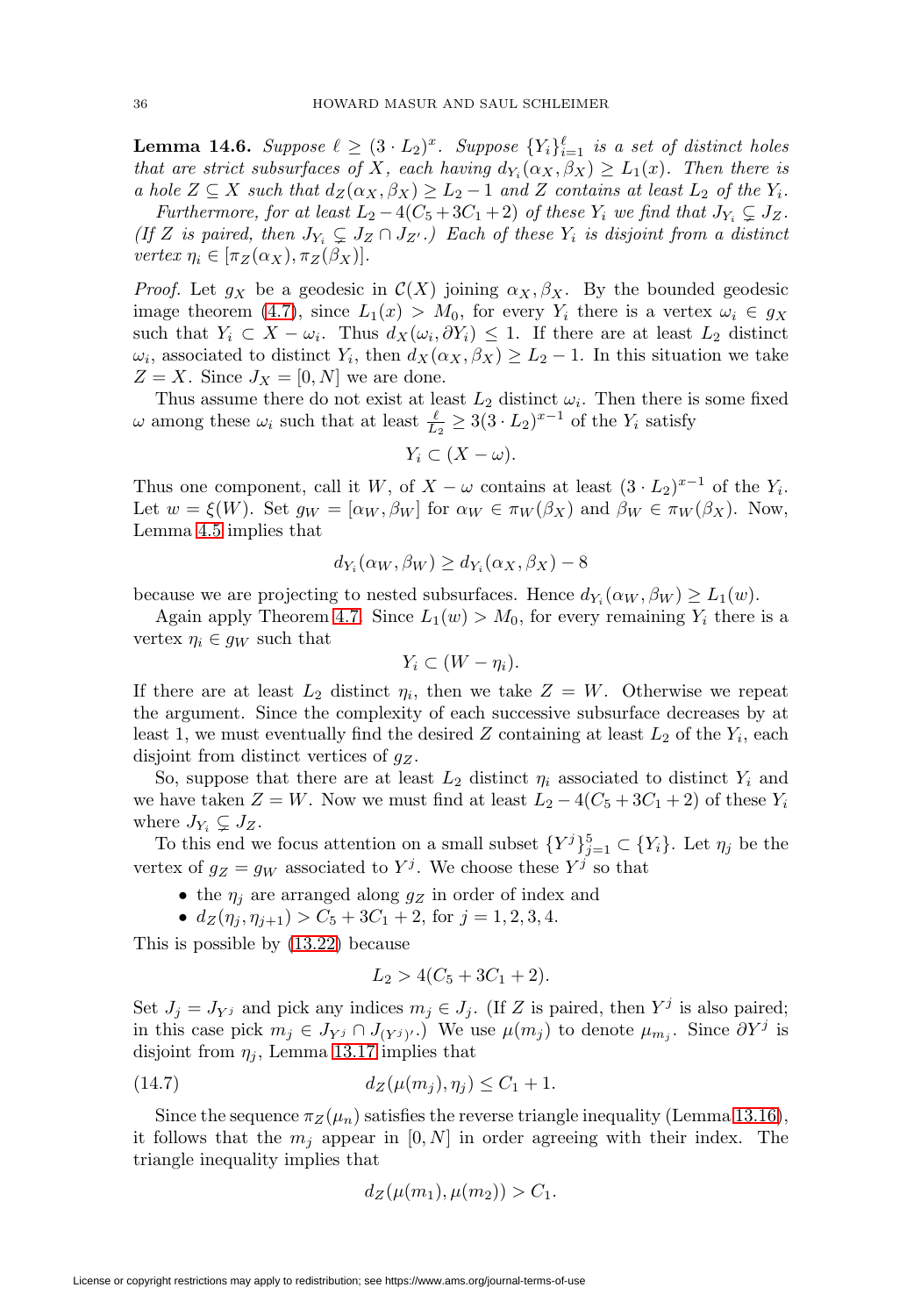**Lemma 14.6.** *Suppose $\ell \geq (3 \cdot L_2)^x$. Suppose $\{Y_i\}_{i=1}^{\ell}$ is a set of distinct holes that are strict subsurfaces of $X$, each having $d_{Y_i}(\alpha_X, \beta_X) \geq L_1(x)$. Then there is a hole $Z \subseteq X$ such that $d_Z(\alpha_X, \beta_X) \geq L_2 - 1$ and $Z$ contains at least $L_2$ of the $Y_i$.*

*Furthermore, for at least $L_2 - 4(C_5 + 3C_1 + 2)$ of these $Y_i$ we find that $J_{Y_i} \subsetneq J_Z$. (If $Z$ is paired, then $J_{Y_i} \subsetneq J_Z \cap J_{Z'}$.) Each of these $Y_i$ is disjoint from a distinct vertex $\eta_i \in [\pi_Z(\alpha_X), \pi_Z(\beta_X)]$.*

*Proof.* Let $g_X$ be a geodesic in $\mathcal{C}(X)$ joining $\alpha_X, \beta_X$. By the bounded geodesic image theorem (4.7), since $L_1(x) > M_0$, for every $Y_i$ there is a vertex $\omega_i \in g_X$ such that $Y_i \subset X - \omega_i$. Thus $d_X(\omega_i, \partial Y_i) \leq 1$. If there are at least $L_2$ distinct $\omega_i$, associated to distinct $Y_i$, then $d_X(\alpha_X, \beta_X) \geq L_2 - 1$. In this situation we take $Z = X$. Since $J_X = [0, N]$ we are done.

Thus assume there do not exist at least $L_2$ distinct $\omega_i$. Then there is some fixed $\omega$ among these $\omega_i$ such that at least $\frac{\ell}{L_2} \geq 3(3 \cdot L_2)^{x-1}$ of the $Y_i$ satisfy

$$Y_i \subset (X - \omega).$$

Thus one component, call it $W$, of $X - \omega$ contains at least $(3 \cdot L_2)^{x-1}$ of the $Y_i$. Let $w = \xi(W)$. Set $g_W = [\alpha_W, \beta_W]$ for $\alpha_W \in \pi_W(\beta_X)$ and $\beta_W \in \pi_W(\beta_X)$. Now, Lemma 4.5 implies that

$$d_{Y_i}(\alpha_W, \beta_W) \geq d_{Y_i}(\alpha_X, \beta_X) - 8$$

because we are projecting to nested subsurfaces. Hence $d_{Y_i}(\alpha_W, \beta_W) \geq L_1(w)$.

Again apply Theorem 4.7. Since $L_1(w) > M_0$, for every remaining $Y_i$ there is a vertex $\eta_i \in g_W$ such that

$$Y_i \subset (W - \eta_i).$$

If there are at least $L_2$ distinct $\eta_i$, then we take $Z = W$. Otherwise we repeat the argument. Since the complexity of each successive subsurface decreases by at least 1, we must eventually find the desired $Z$ containing at least $L_2$ of the $Y_i$, each disjoint from distinct vertices of $g_Z$.

So, suppose that there are at least $L_2$ distinct $\eta_i$ associated to distinct $Y_i$ and we have taken $Z = W$. Now we must find at least $L_2 - 4(C_5 + 3C_1 + 2)$ of these $Y_i$ where $J_{Y_i} \subsetneq J_Z$.

To this end we focus attention on a small subset $\{Y^j\}_{j=1}^5 \subset \{Y_i\}$. Let $\eta_j$ be the vertex of $g_Z = g_W$ associated to $Y^j$. We choose these $Y^j$ so that

- the $\eta_j$ are arranged along $g_Z$ in order of index and
- $d_Z(\eta_j, \eta_{j+1}) > C_5 + 3C_1 + 2$, for $j = 1, 2, 3, 4$.

This is possible by (13.22) because

$$L_2 > 4(C_5 + 3C_1 + 2).$$

Set $J_j = J_{Y^j}$ and pick any indices $m_j \in J_j$. (If $Z$ is paired, then $Y^j$ is also paired; in this case pick $m_j \in J_{Y^j} \cap J_{(Y^j)'}$.) We use $\mu(m_j)$ to denote $\mu_{m_j}$. Since $\partial Y^j$ is disjoint from $\eta_j$, Lemma 13.17 implies that

$$d_Z(\mu(m_j), \eta_j) \leq C_1 + 1. \tag{14.7}$$

Since the sequence $\pi_Z(\mu_n)$ satisfies the reverse triangle inequality (Lemma 13.16), it follows that the $m_j$ appear in $[0, N]$ in order agreeing with their index. The triangle inequality implies that

$$d_Z(\mu(m_1), \mu(m_2)) > C_1.$$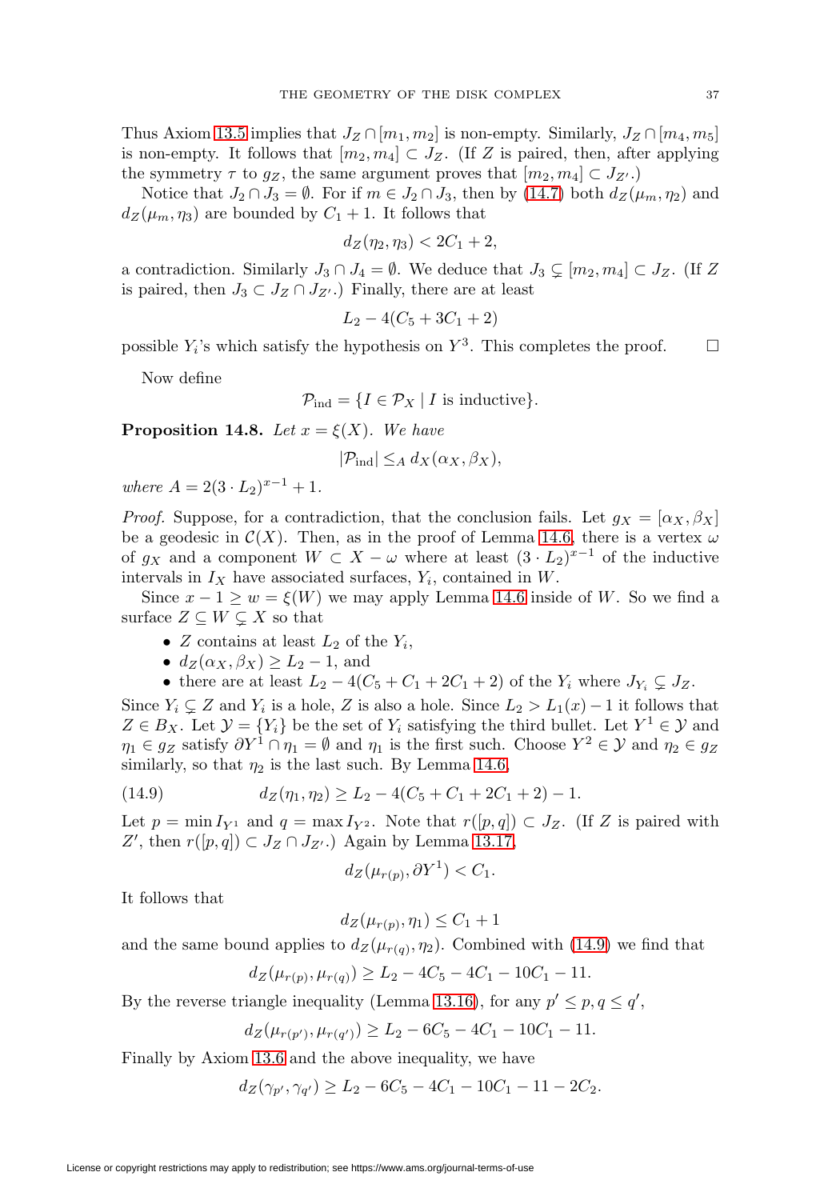Thus Axiom 13.5 implies that $J_Z \cap [m_1, m_2]$ is non-empty. Similarly, $J_Z \cap [m_4, m_5]$ is non-empty. It follows that $[m_2, m_4] \subset J_Z$. (If $Z$ is paired, then, after applying the symmetry $\tau$ to $g_Z$, the same argument proves that $[m_2, m_4] \subset J_{Z'}$.)

Notice that $J_2 \cap J_3 = \emptyset$. For if $m \in J_2 \cap J_3$, then by (14.7) both $d_Z(\mu_m, \eta_2)$ and $d_Z(\mu_m, \eta_3)$ are bounded by $C_1 + 1$. It follows that

$$d_Z(\eta_2, \eta_3) < 2C_1 + 2,$$

a contradiction. Similarly $J_3 \cap J_4 = \emptyset$. We deduce that $J_3 \subsetneq [m_2, m_4] \subset J_Z$. (If $Z$ is paired, then $J_3 \subset J_Z \cap J_{Z'}$.) Finally, there are at least

$$L_2 - 4(C_5 + 3C_1 + 2)$$

possible $Y_i$'s which satisfy the hypothesis on $Y^3$. This completes the proof. $\square$

Now define

$$\mathcal{P}_{\text{ind}} = \{I \in \mathcal{P}_X \mid I \text{ is inductive}\}.$$

**Proposition 14.8.** *Let $x = \xi(X)$. We have*

$$|\mathcal{P}_{\text{ind}}| \leq_A d_X(\alpha_X, \beta_X),$$

*where $A = 2(3 \cdot L_2)^{x-1} + 1$.*

*Proof.* Suppose, for a contradiction, that the conclusion fails. Let $g_X = [\alpha_X, \beta_X]$ be a geodesic in $\mathcal{C}(X)$. Then, as in the proof of Lemma 14.6, there is a vertex $\omega$ of $g_X$ and a component $W \subset X - \omega$ where at least $(3 \cdot L_2)^{x-1}$ of the inductive intervals in $I_X$ have associated surfaces, $Y_i$, contained in $W$.

Since $x - 1 \geq w = \xi(W)$ we may apply Lemma 14.6 inside of $W$. So we find a surface $Z \subseteq W \subsetneq X$ so that

- $Z$ contains at least $L_2$ of the $Y_i$,
- $d_Z(\alpha_X, \beta_X) \geq L_2 - 1$, and
- there are at least $L_2 - 4(C_5 + C_1 + 2C_1 + 2)$ of the $Y_i$ where $J_{Y_i} \subsetneq J_Z$.

Since $Y_i \subsetneq Z$ and $Y_i$ is a hole, $Z$ is also a hole. Since $L_2 > L_1(x) - 1$ it follows that $Z \in B_X$. Let $\mathcal{Y} = \{Y_i\}$ be the set of $Y_i$ satisfying the third bullet. Let $Y^1 \in \mathcal{Y}$ and $\eta_1 \in g_Z$ satisfy $\partial Y^1 \cap \eta_1 = \emptyset$ and $\eta_1$ is the first such. Choose $Y^2 \in \mathcal{Y}$ and $\eta_2 \in g_Z$ similarly, so that $\eta_2$ is the last such. By Lemma 14.6,

$$d_Z(\eta_1, \eta_2) \geq L_2 - 4(C_5 + C_1 + 2C_1 + 2) - 1. \tag{14.9}$$

Let $p = \min I_{Y^1}$ and $q = \max I_{Y^2}$. Note that $r([p, q]) \subset J_Z$. (If $Z$ is paired with $Z'$, then $r([p, q]) \subset J_Z \cap J_{Z'}$.) Again by Lemma 13.17,

$$d_Z(\mu_{r(p)}, \partial Y^1) < C_1.$$

It follows that

$$d_Z(\mu_{r(p)}, \eta_1) \leq C_1 + 1$$

and the same bound applies to $d_Z(\mu_{r(q)}, \eta_2)$. Combined with (14.9) we find that

$$d_Z(\mu_{r(p)}, \mu_{r(q)}) \geq L_2 - 4C_5 - 4C_1 - 10C_1 - 11.$$

By the reverse triangle inequality (Lemma 13.16), for any $p' \leq p, q \leq q'$,

$$d_Z(\mu_{r(p')}, \mu_{r(q')}) \geq L_2 - 6C_5 - 4C_1 - 10C_1 - 11.$$

Finally by Axiom 13.6 and the above inequality, we have

$$d_Z(\gamma_{p'}, \gamma_{q'}) \geq L_2 - 6C_5 - 4C_1 - 10C_1 - 11 - 2C_2.$$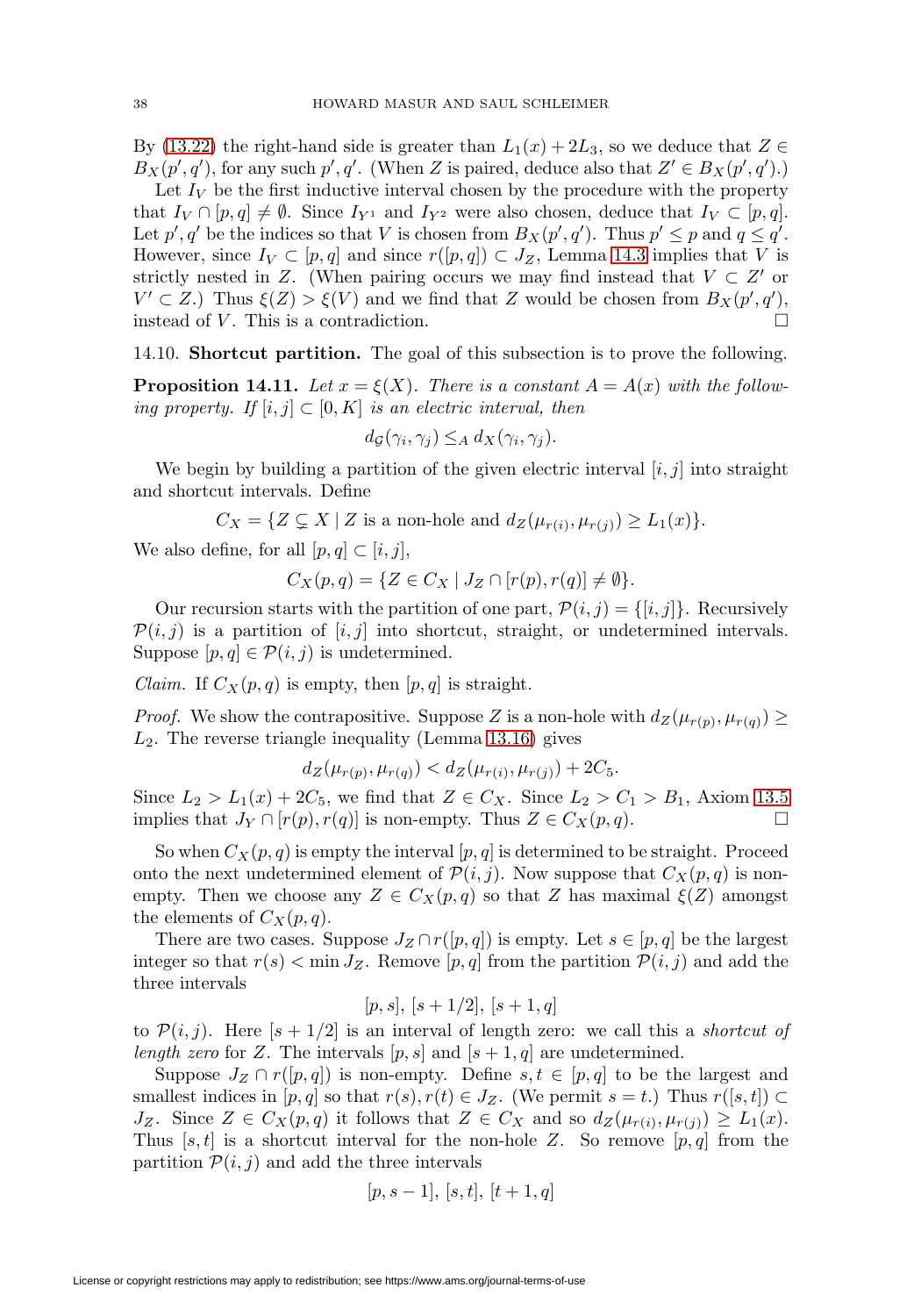By (13.22) the right-hand side is greater than $L_1(x) + 2L_3$, so we deduce that $Z \in B_X(p', q')$, for any such $p', q'$. (When $Z$ is paired, deduce also that $Z' \in B_X(p', q')$.)

Let $I_V$ be the first inductive interval chosen by the procedure with the property that $I_V \cap [p, q] \neq \emptyset$. Since $I_{Y^1}$ and $I_{Y^2}$ were also chosen, deduce that $I_V \subset [p, q]$. Let $p', q'$ be the indices so that $V$ is chosen from $B_X(p', q')$. Thus $p' \leq p$ and $q \leq q'$. However, since $I_V \subset [p, q]$ and since $r([p, q]) \subset J_Z$, Lemma 14.3 implies that $V$ is strictly nested in $Z$. (When pairing occurs we may find instead that $V \subset Z'$ or $V' \subset Z$.) Thus $\xi(Z) > \xi(V)$ and we find that $Z$ would be chosen from $B_X(p', q')$, instead of $V$. This is a contradiction. □

14.10. **Shortcut partition.** The goal of this subsection is to prove the following.

**Proposition 14.11.** *Let $x = \xi(X)$. There is a constant $A = A(x)$ with the following property. If $[i, j] \subset [0, K]$ is an electric interval, then*

$$d_{\mathcal{G}}(\gamma_i, \gamma_j) \leq_A d_X(\gamma_i, \gamma_j).$$

We begin by building a partition of the given electric interval $[i, j]$ into straight and shortcut intervals. Define

$$C_X = \{Z \subsetneq X \mid Z \text{ is a non-hole and } d_Z(\mu_{r(i)}, \mu_{r(j)}) \geq L_1(x)\}.$$

We also define, for all $[p, q] \subset [i, j]$,

$$C_X(p, q) = \{Z \in C_X \mid J_Z \cap [r(p), r(q)] \neq \emptyset\}.$$

Our recursion starts with the partition of one part, $\mathcal{P}(i, j) = \{[i, j]\}$. Recursively $\mathcal{P}(i, j)$ is a partition of $[i, j]$ into shortcut, straight, or undetermined intervals. Suppose $[p, q] \in \mathcal{P}(i, j)$ is undetermined.

*Claim.* If $C_X(p, q)$ is empty, then $[p, q]$ is straight.

*Proof.* We show the contrapositive. Suppose $Z$ is a non-hole with $d_Z(\mu_{r(p)}, \mu_{r(q)}) \geq L_2$. The reverse triangle inequality (Lemma 13.16) gives

$$d_Z(\mu_{r(p)}, \mu_{r(q)}) < d_Z(\mu_{r(i)}, \mu_{r(j)}) + 2C_5.$$

Since $L_2 > L_1(x) + 2C_5$, we find that $Z \in C_X$. Since $L_2 > C_1 > B_1$, Axiom 13.5 implies that $J_Y \cap [r(p), r(q)]$ is non-empty. Thus $Z \in C_X(p, q)$. □

So when $C_X(p, q)$ is empty the interval $[p, q]$ is determined to be straight. Proceed onto the next undetermined element of $\mathcal{P}(i, j)$. Now suppose that $C_X(p, q)$ is non-empty. Then we choose any $Z \in C_X(p, q)$ so that $Z$ has maximal $\xi(Z)$ amongst the elements of $C_X(p, q)$.

There are two cases. Suppose $J_Z \cap r([p, q])$ is empty. Let $s \in [p, q]$ be the largest integer so that $r(s) < \min J_Z$. Remove $[p, q]$ from the partition $\mathcal{P}(i, j)$ and add the three intervals

$$[p, s],\ [s + 1/2],\ [s + 1, q]$$

to $\mathcal{P}(i, j)$. Here $[s + 1/2]$ is an interval of length zero: we call this a *shortcut of length zero* for $Z$. The intervals $[p, s]$ and $[s + 1, q]$ are undetermined.

Suppose $J_Z \cap r([p, q])$ is non-empty. Define $s, t \in [p, q]$ to be the largest and smallest indices in $[p, q]$ so that $r(s), r(t) \in J_Z$. (We permit $s = t$.) Thus $r([s, t]) \subset J_Z$. Since $Z \in C_X(p, q)$ it follows that $Z \in C_X$ and so $d_Z(\mu_{r(i)}, \mu_{r(j)}) \geq L_1(x)$. Thus $[s, t]$ is a shortcut interval for the non-hole $Z$. So remove $[p, q]$ from the partition $\mathcal{P}(i, j)$ and add the three intervals

$$[p, s - 1],\ [s, t],\ [t + 1, q]$$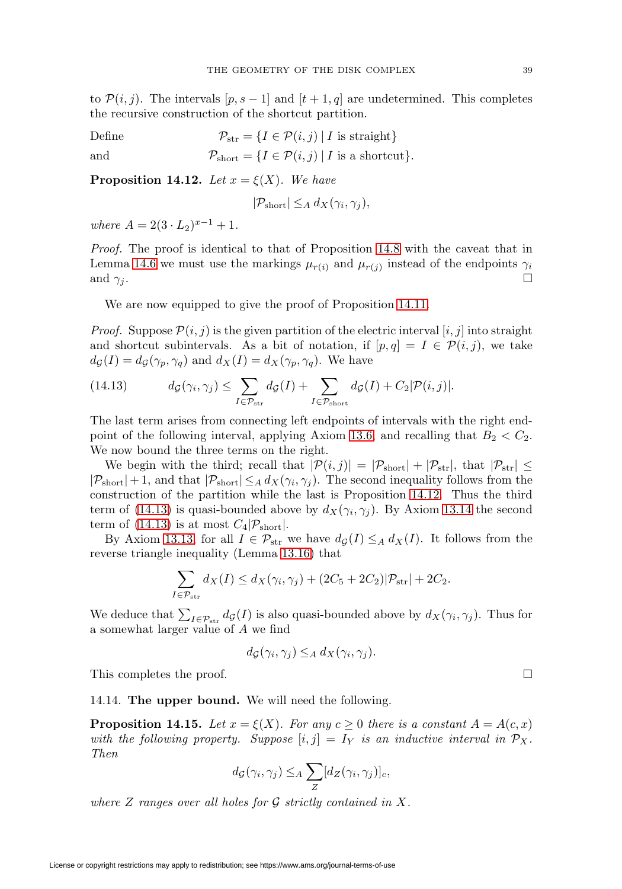to $\mathcal{P}(i,j)$. The intervals $[p, s-1]$ and $[t+1, q]$ are undetermined. This completes the recursive construction of the shortcut partition.

Define
$$\mathcal{P}_{\rm str} = \{I \in \mathcal{P}(i,j) \mid I \text{ is straight}\}$$
and
$$\mathcal{P}_{\rm short} = \{I \in \mathcal{P}(i,j) \mid I \text{ is a shortcut}\}.$$

**Proposition 14.12.** *Let $x = \xi(X)$. We have*

$$|\mathcal{P}_{\rm short}| \leq_A d_X(\gamma_i, \gamma_j),$$

*where $A = 2(3 \cdot L_2)^{x-1} + 1$.*

*Proof.* The proof is identical to that of Proposition 14.8 with the caveat that in Lemma 14.6 we must use the markings $\mu_{r(i)}$ and $\mu_{r(j)}$ instead of the endpoints $\gamma_i$ and $\gamma_j$. □

We are now equipped to give the proof of Proposition 14.11.

*Proof.* Suppose $\mathcal{P}(i,j)$ is the given partition of the electric interval $[i,j]$ into straight and shortcut subintervals. As a bit of notation, if $[p,q] = I \in \mathcal{P}(i,j)$, we take $d_{\mathcal{G}}(I) = d_{\mathcal{G}}(\gamma_p, \gamma_q)$ and $d_X(I) = d_X(\gamma_p, \gamma_q)$. We have

$$d_{\mathcal{G}}(\gamma_i, \gamma_j) \leq \sum_{I \in \mathcal{P}_{\rm str}} d_{\mathcal{G}}(I) + \sum_{I \in \mathcal{P}_{\rm short}} d_{\mathcal{G}}(I) + C_2|\mathcal{P}(i,j)|. \tag{14.13}$$

The last term arises from connecting left endpoints of intervals with the right endpoint of the following interval, applying Axiom 13.6, and recalling that $B_2 < C_2$. We now bound the three terms on the right.

We begin with the third; recall that $|\mathcal{P}(i,j)| = |\mathcal{P}_{\rm short}| + |\mathcal{P}_{\rm str}|$, that $|\mathcal{P}_{\rm str}| \leq |\mathcal{P}_{\rm short}| + 1$, and that $|\mathcal{P}_{\rm short}| \leq_A d_X(\gamma_i, \gamma_j)$. The second inequality follows from the construction of the partition while the last is Proposition 14.12. Thus the third term of (14.13) is quasi-bounded above by $d_X(\gamma_i, \gamma_j)$. By Axiom 13.14 the second term of (14.13) is at most $C_4|\mathcal{P}_{\rm short}|$.

By Axiom 13.13, for all $I \in \mathcal{P}_{\rm str}$ we have $d_{\mathcal{G}}(I) \leq_A d_X(I)$. It follows from the reverse triangle inequality (Lemma 13.16) that

$$\sum_{I \in \mathcal{P}_{\rm str}} d_X(I) \leq d_X(\gamma_i, \gamma_j) + (2C_5 + 2C_2)|\mathcal{P}_{\rm str}| + 2C_2.$$

We deduce that $\sum_{I \in \mathcal{P}_{\rm str}} d_{\mathcal{G}}(I)$ is also quasi-bounded above by $d_X(\gamma_i, \gamma_j)$. Thus for a somewhat larger value of $A$ we find

$$d_{\mathcal{G}}(\gamma_i, \gamma_j) \leq_A d_X(\gamma_i, \gamma_j).$$

This completes the proof. □

14.14. **The upper bound.** We will need the following.

**Proposition 14.15.** *Let $x = \xi(X)$. For any $c \geq 0$ there is a constant $A = A(c,x)$ with the following property. Suppose $[i,j] = I_Y$ is an inductive interval in $\mathcal{P}_X$. Then*

$$d_{\mathcal{G}}(\gamma_i, \gamma_j) \leq_A \sum_Z [d_Z(\gamma_i, \gamma_j)]_c,$$

*where $Z$ ranges over all holes for $\mathcal{G}$ strictly contained in $X$.*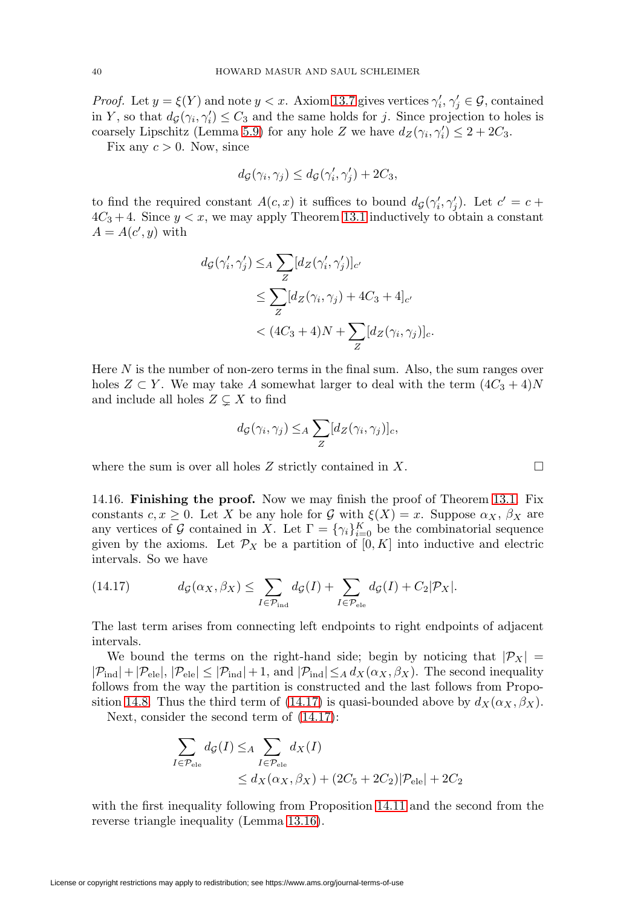*Proof.* Let $y = \xi(Y)$ and note $y < x$. Axiom 13.7 gives vertices $\gamma_i', \gamma_j' \in \mathcal{G}$, contained in $Y$, so that $d_\mathcal{G}(\gamma_i, \gamma_i') \le C_3$ and the same holds for $j$. Since projection to holes is coarsely Lipschitz (Lemma 5.9) for any hole $Z$ we have $d_Z(\gamma_i, \gamma_i') \le 2 + 2C_3$.

Fix any $c > 0$. Now, since

$$d_\mathcal{G}(\gamma_i, \gamma_j) \le d_\mathcal{G}(\gamma_i', \gamma_j') + 2C_3,$$

to find the required constant $A(c, x)$ it suffices to bound $d_\mathcal{G}(\gamma_i', \gamma_j')$. Let $c' = c + 4C_3 + 4$. Since $y < x$, we may apply Theorem 13.1 inductively to obtain a constant $A = A(c', y)$ with

$$\begin{aligned}
d_\mathcal{G}(\gamma_i', \gamma_j') &\le_A \sum_Z [d_Z(\gamma_i', \gamma_j')]_{c'} \\
&\le \sum_Z [d_Z(\gamma_i, \gamma_j) + 4C_3 + 4]_{c'} \\
&< (4C_3 + 4)N + \sum_Z [d_Z(\gamma_i, \gamma_j)]_c.
\end{aligned}$$

Here $N$ is the number of non-zero terms in the final sum. Also, the sum ranges over holes $Z \subset Y$. We may take $A$ somewhat larger to deal with the term $(4C_3 + 4)N$ and include all holes $Z \subsetneq X$ to find

$$d_\mathcal{G}(\gamma_i, \gamma_j) \le_A \sum_Z [d_Z(\gamma_i, \gamma_j)]_c,$$

where the sum is over all holes $Z$ strictly contained in $X$. $\square$

14.16. **Finishing the proof.** Now we may finish the proof of Theorem 13.1. Fix constants $c, x \ge 0$. Let $X$ be any hole for $\mathcal{G}$ with $\xi(X) = x$. Suppose $\alpha_X$, $\beta_X$ are any vertices of $\mathcal{G}$ contained in $X$. Let $\Gamma = \{\gamma_i\}_{i=0}^K$ be the combinatorial sequence given by the axioms. Let $\mathcal{P}_X$ be a partition of $[0, K]$ into inductive and electric intervals. So we have

$$d_\mathcal{G}(\alpha_X, \beta_X) \le \sum_{I \in \mathcal{P}_{\text{ind}}} d_\mathcal{G}(I) + \sum_{I \in \mathcal{P}_{\text{ele}}} d_\mathcal{G}(I) + C_2|\mathcal{P}_X|. \tag{14.17}$$

The last term arises from connecting left endpoints to right endpoints of adjacent intervals.

We bound the terms on the right-hand side; begin by noticing that $|\mathcal{P}_X| = |\mathcal{P}_{\text{ind}}| + |\mathcal{P}_{\text{ele}}|$, $|\mathcal{P}_{\text{ele}}| \le |\mathcal{P}_{\text{ind}}| + 1$, and $|\mathcal{P}_{\text{ind}}| \le_A d_X(\alpha_X, \beta_X)$. The second inequality follows from the way the partition is constructed and the last follows from Proposition 14.8. Thus the third term of (14.17) is quasi-bounded above by $d_X(\alpha_X, \beta_X)$.

Next, consider the second term of (14.17):

$$\begin{aligned}
\sum_{I \in \mathcal{P}_{\text{ele}}} d_\mathcal{G}(I) &\le_A \sum_{I \in \mathcal{P}_{\text{ele}}} d_X(I) \\
&\le d_X(\alpha_X, \beta_X) + (2C_5 + 2C_2)|\mathcal{P}_{\text{ele}}| + 2C_2
\end{aligned}$$

with the first inequality following from Proposition 14.11 and the second from the reverse triangle inequality (Lemma 13.16).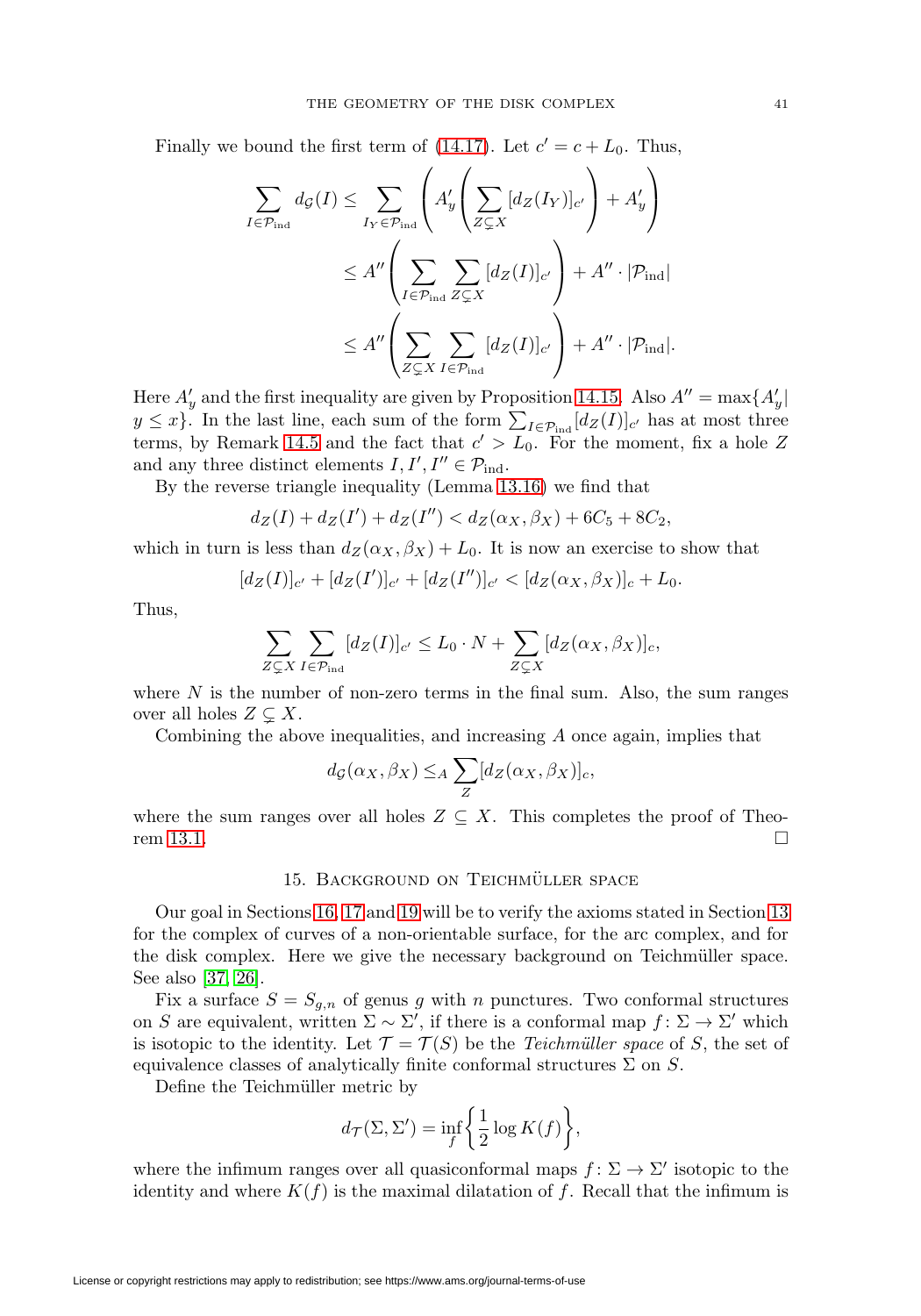Finally we bound the first term of (14.17). Let $c' = c + L_0$. Thus,

$$
\begin{aligned}
\sum_{I \in \mathcal{P}_{\mathrm{ind}}} d_{\mathcal{G}}(I) &\leq \sum_{I_Y \in \mathcal{P}_{\mathrm{ind}}} \left( A'_y \left( \sum_{Z \subsetneq X} [d_Z(I_Y)]_{c'} \right) + A'_y \right) \\
&\leq A'' \left( \sum_{I \in \mathcal{P}_{\mathrm{ind}}} \sum_{Z \subsetneq X} [d_Z(I)]_{c'} \right) + A'' \cdot |\mathcal{P}_{\mathrm{ind}}| \\
&\leq A'' \left( \sum_{Z \subsetneq X} \sum_{I \in \mathcal{P}_{\mathrm{ind}}} [d_Z(I)]_{c'} \right) + A'' \cdot |\mathcal{P}_{\mathrm{ind}}|.
\end{aligned}
$$

Here $A'_y$ and the first inequality are given by Proposition 14.15. Also $A'' = \max\{A'_y \mid y \leq x\}$. In the last line, each sum of the form $\sum_{I \in \mathcal{P}_{\mathrm{ind}}} [d_Z(I)]_{c'}$ has at most three terms, by Remark 14.5 and the fact that $c' > L_0$. For the moment, fix a hole $Z$ and any three distinct elements $I, I', I'' \in \mathcal{P}_{\mathrm{ind}}$.

By the reverse triangle inequality (Lemma 13.16) we find that

$$
d_Z(I) + d_Z(I') + d_Z(I'') < d_Z(\alpha_X, \beta_X) + 6C_5 + 8C_2,
$$

which in turn is less than $d_Z(\alpha_X, \beta_X) + L_0$. It is now an exercise to show that

$$
[d_Z(I)]_{c'} + [d_Z(I')]_{c'} + [d_Z(I'')]_{c'} < [d_Z(\alpha_X, \beta_X)]_c + L_0.
$$

Thus,

$$
\sum_{Z \subsetneq X} \sum_{I \in \mathcal{P}_{\mathrm{ind}}} [d_Z(I)]_{c'} \leq L_0 \cdot N + \sum_{Z \subsetneq X} [d_Z(\alpha_X, \beta_X)]_c,
$$

where $N$ is the number of non-zero terms in the final sum. Also, the sum ranges over all holes $Z \subsetneq X$.

Combining the above inequalities, and increasing $A$ once again, implies that

$$
d_{\mathcal{G}}(\alpha_X, \beta_X) \leq_A \sum_Z [d_Z(\alpha_X, \beta_X)]_c,
$$

where the sum ranges over all holes $Z \subseteq X$. This completes the proof of Theorem 13.1. $\square$

## 15. Background on Teichmüller space

Our goal in Sections 16, 17 and 19 will be to verify the axioms stated in Section 13 for the complex of curves of a non-orientable surface, for the arc complex, and for the disk complex. Here we give the necessary background on Teichmüller space. See also [37, 26].

Fix a surface $S = S_{g,n}$ of genus $g$ with $n$ punctures. Two conformal structures on $S$ are equivalent, written $\Sigma \sim \Sigma'$, if there is a conformal map $f \colon \Sigma \to \Sigma'$ which is isotopic to the identity. Let $\mathcal{T} = \mathcal{T}(S)$ be the *Teichmüller space* of $S$, the set of equivalence classes of analytically finite conformal structures $\Sigma$ on $S$.

Define the Teichmüller metric by

$$
d_{\mathcal{T}}(\Sigma, \Sigma') = \inf_f \left\{ \frac{1}{2} \log K(f) \right\},
$$

where the infimum ranges over all quasiconformal maps $f \colon \Sigma \to \Sigma'$ isotopic to the identity and where $K(f)$ is the maximal dilatation of $f$. Recall that the infimum is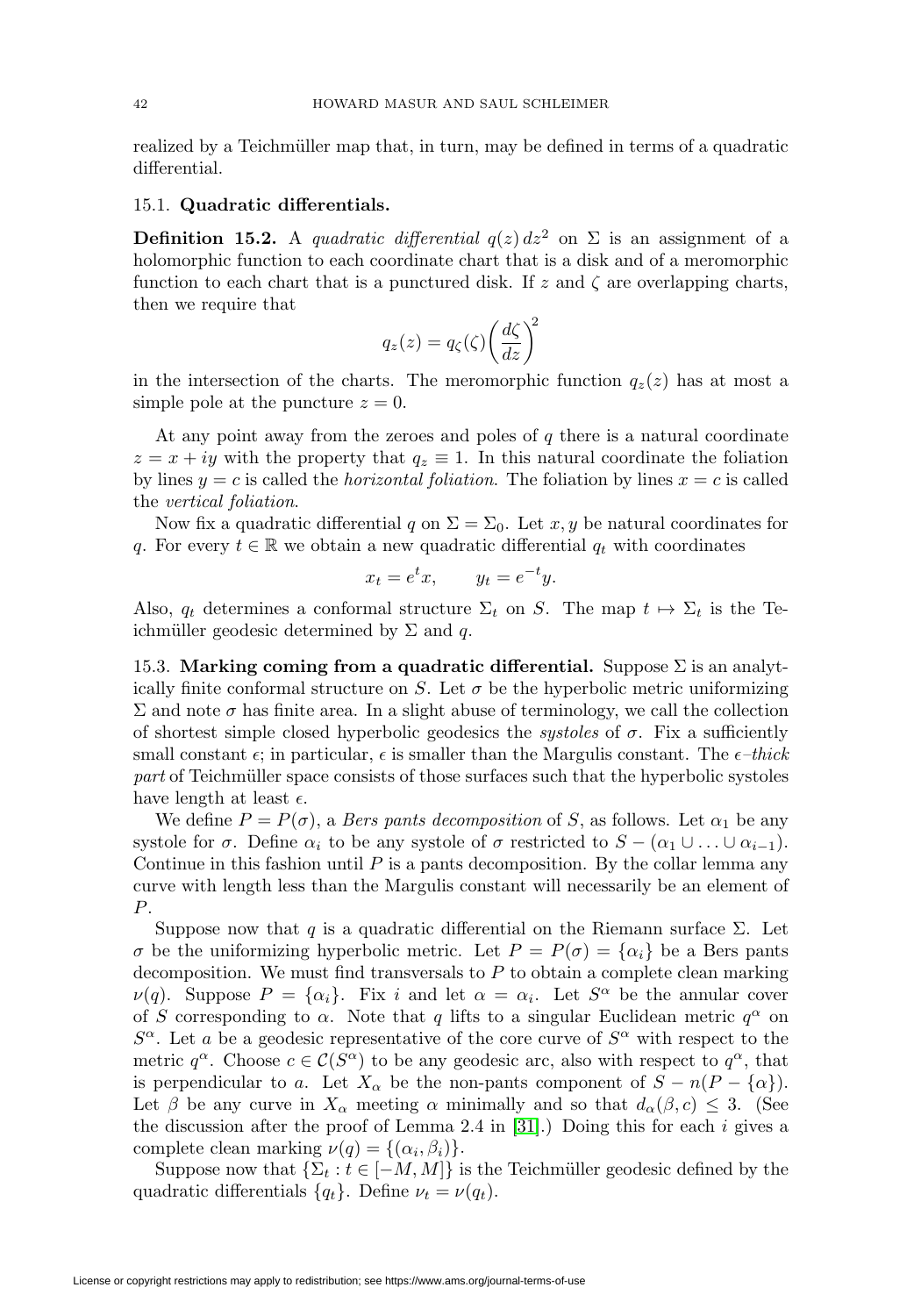realized by a Teichmüller map that, in turn, may be defined in terms of a quadratic differential.

### 15.1. Quadratic differentials.

**Definition 15.2.** A *quadratic differential* $q(z)\,dz^2$ on $\Sigma$ is an assignment of a holomorphic function to each coordinate chart that is a disk and of a meromorphic function to each chart that is a punctured disk. If $z$ and $\zeta$ are overlapping charts, then we require that

$$q_z(z) = q_\zeta(\zeta)\left(\frac{d\zeta}{dz}\right)^2$$

in the intersection of the charts. The meromorphic function $q_z(z)$ has at most a simple pole at the puncture $z = 0$.

At any point away from the zeroes and poles of $q$ there is a natural coordinate $z = x + iy$ with the property that $q_z \equiv 1$. In this natural coordinate the foliation by lines $y = c$ is called the *horizontal foliation*. The foliation by lines $x = c$ is called the *vertical foliation*.

Now fix a quadratic differential $q$ on $\Sigma = \Sigma_0$. Let $x, y$ be natural coordinates for $q$. For every $t \in \mathbb{R}$ we obtain a new quadratic differential $q_t$ with coordinates

$$x_t = e^t x, \qquad y_t = e^{-t} y.$$

Also, $q_t$ determines a conformal structure $\Sigma_t$ on $S$. The map $t \mapsto \Sigma_t$ is the Teichmüller geodesic determined by $\Sigma$ and $q$.

15.3. **Marking coming from a quadratic differential.** Suppose $\Sigma$ is an analytically finite conformal structure on $S$. Let $\sigma$ be the hyperbolic metric uniformizing $\Sigma$ and note $\sigma$ has finite area. In a slight abuse of terminology, we call the collection of shortest simple closed hyperbolic geodesics the *systoles* of $\sigma$. Fix a sufficiently small constant $\epsilon$; in particular, $\epsilon$ is smaller than the Margulis constant. The *$\epsilon$–thick part* of Teichmüller space consists of those surfaces such that the hyperbolic systoles have length at least $\epsilon$.

We define $P = P(\sigma)$, a *Bers pants decomposition* of $S$, as follows. Let $\alpha_1$ be any systole for $\sigma$. Define $\alpha_i$ to be any systole of $\sigma$ restricted to $S - (\alpha_1 \cup \ldots \cup \alpha_{i-1})$. Continue in this fashion until $P$ is a pants decomposition. By the collar lemma any curve with length less than the Margulis constant will necessarily be an element of $P$.

Suppose now that $q$ is a quadratic differential on the Riemann surface $\Sigma$. Let $\sigma$ be the uniformizing hyperbolic metric. Let $P = P(\sigma) = \{\alpha_i\}$ be a Bers pants decomposition. We must find transversals to $P$ to obtain a complete clean marking $\nu(q)$. Suppose $P = \{\alpha_i\}$. Fix $i$ and let $\alpha = \alpha_i$. Let $S^\alpha$ be the annular cover of $S$ corresponding to $\alpha$. Note that $q$ lifts to a singular Euclidean metric $q^\alpha$ on $S^\alpha$. Let $a$ be a geodesic representative of the core curve of $S^\alpha$ with respect to the metric $q^\alpha$. Choose $c \in \mathcal{C}(S^\alpha)$ to be any geodesic arc, also with respect to $q^\alpha$, that is perpendicular to $a$. Let $X_\alpha$ be the non-pants component of $S - n(P - \{\alpha\})$. Let $\beta$ be any curve in $X_\alpha$ meeting $\alpha$ minimally and so that $d_\alpha(\beta, c) \leq 3$. (See the discussion after the proof of Lemma 2.4 in [31].) Doing this for each $i$ gives a complete clean marking $\nu(q) = \{(\alpha_i, \beta_i)\}$.

Suppose now that $\{\Sigma_t : t \in [-M, M]\}$ is the Teichmüller geodesic defined by the quadratic differentials $\{q_t\}$. Define $\nu_t = \nu(q_t)$.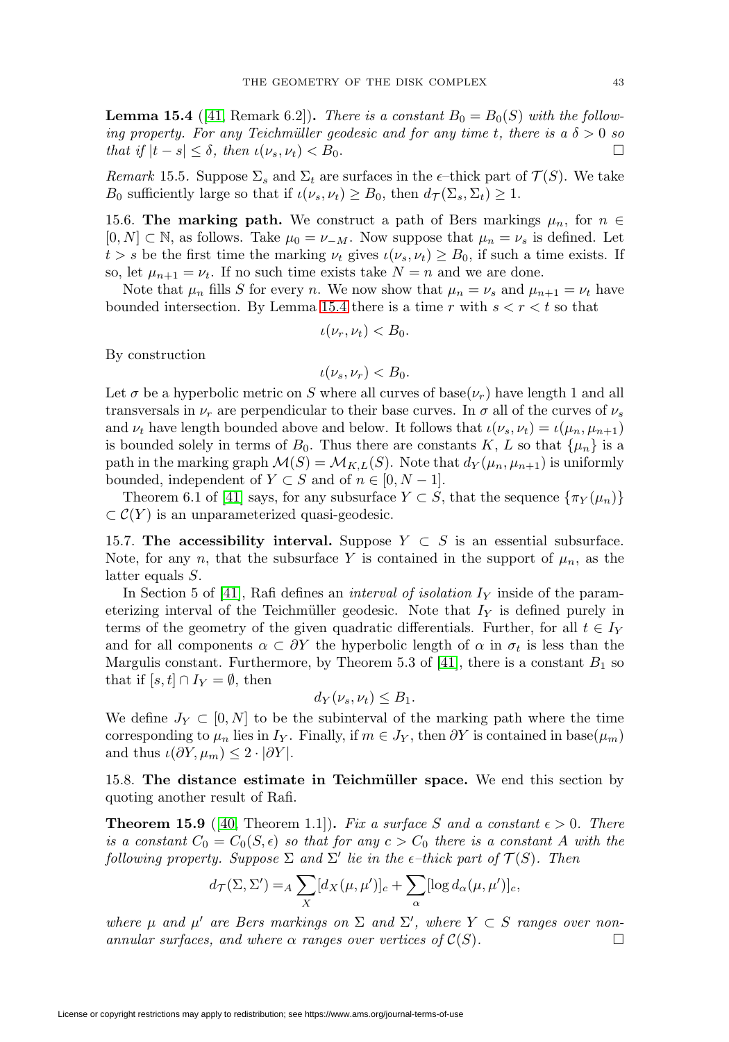**Lemma 15.4** ([41, Remark 6.2])**.** *There is a constant $B_0 = B_0(S)$ with the following property. For any Teichmüller geodesic and for any time $t$, there is a $\delta > 0$ so that if $|t - s| \leq \delta$, then $\iota(\nu_s, \nu_t) < B_0$.* □

*Remark* 15.5. Suppose $\Sigma_s$ and $\Sigma_t$ are surfaces in the $\epsilon$–thick part of $\mathcal{T}(S)$. We take $B_0$ sufficiently large so that if $\iota(\nu_s, \nu_t) \geq B_0$, then $d_{\mathcal{T}}(\Sigma_s, \Sigma_t) \geq 1$.

15.6. **The marking path.** We construct a path of Bers markings $\mu_n$, for $n \in [0, N] \subset \mathbb{N}$, as follows. Take $\mu_0 = \nu_{-M}$. Now suppose that $\mu_n = \nu_s$ is defined. Let $t > s$ be the first time the marking $\nu_t$ gives $\iota(\nu_s, \nu_t) \geq B_0$, if such a time exists. If so, let $\mu_{n+1} = \nu_t$. If no such time exists take $N = n$ and we are done.

Note that $\mu_n$ fills $S$ for every $n$. We now show that $\mu_n = \nu_s$ and $\mu_{n+1} = \nu_t$ have bounded intersection. By Lemma 15.4 there is a time $r$ with $s < r < t$ so that

$$\iota(\nu_r, \nu_t) < B_0.$$

By construction

$$\iota(\nu_s, \nu_r) < B_0.$$

Let $\sigma$ be a hyperbolic metric on $S$ where all curves of $\operatorname{base}(\nu_r)$ have length 1 and all transversals in $\nu_r$ are perpendicular to their base curves. In $\sigma$ all of the curves of $\nu_s$ and $\nu_t$ have length bounded above and below. It follows that $\iota(\nu_s, \nu_t) = \iota(\mu_n, \mu_{n+1})$ is bounded solely in terms of $B_0$. Thus there are constants $K$, $L$ so that $\{\mu_n\}$ is a path in the marking graph $\mathcal{M}(S) = \mathcal{M}_{K,L}(S)$. Note that $d_Y(\mu_n, \mu_{n+1})$ is uniformly bounded, independent of $Y \subset S$ and of $n \in [0, N-1]$.

Theorem 6.1 of [41] says, for any subsurface $Y \subset S$, that the sequence $\{\pi_Y(\mu_n)\} \subset \mathcal{C}(Y)$ is an unparameterized quasi-geodesic.

15.7. **The accessibility interval.** Suppose $Y \subset S$ is an essential subsurface. Note, for any $n$, that the subsurface $Y$ is contained in the support of $\mu_n$, as the latter equals $S$.

In Section 5 of [41], Rafi defines an *interval of isolation* $I_Y$ inside of the parameterizing interval of the Teichmüller geodesic. Note that $I_Y$ is defined purely in terms of the geometry of the given quadratic differentials. Further, for all $t \in I_Y$ and for all components $\alpha \subset \partial Y$ the hyperbolic length of $\alpha$ in $\sigma_t$ is less than the Margulis constant. Furthermore, by Theorem 5.3 of [41], there is a constant $B_1$ so that if $[s, t] \cap I_Y = \emptyset$, then

$$d_Y(\nu_s, \nu_t) \leq B_1.$$

We define $J_Y \subset [0, N]$ to be the subinterval of the marking path where the time corresponding to $\mu_n$ lies in $I_Y$. Finally, if $m \in J_Y$, then $\partial Y$ is contained in $\operatorname{base}(\mu_m)$ and thus $\iota(\partial Y, \mu_m) \leq 2 \cdot |\partial Y|$.

15.8. **The distance estimate in Teichmüller space.** We end this section by quoting another result of Rafi.

**Theorem 15.9** ([40, Theorem 1.1])**.** *Fix a surface $S$ and a constant $\epsilon > 0$. There is a constant $C_0 = C_0(S, \epsilon)$ so that for any $c > C_0$ there is a constant $A$ with the following property. Suppose $\Sigma$ and $\Sigma'$ lie in the $\epsilon$–thick part of $\mathcal{T}(S)$. Then*

$$d_{\mathcal{T}}(\Sigma, \Sigma') =_A \sum_X [d_X(\mu, \mu')]_c + \sum_\alpha [\log d_\alpha(\mu, \mu')]_c,$$

*where $\mu$ and $\mu'$ are Bers markings on $\Sigma$ and $\Sigma'$, where $Y \subset S$ ranges over non-annular surfaces, and where $\alpha$ ranges over vertices of $\mathcal{C}(S)$.* □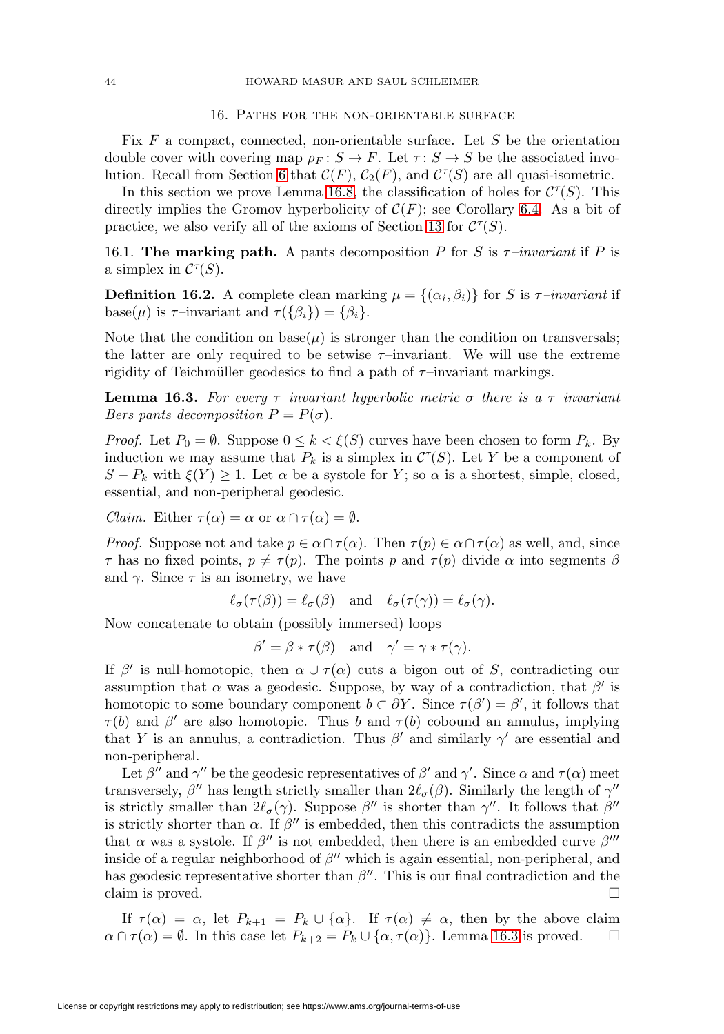## 16. Paths for the non-orientable surface

Fix $F$ a compact, connected, non-orientable surface. Let $S$ be the orientation double cover with covering map $\rho_F \colon S \to F$. Let $\tau \colon S \to S$ be the associated involution. Recall from Section 6 that $\mathcal{C}(F)$, $\mathcal{C}_2(F)$, and $\mathcal{C}^\tau(S)$ are all quasi-isometric.

In this section we prove Lemma 16.8, the classification of holes for $\mathcal{C}^\tau(S)$. This directly implies the Gromov hyperbolicity of $\mathcal{C}(F)$; see Corollary 6.4. As a bit of practice, we also verify all of the axioms of Section 13 for $\mathcal{C}^\tau(S)$.

16.1. **The marking path.** A pants decomposition $P$ for $S$ is *$\tau$–invariant* if $P$ is a simplex in $\mathcal{C}^\tau(S)$.

**Definition 16.2.** A complete clean marking $\mu = \{(\alpha_i, \beta_i)\}$ for $S$ is *$\tau$–invariant* if $\operatorname{base}(\mu)$ is $\tau$–invariant and $\tau(\{\beta_i\}) = \{\beta_i\}$.

Note that the condition on $\operatorname{base}(\mu)$ is stronger than the condition on transversals; the latter are only required to be setwise $\tau$–invariant. We will use the extreme rigidity of Teichmüller geodesics to find a path of $\tau$–invariant markings.

**Lemma 16.3.** *For every $\tau$–invariant hyperbolic metric $\sigma$ there is a $\tau$–invariant Bers pants decomposition $P = P(\sigma)$.*

*Proof.* Let $P_0 = \emptyset$. Suppose $0 \leq k < \xi(S)$ curves have been chosen to form $P_k$. By induction we may assume that $P_k$ is a simplex in $\mathcal{C}^\tau(S)$. Let $Y$ be a component of $S - P_k$ with $\xi(Y) \geq 1$. Let $\alpha$ be a systole for $Y$; so $\alpha$ is a shortest, simple, closed, essential, and non-peripheral geodesic.

*Claim.* Either $\tau(\alpha) = \alpha$ or $\alpha \cap \tau(\alpha) = \emptyset$.

*Proof.* Suppose not and take $p \in \alpha \cap \tau(\alpha)$. Then $\tau(p) \in \alpha \cap \tau(\alpha)$ as well, and, since $\tau$ has no fixed points, $p \neq \tau(p)$. The points $p$ and $\tau(p)$ divide $\alpha$ into segments $\beta$ and $\gamma$. Since $\tau$ is an isometry, we have

$$\ell_\sigma(\tau(\beta)) = \ell_\sigma(\beta) \quad \text{and} \quad \ell_\sigma(\tau(\gamma)) = \ell_\sigma(\gamma).$$

Now concatenate to obtain (possibly immersed) loops

$$\beta' = \beta * \tau(\beta) \quad \text{and} \quad \gamma' = \gamma * \tau(\gamma).$$

If $\beta'$ is null-homotopic, then $\alpha \cup \tau(\alpha)$ cuts a bigon out of $S$, contradicting our assumption that $\alpha$ was a geodesic. Suppose, by way of a contradiction, that $\beta'$ is homotopic to some boundary component $b \subset \partial Y$. Since $\tau(\beta') = \beta'$, it follows that $\tau(b)$ and $\beta'$ are also homotopic. Thus $b$ and $\tau(b)$ cobound an annulus, implying that $Y$ is an annulus, a contradiction. Thus $\beta'$ and similarly $\gamma'$ are essential and non-peripheral.

Let $\beta''$ and $\gamma''$ be the geodesic representatives of $\beta'$ and $\gamma'$. Since $\alpha$ and $\tau(\alpha)$ meet transversely, $\beta''$ has length strictly smaller than $2\ell_\sigma(\beta)$. Similarly the length of $\gamma''$ is strictly smaller than $2\ell_\sigma(\gamma)$. Suppose $\beta''$ is shorter than $\gamma''$. It follows that $\beta''$ is strictly shorter than $\alpha$. If $\beta''$ is embedded, then this contradicts the assumption that $\alpha$ was a systole. If $\beta''$ is not embedded, then there is an embedded curve $\beta'''$ inside of a regular neighborhood of $\beta''$ which is again essential, non-peripheral, and has geodesic representative shorter than $\beta''$. This is our final contradiction and the claim is proved. $\square$

If $\tau(\alpha) = \alpha$, let $P_{k+1} = P_k \cup \{\alpha\}$. If $\tau(\alpha) \neq \alpha$, then by the above claim $\alpha \cap \tau(\alpha) = \emptyset$. In this case let $P_{k+2} = P_k \cup \{\alpha, \tau(\alpha)\}$. Lemma 16.3 is proved. $\square$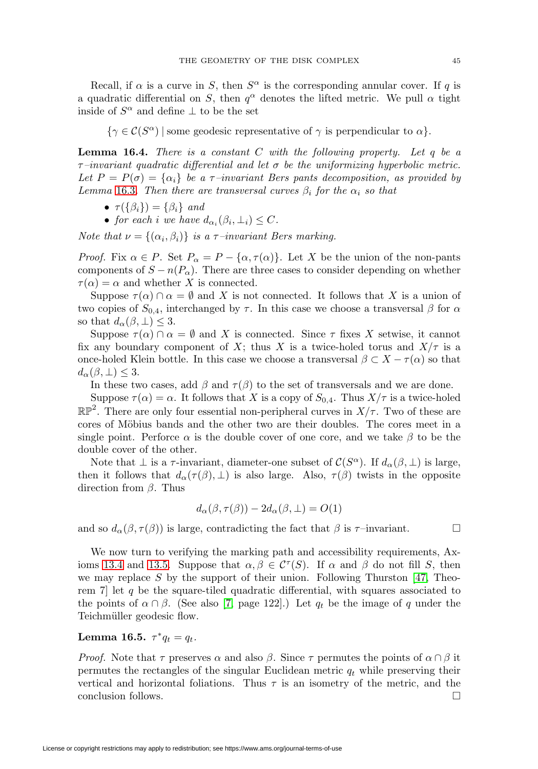Recall, if $\alpha$ is a curve in $S$, then $S^\alpha$ is the corresponding annular cover. If $q$ is a quadratic differential on $S$, then $q^\alpha$ denotes the lifted metric. We pull $\alpha$ tight inside of $S^\alpha$ and define $\perp$ to be the set

$$\{\gamma \in \mathcal{C}(S^\alpha) \mid \text{some geodesic representative of } \gamma \text{ is perpendicular to } \alpha\}.$$

**Lemma 16.4.** *There is a constant $C$ with the following property. Let $q$ be a $\tau$–invariant quadratic differential and let $\sigma$ be the uniformizing hyperbolic metric. Let $P = P(\sigma) = \{\alpha_i\}$ be a $\tau$–invariant Bers pants decomposition, as provided by Lemma 16.3. Then there are transversal curves $\beta_i$ for the $\alpha_i$ so that*

- *$\tau(\{\beta_i\}) = \{\beta_i\}$ and*
- *for each $i$ we have $d_{\alpha_i}(\beta_i, \perp_i) \leq C$.*

*Note that $\nu = \{(\alpha_i, \beta_i)\}$ is a $\tau$–invariant Bers marking.*

*Proof.* Fix $\alpha \in P$. Set $P_\alpha = P - \{\alpha, \tau(\alpha)\}$. Let $X$ be the union of the non-pants components of $S - n(P_\alpha)$. There are three cases to consider depending on whether $\tau(\alpha) = \alpha$ and whether $X$ is connected.

Suppose $\tau(\alpha) \cap \alpha = \emptyset$ and $X$ is not connected. It follows that $X$ is a union of two copies of $S_{0,4}$, interchanged by $\tau$. In this case we choose a transversal $\beta$ for $\alpha$ so that $d_\alpha(\beta, \perp) \leq 3$.

Suppose $\tau(\alpha) \cap \alpha = \emptyset$ and $X$ is connected. Since $\tau$ fixes $X$ setwise, it cannot fix any boundary component of $X$; thus $X$ is a twice-holed torus and $X/\tau$ is a once-holed Klein bottle. In this case we choose a transversal $\beta \subset X - \tau(\alpha)$ so that $d_\alpha(\beta, \perp) \leq 3$.

In these two cases, add $\beta$ and $\tau(\beta)$ to the set of transversals and we are done.

Suppose $\tau(\alpha) = \alpha$. It follows that $X$ is a copy of $S_{0,4}$. Thus $X/\tau$ is a twice-holed $\mathbb{RP}^2$. There are only four essential non-peripheral curves in $X/\tau$. Two of these are cores of Möbius bands and the other two are their doubles. The cores meet in a single point. Perforce $\alpha$ is the double cover of one core, and we take $\beta$ to be the double cover of the other.

Note that $\perp$ is a $\tau$-invariant, diameter-one subset of $\mathcal{C}(S^\alpha)$. If $d_\alpha(\beta, \perp)$ is large, then it follows that $d_\alpha(\tau(\beta), \perp)$ is also large. Also, $\tau(\beta)$ twists in the opposite direction from $\beta$. Thus

$$d_\alpha(\beta, \tau(\beta)) - 2d_\alpha(\beta, \perp) = O(1)$$

and so $d_\alpha(\beta, \tau(\beta))$ is large, contradicting the fact that $\beta$ is $\tau$–invariant. $\square$

We now turn to verifying the marking path and accessibility requirements, Axioms 13.4 and 13.5. Suppose that $\alpha, \beta \in \mathcal{C}^\tau(S)$. If $\alpha$ and $\beta$ do not fill $S$, then we may replace $S$ by the support of their union. Following Thurston [47, Theorem 7] let $q$ be the square-tiled quadratic differential, with squares associated to the points of $\alpha \cap \beta$. (See also [7, page 122].) Let $q_t$ be the image of $q$ under the Teichmüller geodesic flow.

**Lemma 16.5.** *$\tau^* q_t = q_t$.*

*Proof.* Note that $\tau$ preserves $\alpha$ and also $\beta$. Since $\tau$ permutes the points of $\alpha \cap \beta$ it permutes the rectangles of the singular Euclidean metric $q_t$ while preserving their vertical and horizontal foliations. Thus $\tau$ is an isometry of the metric, and the conclusion follows. $\square$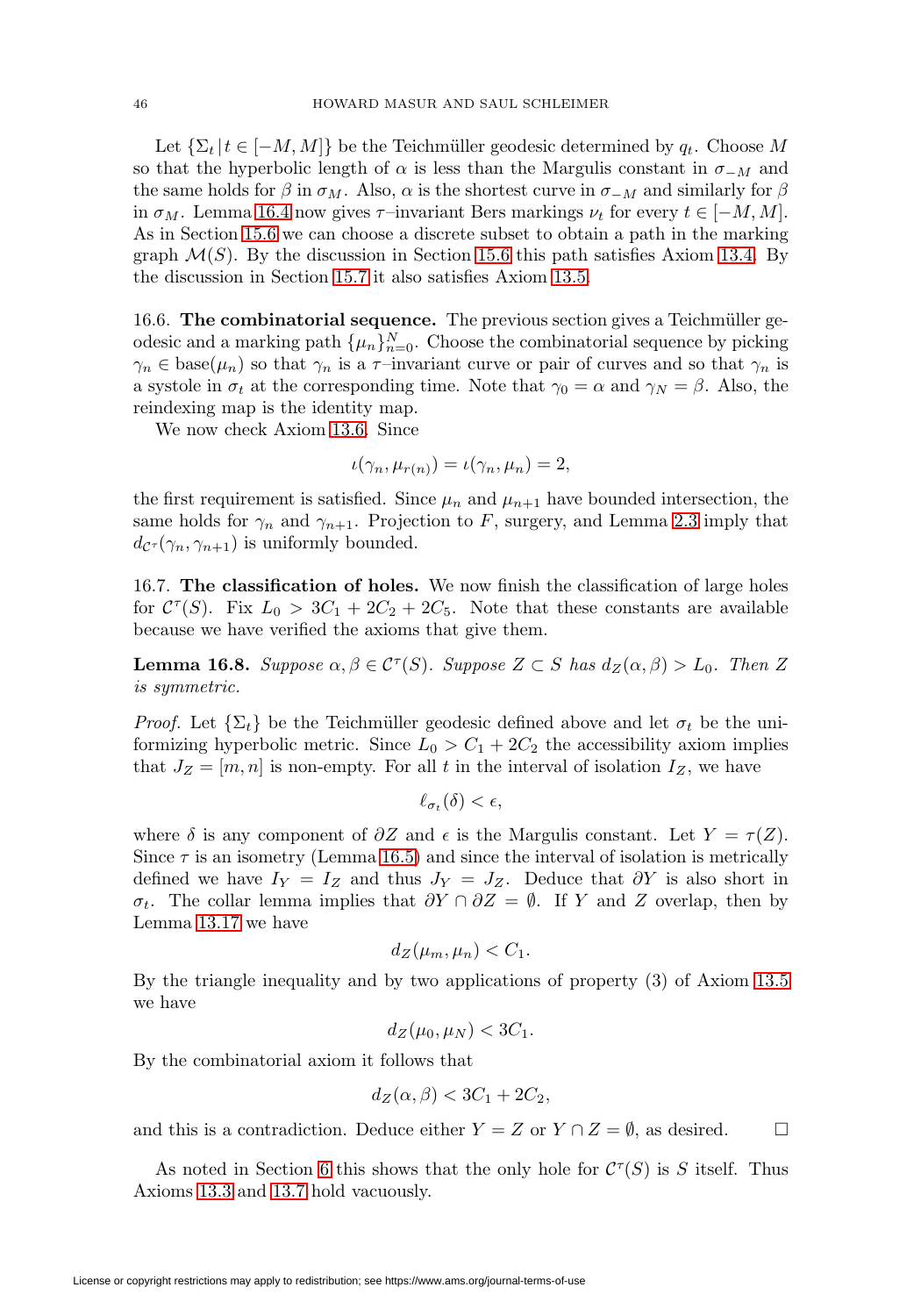Let $\{\Sigma_t \,|\, t \in [-M, M]\}$ be the Teichmüller geodesic determined by $q_t$. Choose $M$ so that the hyperbolic length of $\alpha$ is less than the Margulis constant in $\sigma_{-M}$ and the same holds for $\beta$ in $\sigma_M$. Also, $\alpha$ is the shortest curve in $\sigma_{-M}$ and similarly for $\beta$ in $\sigma_M$. Lemma 16.4 now gives $\tau$–invariant Bers markings $\nu_t$ for every $t \in [-M, M]$. As in Section 15.6 we can choose a discrete subset to obtain a path in the marking graph $\mathcal{M}(S)$. By the discussion in Section 15.6 this path satisfies Axiom 13.4. By the discussion in Section 15.7 it also satisfies Axiom 13.5.

16.6. **The combinatorial sequence.** The previous section gives a Teichmüller geodesic and a marking path $\{\mu_n\}_{n=0}^N$. Choose the combinatorial sequence by picking $\gamma_n \in \operatorname{base}(\mu_n)$ so that $\gamma_n$ is a $\tau$–invariant curve or pair of curves and so that $\gamma_n$ is a systole in $\sigma_t$ at the corresponding time. Note that $\gamma_0 = \alpha$ and $\gamma_N = \beta$. Also, the reindexing map is the identity map.

We now check Axiom 13.6. Since

$$\iota(\gamma_n, \mu_{r(n)}) = \iota(\gamma_n, \mu_n) = 2,$$

the first requirement is satisfied. Since $\mu_n$ and $\mu_{n+1}$ have bounded intersection, the same holds for $\gamma_n$ and $\gamma_{n+1}$. Projection to $F$, surgery, and Lemma 2.3 imply that $d_{\mathcal{C}^\tau}(\gamma_n, \gamma_{n+1})$ is uniformly bounded.

16.7. **The classification of holes.** We now finish the classification of large holes for $\mathcal{C}^\tau(S)$. Fix $L_0 > 3C_1 + 2C_2 + 2C_5$. Note that these constants are available because we have verified the axioms that give them.

**Lemma 16.8.** *Suppose $\alpha, \beta \in \mathcal{C}^\tau(S)$. Suppose $Z \subset S$ has $d_Z(\alpha, \beta) > L_0$. Then $Z$ is symmetric.*

*Proof.* Let $\{\Sigma_t\}$ be the Teichmüller geodesic defined above and let $\sigma_t$ be the uniformizing hyperbolic metric. Since $L_0 > C_1 + 2C_2$ the accessibility axiom implies that $J_Z = [m, n]$ is non-empty. For all $t$ in the interval of isolation $I_Z$, we have

$$\ell_{\sigma_t}(\delta) < \epsilon,$$

where $\delta$ is any component of $\partial Z$ and $\epsilon$ is the Margulis constant. Let $Y = \tau(Z)$. Since $\tau$ is an isometry (Lemma 16.5) and since the interval of isolation is metrically defined we have $I_Y = I_Z$ and thus $J_Y = J_Z$. Deduce that $\partial Y$ is also short in $\sigma_t$. The collar lemma implies that $\partial Y \cap \partial Z = \emptyset$. If $Y$ and $Z$ overlap, then by Lemma 13.17 we have

$$d_Z(\mu_m, \mu_n) < C_1.$$

By the triangle inequality and by two applications of property (3) of Axiom 13.5 we have

$$d_Z(\mu_0, \mu_N) < 3C_1.$$

By the combinatorial axiom it follows that

$$d_Z(\alpha, \beta) < 3C_1 + 2C_2,$$

and this is a contradiction. Deduce either $Y = Z$ or $Y \cap Z = \emptyset$, as desired. $\square$

As noted in Section 6 this shows that the only hole for $\mathcal{C}^\tau(S)$ is $S$ itself. Thus Axioms 13.3 and 13.7 hold vacuously.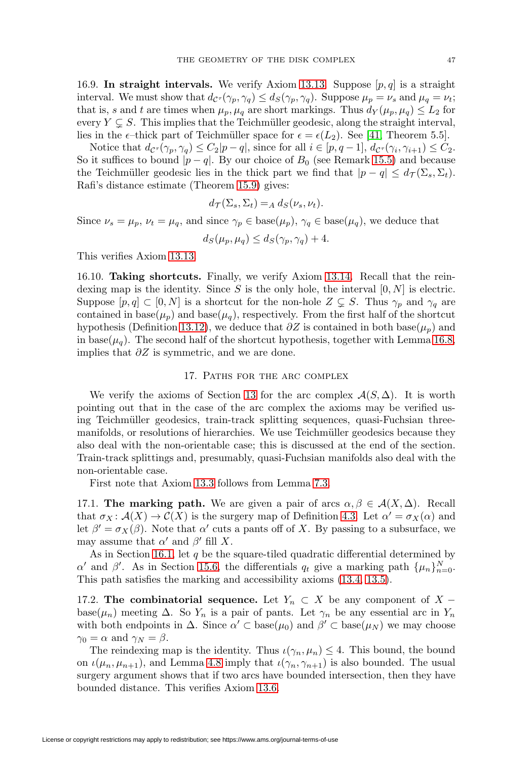16.9. **In straight intervals.** We verify Axiom 13.13. Suppose $[p, q]$ is a straight interval. We must show that $d_{\mathcal{C}^\tau}(\gamma_p, \gamma_q) \leq d_S(\gamma_p, \gamma_q)$. Suppose $\mu_p = \nu_s$ and $\mu_q = \nu_t$; that is, $s$ and $t$ are times when $\mu_p, \mu_q$ are short markings. Thus $d_Y(\mu_p, \mu_q) \leq L_2$ for every $Y \subsetneq S$. This implies that the Teichmüller geodesic, along the straight interval, lies in the $\epsilon$–thick part of Teichmüller space for $\epsilon = \epsilon(L_2)$. See [41, Theorem 5.5].

Notice that $d_{\mathcal{C}^\tau}(\gamma_p, \gamma_q) \leq C_2|p - q|$, since for all $i \in [p, q-1]$, $d_{\mathcal{C}^\tau}(\gamma_i, \gamma_{i+1}) \leq C_2$. So it suffices to bound $|p - q|$. By our choice of $B_0$ (see Remark 15.5) and because the Teichmüller geodesic lies in the thick part we find that $|p - q| \leq d_{\mathcal{T}}(\Sigma_s, \Sigma_t)$. Rafi's distance estimate (Theorem 15.9) gives:

$$d_{\mathcal{T}}(\Sigma_s, \Sigma_t) =_A d_S(\nu_s, \nu_t).$$

Since $\nu_s = \mu_p$, $\nu_t = \mu_q$, and since $\gamma_p \in \operatorname{base}(\mu_p)$, $\gamma_q \in \operatorname{base}(\mu_q)$, we deduce that

$$d_S(\mu_p, \mu_q) \leq d_S(\gamma_p, \gamma_q) + 4.$$

This verifies Axiom 13.13.

16.10. **Taking shortcuts.** Finally, we verify Axiom 13.14. Recall that the reindexing map is the identity. Since $S$ is the only hole, the interval $[0, N]$ is electric. Suppose $[p, q] \subset [0, N]$ is a shortcut for the non-hole $Z \subsetneq S$. Thus $\gamma_p$ and $\gamma_q$ are contained in $\operatorname{base}(\mu_p)$ and $\operatorname{base}(\mu_q)$, respectively. From the first half of the shortcut hypothesis (Definition 13.12), we deduce that $\partial Z$ is contained in both $\operatorname{base}(\mu_p)$ and in $\operatorname{base}(\mu_q)$. The second half of the shortcut hypothesis, together with Lemma 16.8, implies that $\partial Z$ is symmetric, and we are done.

## 17. Paths for the arc complex

We verify the axioms of Section 13 for the arc complex $\mathcal{A}(S, \Delta)$. It is worth pointing out that in the case of the arc complex the axioms may be verified using Teichmüller geodesics, train-track splitting sequences, quasi-Fuchsian three-manifolds, or resolutions of hierarchies. We use Teichmüller geodesics because they also deal with the non-orientable case; this is discussed at the end of the section. Train-track splittings and, presumably, quasi-Fuchsian manifolds also deal with the non-orientable case.

First note that Axiom 13.3 follows from Lemma 7.3.

17.1. **The marking path.** We are given a pair of arcs $\alpha, \beta \in \mathcal{A}(X, \Delta)$. Recall that $\sigma_X \colon \mathcal{A}(X) \to \mathcal{C}(X)$ is the surgery map of Definition 4.3. Let $\alpha' = \sigma_X(\alpha)$ and let $\beta' = \sigma_X(\beta)$. Note that $\alpha'$ cuts a pants off of $X$. By passing to a subsurface, we may assume that $\alpha'$ and $\beta'$ fill $X$.

As in Section 16.1, let $q$ be the square-tiled quadratic differential determined by $\alpha'$ and $\beta'$. As in Section 15.6, the differentials $q_t$ give a marking path $\{\mu_n\}_{n=0}^N$. This path satisfies the marking and accessibility axioms (13.4, 13.5).

17.2. **The combinatorial sequence.** Let $Y_n \subset X$ be any component of $X - \operatorname{base}(\mu_n)$ meeting $\Delta$. So $Y_n$ is a pair of pants. Let $\gamma_n$ be any essential arc in $Y_n$ with both endpoints in $\Delta$. Since $\alpha' \subset \operatorname{base}(\mu_0)$ and $\beta' \subset \operatorname{base}(\mu_N)$ we may choose $\gamma_0 = \alpha$ and $\gamma_N = \beta$.

The reindexing map is the identity. Thus $\iota(\gamma_n, \mu_n) \leq 4$. This bound, the bound on $\iota(\mu_n, \mu_{n+1})$, and Lemma 4.8 imply that $\iota(\gamma_n, \gamma_{n+1})$ is also bounded. The usual surgery argument shows that if two arcs have bounded intersection, then they have bounded distance. This verifies Axiom 13.6.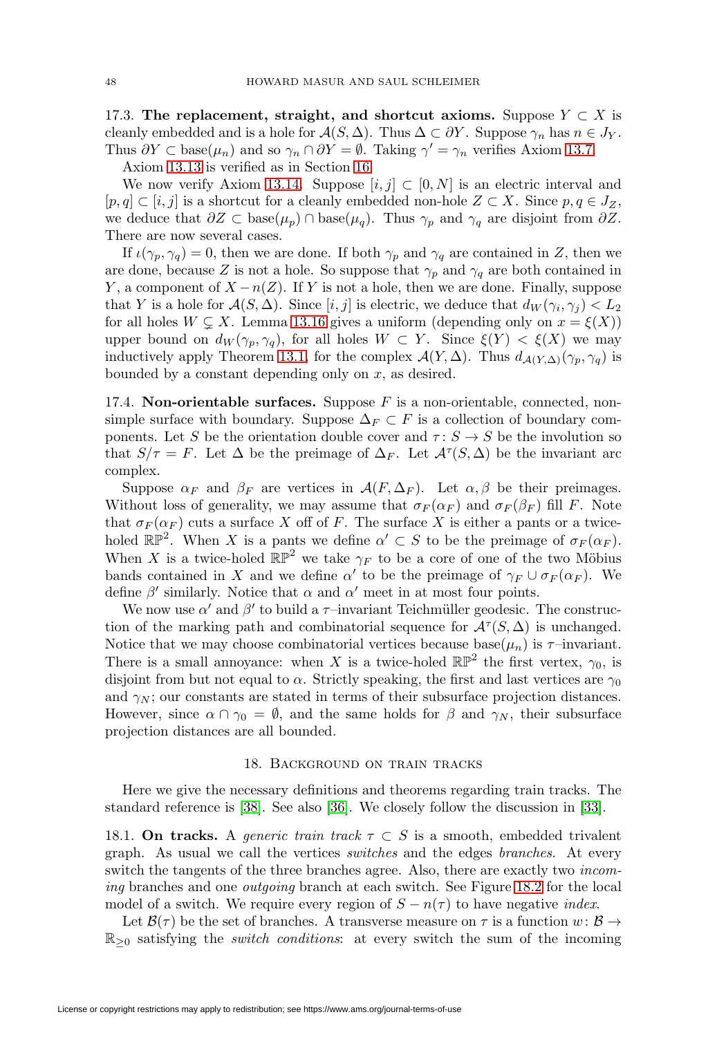17.3. **The replacement, straight, and shortcut axioms.** Suppose $Y \subset X$ is cleanly embedded and is a hole for $\mathcal{A}(S, \Delta)$. Thus $\Delta \subset \partial Y$. Suppose $\gamma_n$ has $n \in J_Y$. Thus $\partial Y \subset \operatorname{base}(\mu_n)$ and so $\gamma_n \cap \partial Y = \emptyset$. Taking $\gamma' = \gamma_n$ verifies Axiom 13.7.

Axiom 13.13 is verified as in Section 16.

We now verify Axiom 13.14. Suppose $[i, j] \subset [0, N]$ is an electric interval and $[p, q] \subset [i, j]$ is a shortcut for a cleanly embedded non-hole $Z \subset X$. Since $p, q \in J_Z$, we deduce that $\partial Z \subset \operatorname{base}(\mu_p) \cap \operatorname{base}(\mu_q)$. Thus $\gamma_p$ and $\gamma_q$ are disjoint from $\partial Z$. There are now several cases.

If $\iota(\gamma_p, \gamma_q) = 0$, then we are done. If both $\gamma_p$ and $\gamma_q$ are contained in $Z$, then we are done, because $Z$ is not a hole. So suppose that $\gamma_p$ and $\gamma_q$ are both contained in $Y$, a component of $X - n(Z)$. If $Y$ is not a hole, then we are done. Finally, suppose that $Y$ is a hole for $\mathcal{A}(S, \Delta)$. Since $[i, j]$ is electric, we deduce that $d_W(\gamma_i, \gamma_j) < L_2$ for all holes $W \subsetneq X$. Lemma 13.16 gives a uniform (depending only on $x = \xi(X)$) upper bound on $d_W(\gamma_p, \gamma_q)$, for all holes $W \subset Y$. Since $\xi(Y) < \xi(X)$ we may inductively apply Theorem 13.1, for the complex $\mathcal{A}(Y, \Delta)$. Thus $d_{\mathcal{A}(Y,\Delta)}(\gamma_p, \gamma_q)$ is bounded by a constant depending only on $x$, as desired.

17.4. **Non-orientable surfaces.** Suppose $F$ is a non-orientable, connected, non-simple surface with boundary. Suppose $\Delta_F \subset F$ is a collection of boundary components. Let $S$ be the orientation double cover and $\tau\colon S \to S$ be the involution so that $S/\tau = F$. Let $\Delta$ be the preimage of $\Delta_F$. Let $\mathcal{A}^\tau(S, \Delta)$ be the invariant arc complex.

Suppose $\alpha_F$ and $\beta_F$ are vertices in $\mathcal{A}(F, \Delta_F)$. Let $\alpha, \beta$ be their preimages. Without loss of generality, we may assume that $\sigma_F(\alpha_F)$ and $\sigma_F(\beta_F)$ fill $F$. Note that $\sigma_F(\alpha_F)$ cuts a surface $X$ off of $F$. The surface $X$ is either a pants or a twice-holed $\mathbb{RP}^2$. When $X$ is a pants we define $\alpha' \subset S$ to be the preimage of $\sigma_F(\alpha_F)$. When $X$ is a twice-holed $\mathbb{RP}^2$ we take $\gamma_F$ to be a core of one of the two Möbius bands contained in $X$ and we define $\alpha'$ to be the preimage of $\gamma_F \cup \sigma_F(\alpha_F)$. We define $\beta'$ similarly. Notice that $\alpha$ and $\alpha'$ meet in at most four points.

We now use $\alpha'$ and $\beta'$ to build a $\tau$–invariant Teichmüller geodesic. The construction of the marking path and combinatorial sequence for $\mathcal{A}^\tau(S, \Delta)$ is unchanged. Notice that we may choose combinatorial vertices because $\operatorname{base}(\mu_n)$ is $\tau$–invariant. There is a small annoyance: when $X$ is a twice-holed $\mathbb{RP}^2$ the first vertex, $\gamma_0$, is disjoint from but not equal to $\alpha$. Strictly speaking, the first and last vertices are $\gamma_0$ and $\gamma_N$; our constants are stated in terms of their subsurface projection distances. However, since $\alpha \cap \gamma_0 = \emptyset$, and the same holds for $\beta$ and $\gamma_N$, their subsurface projection distances are all bounded.

## 18. Background on train tracks

Here we give the necessary definitions and theorems regarding train tracks. The standard reference is [38]. See also [36]. We closely follow the discussion in [33].

18.1. **On tracks.** A *generic train track* $\tau \subset S$ is a smooth, embedded trivalent graph. As usual we call the vertices *switches* and the edges *branches*. At every switch the tangents of the three branches agree. Also, there are exactly two *incoming* branches and one *outgoing* branch at each switch. See Figure 18.2 for the local model of a switch. We require every region of $S - n(\tau)$ to have negative *index*.

Let $\mathcal{B}(\tau)$ be the set of branches. A transverse measure on $\tau$ is a function $w\colon \mathcal{B} \to \mathbb{R}_{\geq 0}$ satisfying the *switch conditions*: at every switch the sum of the incoming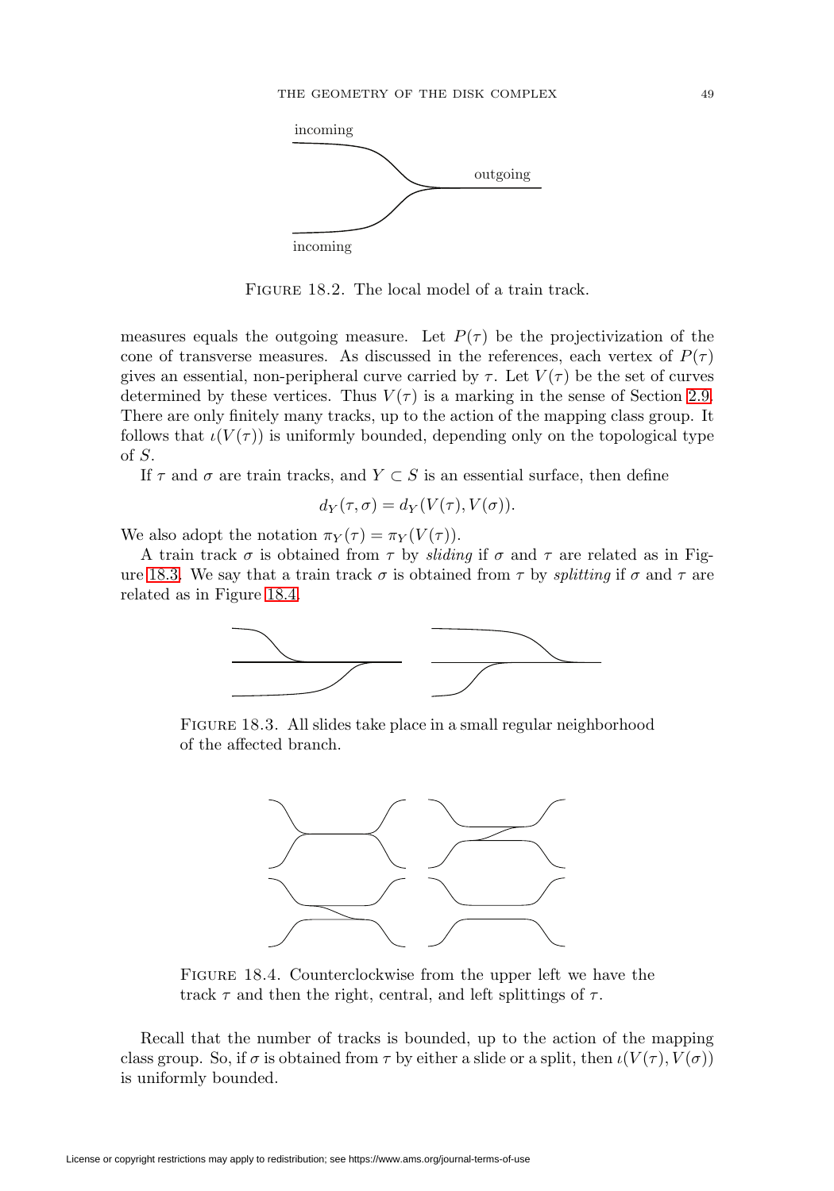incoming

outgoing

incoming

Figure 18.2. The local model of a train track.

measures equals the outgoing measure. Let $P(\tau)$ be the projectivization of the cone of transverse measures. As discussed in the references, each vertex of $P(\tau)$ gives an essential, non-peripheral curve carried by $\tau$. Let $V(\tau)$ be the set of curves determined by these vertices. Thus $V(\tau)$ is a marking in the sense of Section 2.9. There are only finitely many tracks, up to the action of the mapping class group. It follows that $\iota(V(\tau))$ is uniformly bounded, depending only on the topological type of $S$.

If $\tau$ and $\sigma$ are train tracks, and $Y \subset S$ is an essential surface, then define

$$d_Y(\tau, \sigma) = d_Y(V(\tau), V(\sigma)).$$

We also adopt the notation $\pi_Y(\tau) = \pi_Y(V(\tau))$.

A train track $\sigma$ is obtained from $\tau$ by *sliding* if $\sigma$ and $\tau$ are related as in Figure 18.3. We say that a train track $\sigma$ is obtained from $\tau$ by *splitting* if $\sigma$ and $\tau$ are related as in Figure 18.4.

Figure 18.3. All slides take place in a small regular neighborhood of the affected branch.

Figure 18.4. Counterclockwise from the upper left we have the track $\tau$ and then the right, central, and left splittings of $\tau$.

Recall that the number of tracks is bounded, up to the action of the mapping class group. So, if $\sigma$ is obtained from $\tau$ by either a slide or a split, then $\iota(V(\tau), V(\sigma))$ is uniformly bounded.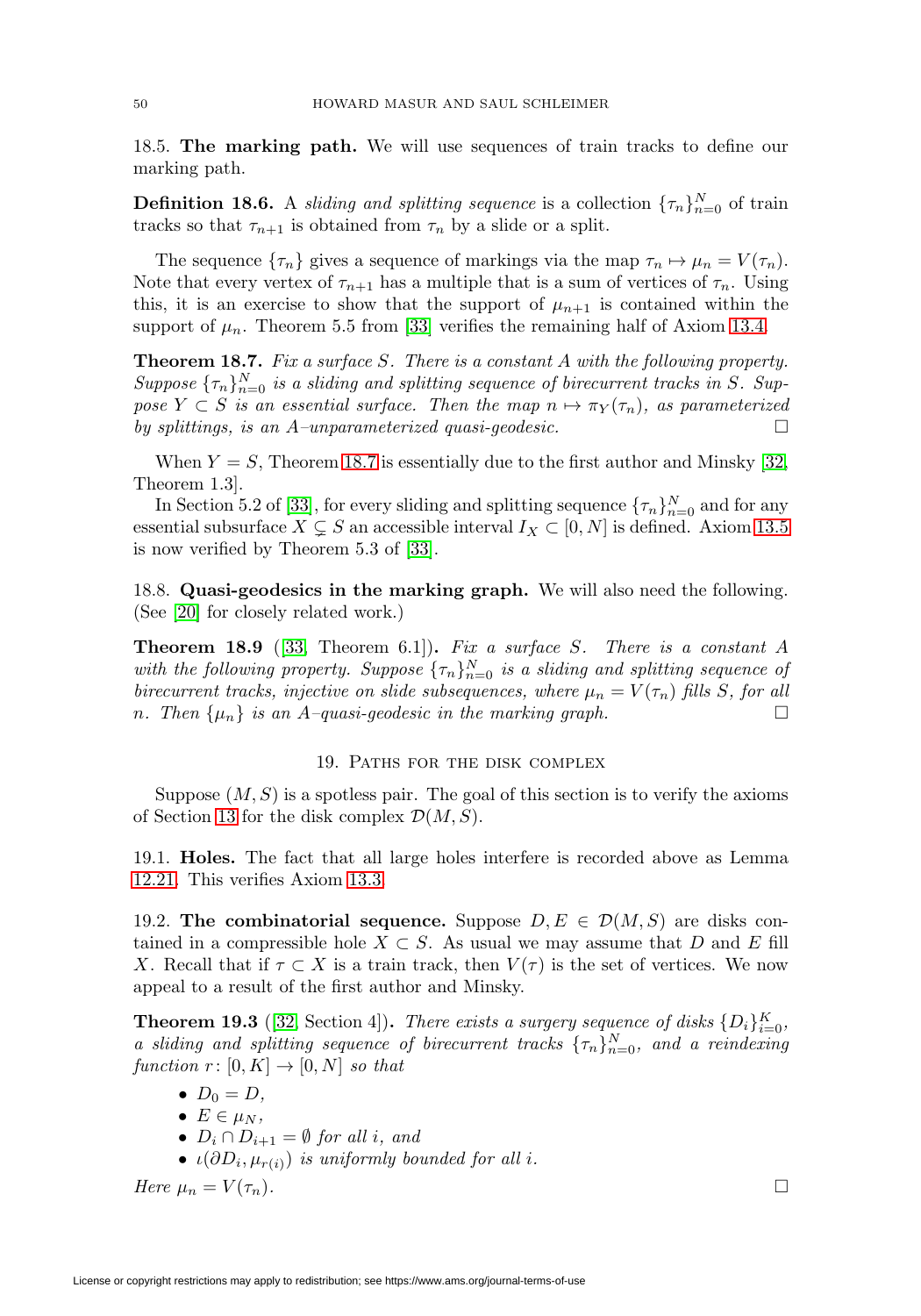18.5. **The marking path.** We will use sequences of train tracks to define our marking path.

**Definition 18.6.** A *sliding and splitting sequence* is a collection $\{\tau_n\}_{n=0}^N$ of train tracks so that $\tau_{n+1}$ is obtained from $\tau_n$ by a slide or a split.

The sequence $\{\tau_n\}$ gives a sequence of markings via the map $\tau_n \mapsto \mu_n = V(\tau_n)$. Note that every vertex of $\tau_{n+1}$ has a multiple that is a sum of vertices of $\tau_n$. Using this, it is an exercise to show that the support of $\mu_{n+1}$ is contained within the support of $\mu_n$. Theorem 5.5 from [33] verifies the remaining half of Axiom 13.4.

**Theorem 18.7.** *Fix a surface $S$. There is a constant $A$ with the following property. Suppose $\{\tau_n\}_{n=0}^N$ is a sliding and splitting sequence of birecurrent tracks in $S$. Suppose $Y \subset S$ is an essential surface. Then the map $n \mapsto \pi_Y(\tau_n)$, as parameterized by splittings, is an $A$–unparameterized quasi-geodesic.* □

When $Y = S$, Theorem 18.7 is essentially due to the first author and Minsky [32, Theorem 1.3].

In Section 5.2 of [33], for every sliding and splitting sequence $\{\tau_n\}_{n=0}^N$ and for any essential subsurface $X \subsetneq S$ an accessible interval $I_X \subset [0, N]$ is defined. Axiom 13.5 is now verified by Theorem 5.3 of [33].

18.8. **Quasi-geodesics in the marking graph.** We will also need the following. (See [20] for closely related work.)

**Theorem 18.9** ([33, Theorem 6.1])**.** *Fix a surface $S$. There is a constant $A$ with the following property. Suppose $\{\tau_n\}_{n=0}^N$ is a sliding and splitting sequence of birecurrent tracks, injective on slide subsequences, where $\mu_n = V(\tau_n)$ fills $S$, for all $n$. Then $\{\mu_n\}$ is an $A$–quasi-geodesic in the marking graph.* □

## 19. Paths for the disk complex

Suppose $(M, S)$ is a spotless pair. The goal of this section is to verify the axioms of Section 13 for the disk complex $\mathcal{D}(M, S)$.

19.1. **Holes.** The fact that all large holes interfere is recorded above as Lemma 12.21. This verifies Axiom 13.3.

19.2. **The combinatorial sequence.** Suppose $D, E \in \mathcal{D}(M, S)$ are disks contained in a compressible hole $X \subset S$. As usual we may assume that $D$ and $E$ fill $X$. Recall that if $\tau \subset X$ is a train track, then $V(\tau)$ is the set of vertices. We now appeal to a result of the first author and Minsky.

**Theorem 19.3** ([32, Section 4])**.** *There exists a surgery sequence of disks $\{D_i\}_{i=0}^K$, a sliding and splitting sequence of birecurrent tracks $\{\tau_n\}_{n=0}^N$, and a reindexing function $r \colon [0, K] \to [0, N]$ so that*

- $D_0 = D$,
- $E \in \mu_N$,
- $D_i \cap D_{i+1} = \emptyset$ *for all $i$, and*
- $\iota(\partial D_i, \mu_{r(i)})$ *is uniformly bounded for all $i$.*

*Here $\mu_n = V(\tau_n)$.* □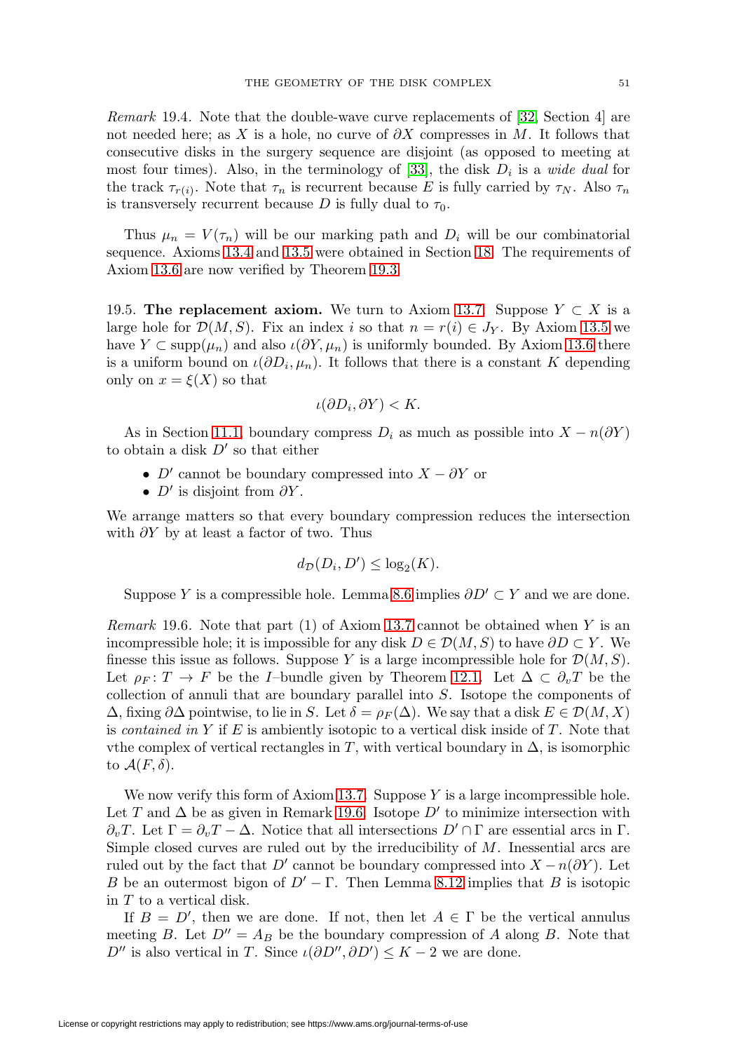*Remark* 19.4. Note that the double-wave curve replacements of [32, Section 4] are not needed here; as $X$ is a hole, no curve of $\partial X$ compresses in $M$. It follows that consecutive disks in the surgery sequence are disjoint (as opposed to meeting at most four times). Also, in the terminology of [33], the disk $D_i$ is a *wide dual* for the track $\tau_{r(i)}$. Note that $\tau_n$ is recurrent because $E$ is fully carried by $\tau_N$. Also $\tau_n$ is transversely recurrent because $D$ is fully dual to $\tau_0$.

Thus $\mu_n = V(\tau_n)$ will be our marking path and $D_i$ will be our combinatorial sequence. Axioms 13.4 and 13.5 were obtained in Section 18. The requirements of Axiom 13.6 are now verified by Theorem 19.3.

19.5. **The replacement axiom.** We turn to Axiom 13.7. Suppose $Y \subset X$ is a large hole for $\mathcal{D}(M, S)$. Fix an index $i$ so that $n = r(i) \in J_Y$. By Axiom 13.5 we have $Y \subset \operatorname{supp}(\mu_n)$ and also $\iota(\partial Y, \mu_n)$ is uniformly bounded. By Axiom 13.6 there is a uniform bound on $\iota(\partial D_i, \mu_n)$. It follows that there is a constant $K$ depending only on $x = \xi(X)$ so that

$$\iota(\partial D_i, \partial Y) < K.$$

As in Section 11.1, boundary compress $D_i$ as much as possible into $X - n(\partial Y)$ to obtain a disk $D'$ so that either

- $D'$ cannot be boundary compressed into $X - \partial Y$ or
- $D'$ is disjoint from $\partial Y$.

We arrange matters so that every boundary compression reduces the intersection with $\partial Y$ by at least a factor of two. Thus

$$d_{\mathcal{D}}(D_i, D') \leq \log_2(K).$$

Suppose $Y$ is a compressible hole. Lemma 8.6 implies $\partial D' \subset Y$ and we are done.

*Remark* 19.6. Note that part (1) of Axiom 13.7 cannot be obtained when $Y$ is an incompressible hole; it is impossible for any disk $D \in \mathcal{D}(M, S)$ to have $\partial D \subset Y$. We finesse this issue as follows. Suppose $Y$ is a large incompressible hole for $\mathcal{D}(M, S)$. Let $\rho_F \colon T \to F$ be the $I$–bundle given by Theorem 12.1. Let $\Delta \subset \partial_v T$ be the collection of annuli that are boundary parallel into $S$. Isotope the components of $\Delta$, fixing $\partial\Delta$ pointwise, to lie in $S$. Let $\delta = \rho_F(\Delta)$. We say that a disk $E \in \mathcal{D}(M, X)$ is *contained in* $Y$ if $E$ is ambiently isotopic to a vertical disk inside of $T$. Note that vthe complex of vertical rectangles in $T$, with vertical boundary in $\Delta$, is isomorphic to $\mathcal{A}(F, \delta)$.

We now verify this form of Axiom 13.7. Suppose $Y$ is a large incompressible hole. Let $T$ and $\Delta$ be as given in Remark 19.6. Isotope $D'$ to minimize intersection with $\partial_v T$. Let $\Gamma = \partial_v T - \Delta$. Notice that all intersections $D' \cap \Gamma$ are essential arcs in $\Gamma$. Simple closed curves are ruled out by the irreducibility of $M$. Inessential arcs are ruled out by the fact that $D'$ cannot be boundary compressed into $X - n(\partial Y)$. Let $B$ be an outermost bigon of $D' - \Gamma$. Then Lemma 8.12 implies that $B$ is isotopic in $T$ to a vertical disk.

If $B = D'$, then we are done. If not, then let $A \in \Gamma$ be the vertical annulus meeting $B$. Let $D'' = A_B$ be the boundary compression of $A$ along $B$. Note that $D''$ is also vertical in $T$. Since $\iota(\partial D'', \partial D') \leq K - 2$ we are done.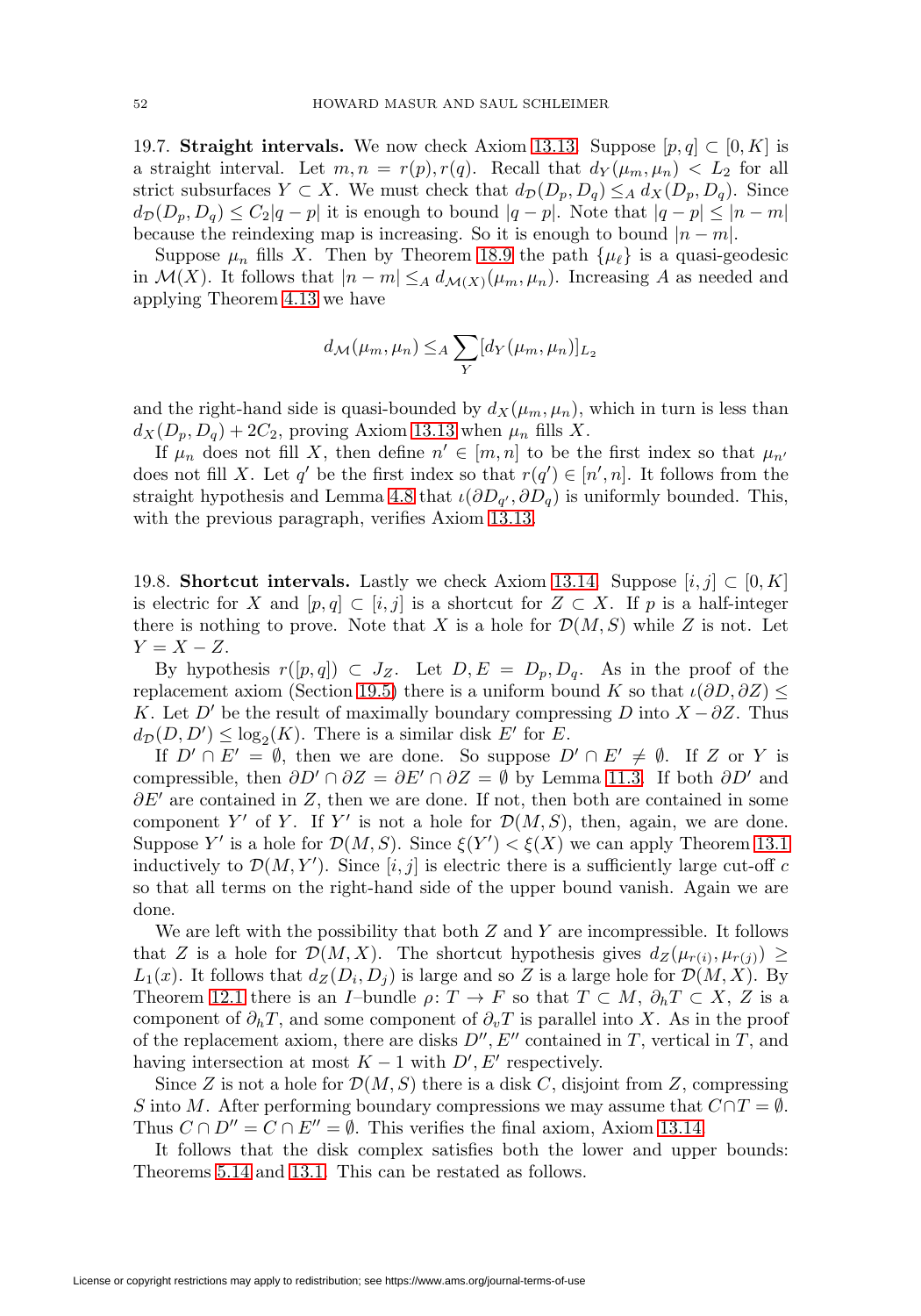19.7. **Straight intervals.** We now check Axiom 13.13. Suppose $[p, q] \subset [0, K]$ is a straight interval. Let $m, n = r(p), r(q)$. Recall that $d_Y(\mu_m, \mu_n) < L_2$ for all strict subsurfaces $Y \subset X$. We must check that $d_{\mathcal{D}}(D_p, D_q) \leq_A d_X(D_p, D_q)$. Since $d_{\mathcal{D}}(D_p, D_q) \leq C_2|q-p|$ it is enough to bound $|q-p|$. Note that $|q-p| \leq |n-m|$ because the reindexing map is increasing. So it is enough to bound $|n-m|$.

Suppose $\mu_n$ fills $X$. Then by Theorem 18.9 the path $\{\mu_\ell\}$ is a quasi-geodesic in $\mathcal{M}(X)$. It follows that $|n-m| \leq_A d_{\mathcal{M}(X)}(\mu_m, \mu_n)$. Increasing $A$ as needed and applying Theorem 4.13 we have

$$d_{\mathcal{M}}(\mu_m, \mu_n) \leq_A \sum_Y [d_Y(\mu_m, \mu_n)]_{L_2}$$

and the right-hand side is quasi-bounded by $d_X(\mu_m, \mu_n)$, which in turn is less than $d_X(D_p, D_q) + 2C_2$, proving Axiom 13.13 when $\mu_n$ fills $X$.

If $\mu_n$ does not fill $X$, then define $n' \in [m, n]$ to be the first index so that $\mu_{n'}$ does not fill $X$. Let $q'$ be the first index so that $r(q') \in [n', n]$. It follows from the straight hypothesis and Lemma 4.8 that $\iota(\partial D_{q'}, \partial D_q)$ is uniformly bounded. This, with the previous paragraph, verifies Axiom 13.13.

19.8. **Shortcut intervals.** Lastly we check Axiom 13.14. Suppose $[i, j] \subset [0, K]$ is electric for $X$ and $[p, q] \subset [i, j]$ is a shortcut for $Z \subset X$. If $p$ is a half-integer there is nothing to prove. Note that $X$ is a hole for $\mathcal{D}(M, S)$ while $Z$ is not. Let $Y = X - Z$.

By hypothesis $r([p, q]) \subset J_Z$. Let $D, E = D_p, D_q$. As in the proof of the replacement axiom (Section 19.5) there is a uniform bound $K$ so that $\iota(\partial D, \partial Z) \leq K$. Let $D'$ be the result of maximally boundary compressing $D$ into $X - \partial Z$. Thus $d_{\mathcal{D}}(D, D') \leq \log_2(K)$. There is a similar disk $E'$ for $E$.

If $D' \cap E' = \emptyset$, then we are done. So suppose $D' \cap E' \neq \emptyset$. If $Z$ or $Y$ is compressible, then $\partial D' \cap \partial Z = \partial E' \cap \partial Z = \emptyset$ by Lemma 11.3. If both $\partial D'$ and $\partial E'$ are contained in $Z$, then we are done. If not, then both are contained in some component $Y'$ of $Y$. If $Y'$ is not a hole for $\mathcal{D}(M, S)$, then, again, we are done. Suppose $Y'$ is a hole for $\mathcal{D}(M, S)$. Since $\xi(Y') < \xi(X)$ we can apply Theorem 13.1 inductively to $\mathcal{D}(M, Y')$. Since $[i, j]$ is electric there is a sufficiently large cut-off $c$ so that all terms on the right-hand side of the upper bound vanish. Again we are done.

We are left with the possibility that both $Z$ and $Y$ are incompressible. It follows that $Z$ is a hole for $\mathcal{D}(M, X)$. The shortcut hypothesis gives $d_Z(\mu_{r(i)}, \mu_{r(j)}) \geq L_1(x)$. It follows that $d_Z(D_i, D_j)$ is large and so $Z$ is a large hole for $\mathcal{D}(M, X)$. By Theorem 12.1 there is an $I$–bundle $\rho \colon T \to F$ so that $T \subset M$, $\partial_h T \subset X$, $Z$ is a component of $\partial_h T$, and some component of $\partial_v T$ is parallel into $X$. As in the proof of the replacement axiom, there are disks $D'', E''$ contained in $T$, vertical in $T$, and having intersection at most $K - 1$ with $D', E'$ respectively.

Since $Z$ is not a hole for $\mathcal{D}(M, S)$ there is a disk $C$, disjoint from $Z$, compressing $S$ into $M$. After performing boundary compressions we may assume that $C \cap T = \emptyset$. Thus $C \cap D'' = C \cap E'' = \emptyset$. This verifies the final axiom, Axiom 13.14.

It follows that the disk complex satisfies both the lower and upper bounds: Theorems 5.14 and 13.1. This can be restated as follows.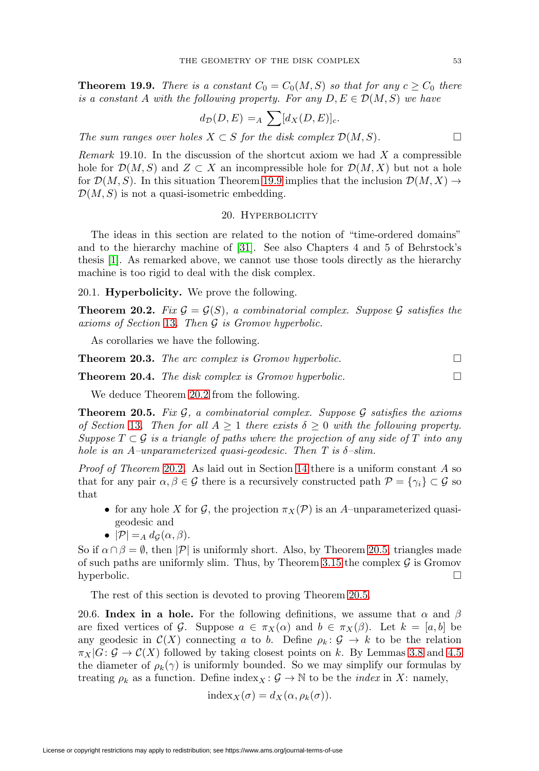**Theorem 19.9.** *There is a constant $C_0 = C_0(M, S)$ so that for any $c \geq C_0$ there is a constant $A$ with the following property. For any $D, E \in \mathcal{D}(M, S)$ we have*

$$d_{\mathcal{D}}(D, E) =_A \sum [d_X(D, E)]_c.$$

*The sum ranges over holes $X \subset S$ for the disk complex $\mathcal{D}(M, S)$.* □

*Remark* 19.10. In the discussion of the shortcut axiom we had $X$ a compressible hole for $\mathcal{D}(M, S)$ and $Z \subset X$ an incompressible hole for $\mathcal{D}(M, X)$ but not a hole for $\mathcal{D}(M, S)$. In this situation Theorem 19.9 implies that the inclusion $\mathcal{D}(M, X) \to \mathcal{D}(M, S)$ is not a quasi-isometric embedding.

## 20. Hyperbolicity

The ideas in this section are related to the notion of "time-ordered domains" and to the hierarchy machine of [31]. See also Chapters 4 and 5 of Behrstock's thesis [1]. As remarked above, we cannot use those tools directly as the hierarchy machine is too rigid to deal with the disk complex.

20.1. **Hyperbolicity.** We prove the following.

**Theorem 20.2.** *Fix $\mathcal{G} = \mathcal{G}(S)$, a combinatorial complex. Suppose $\mathcal{G}$ satisfies the axioms of Section 13. Then $\mathcal{G}$ is Gromov hyperbolic.*

As corollaries we have the following.

**Theorem 20.3.** *The arc complex is Gromov hyperbolic.* □

**Theorem 20.4.** *The disk complex is Gromov hyperbolic.* □

We deduce Theorem 20.2 from the following.

**Theorem 20.5.** *Fix $\mathcal{G}$, a combinatorial complex. Suppose $\mathcal{G}$ satisfies the axioms of Section 13. Then for all $A \geq 1$ there exists $\delta \geq 0$ with the following property. Suppose $T \subset \mathcal{G}$ is a triangle of paths where the projection of any side of $T$ into any hole is an $A$–unparameterized quasi-geodesic. Then $T$ is $\delta$–slim.*

*Proof of Theorem* 20.2. As laid out in Section 14 there is a uniform constant $A$ so that for any pair $\alpha, \beta \in \mathcal{G}$ there is a recursively constructed path $\mathcal{P} = \{\gamma_i\} \subset \mathcal{G}$ so that

- for any hole $X$ for $\mathcal{G}$, the projection $\pi_X(\mathcal{P})$ is an $A$–unparameterized quasi-geodesic and
- $|\mathcal{P}| =_A d_{\mathcal{G}}(\alpha, \beta)$.

So if $\alpha \cap \beta = \emptyset$, then $|\mathcal{P}|$ is uniformly short. Also, by Theorem 20.5, triangles made of such paths are uniformly slim. Thus, by Theorem 3.15 the complex $\mathcal{G}$ is Gromov hyperbolic. □

The rest of this section is devoted to proving Theorem 20.5.

20.6. **Index in a hole.** For the following definitions, we assume that $\alpha$ and $\beta$ are fixed vertices of $\mathcal{G}$. Suppose $a \in \pi_X(\alpha)$ and $b \in \pi_X(\beta)$. Let $k = [a, b]$ be any geodesic in $\mathcal{C}(X)$ connecting $a$ to $b$. Define $\rho_k \colon \mathcal{G} \to k$ to be the relation $\pi_X|G \colon \mathcal{G} \to \mathcal{C}(X)$ followed by taking closest points on $k$. By Lemmas 3.8 and 4.5 the diameter of $\rho_k(\gamma)$ is uniformly bounded. So we may simplify our formulas by treating $\rho_k$ as a function. Define $\text{index}_X \colon \mathcal{G} \to \mathbb{N}$ to be the *index* in $X$: namely,

$$\text{index}_X(\sigma) = d_X(\alpha, \rho_k(\sigma)).$$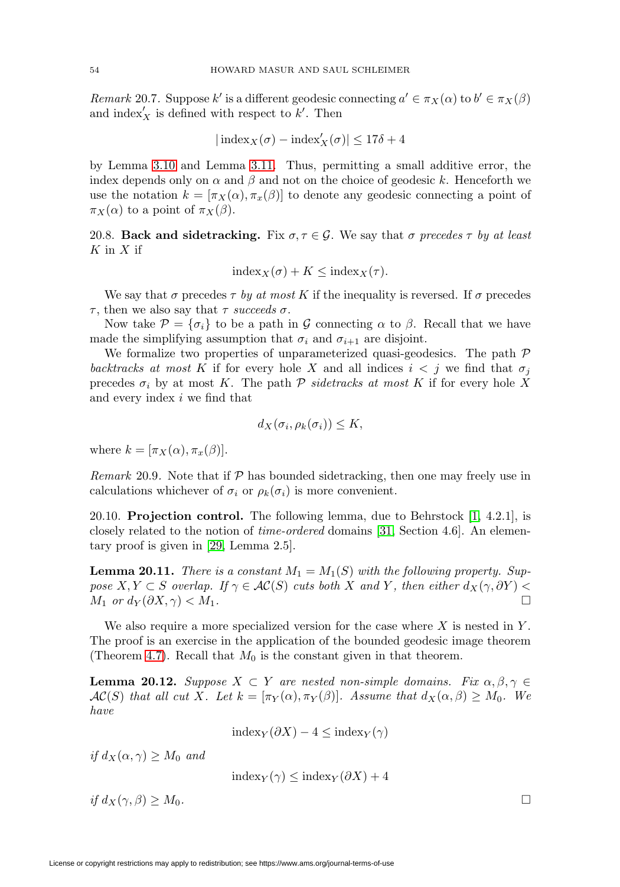*Remark* 20.7. Suppose $k'$ is a different geodesic connecting $a' \in \pi_X(\alpha)$ to $b' \in \pi_X(\beta)$ and $\operatorname{index}'_X$ is defined with respect to $k'$. Then

$$|\operatorname{index}_X(\sigma) - \operatorname{index}'_X(\sigma)| \leq 17\delta + 4$$

by Lemma 3.10 and Lemma 3.11. Thus, permitting a small additive error, the index depends only on $\alpha$ and $\beta$ and not on the choice of geodesic $k$. Henceforth we use the notation $k = [\pi_X(\alpha), \pi_x(\beta)]$ to denote any geodesic connecting a point of $\pi_X(\alpha)$ to a point of $\pi_X(\beta)$.

20.8. **Back and sidetracking.** Fix $\sigma, \tau \in \mathcal{G}$. We say that $\sigma$ *precedes* $\tau$ *by at least* $K$ in $X$ if

$$\operatorname{index}_X(\sigma) + K \leq \operatorname{index}_X(\tau).$$

We say that $\sigma$ precedes $\tau$ *by at most* $K$ if the inequality is reversed. If $\sigma$ precedes $\tau$, then we also say that $\tau$ *succeeds* $\sigma$.

Now take $\mathcal{P} = \{\sigma_i\}$ to be a path in $\mathcal{G}$ connecting $\alpha$ to $\beta$. Recall that we have made the simplifying assumption that $\sigma_i$ and $\sigma_{i+1}$ are disjoint.

We formalize two properties of unparameterized quasi-geodesics. The path $\mathcal{P}$ *backtracks at most* $K$ if for every hole $X$ and all indices $i < j$ we find that $\sigma_j$ precedes $\sigma_i$ by at most $K$. The path $\mathcal{P}$ *sidetracks at most* $K$ if for every hole $X$ and every index $i$ we find that

$$d_X(\sigma_i, \rho_k(\sigma_i)) \leq K,$$

where $k = [\pi_X(\alpha), \pi_x(\beta)]$.

*Remark* 20.9. Note that if $\mathcal{P}$ has bounded sidetracking, then one may freely use in calculations whichever of $\sigma_i$ or $\rho_k(\sigma_i)$ is more convenient.

20.10. **Projection control.** The following lemma, due to Behrstock [1, 4.2.1], is closely related to the notion of *time-ordered* domains [31, Section 4.6]. An elementary proof is given in [29, Lemma 2.5].

**Lemma 20.11.** *There is a constant $M_1 = M_1(S)$ with the following property. Suppose $X, Y \subset S$ overlap. If $\gamma \in \mathcal{AC}(S)$ cuts both $X$ and $Y$, then either $d_X(\gamma, \partial Y) < M_1$ or $d_Y(\partial X, \gamma) < M_1$.* □

We also require a more specialized version for the case where $X$ is nested in $Y$. The proof is an exercise in the application of the bounded geodesic image theorem (Theorem 4.7). Recall that $M_0$ is the constant given in that theorem.

**Lemma 20.12.** *Suppose $X \subset Y$ are nested non-simple domains. Fix $\alpha, \beta, \gamma \in \mathcal{AC}(S)$ that all cut $X$. Let $k = [\pi_Y(\alpha), \pi_Y(\beta)]$. Assume that $d_X(\alpha, \beta) \geq M_0$. We have*

$$\operatorname{index}_Y(\partial X) - 4 \leq \operatorname{index}_Y(\gamma)$$

*if $d_X(\alpha, \gamma) \geq M_0$ and*

$$\operatorname{index}_Y(\gamma) \leq \operatorname{index}_Y(\partial X) + 4$$

*if $d_X(\gamma, \beta) \geq M_0$.* □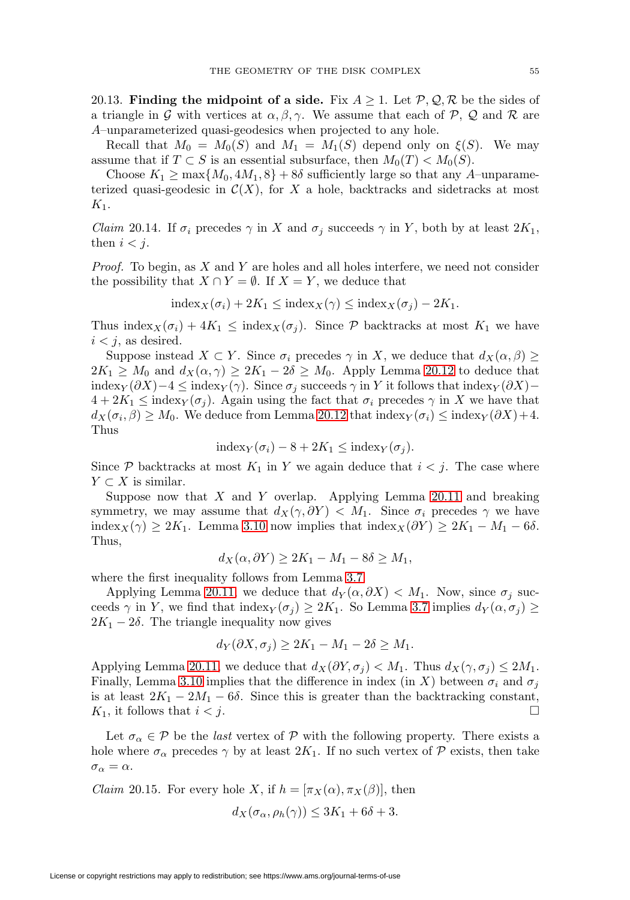20.13. **Finding the midpoint of a side.** Fix $A \geq 1$. Let $\mathcal{P}, \mathcal{Q}, \mathcal{R}$ be the sides of a triangle in $\mathcal{G}$ with vertices at $\alpha, \beta, \gamma$. We assume that each of $\mathcal{P}$, $\mathcal{Q}$ and $\mathcal{R}$ are $A$–unparameterized quasi-geodesics when projected to any hole.

Recall that $M_0 = M_0(S)$ and $M_1 = M_1(S)$ depend only on $\xi(S)$. We may assume that if $T \subset S$ is an essential subsurface, then $M_0(T) < M_0(S)$.

Choose $K_1 \geq \max\{M_0, 4M_1, 8\} + 8\delta$ sufficiently large so that any $A$–unparameterized quasi-geodesic in $\mathcal{C}(X)$, for $X$ a hole, backtracks and sidetracks at most $K_1$.

*Claim* 20.14. If $\sigma_i$ precedes $\gamma$ in $X$ and $\sigma_j$ succeeds $\gamma$ in $Y$, both by at least $2K_1$, then $i < j$.

*Proof.* To begin, as $X$ and $Y$ are holes and all holes interfere, we need not consider the possibility that $X \cap Y = \emptyset$. If $X = Y$, we deduce that

$$\operatorname{index}_X(\sigma_i) + 2K_1 \leq \operatorname{index}_X(\gamma) \leq \operatorname{index}_X(\sigma_j) - 2K_1.$$

Thus $\operatorname{index}_X(\sigma_i) + 4K_1 \leq \operatorname{index}_X(\sigma_j)$. Since $\mathcal{P}$ backtracks at most $K_1$ we have $i < j$, as desired.

Suppose instead $X \subset Y$. Since $\sigma_i$ precedes $\gamma$ in $X$, we deduce that $d_X(\alpha, \beta) \geq 2K_1 \geq M_0$ and $d_X(\alpha, \gamma) \geq 2K_1 - 2\delta \geq M_0$. Apply Lemma 20.12 to deduce that $\operatorname{index}_Y(\partial X) - 4 \leq \operatorname{index}_Y(\gamma)$. Since $\sigma_j$ succeeds $\gamma$ in $Y$ it follows that $\operatorname{index}_Y(\partial X) - 4 + 2K_1 \leq \operatorname{index}_Y(\sigma_j)$. Again using the fact that $\sigma_i$ precedes $\gamma$ in $X$ we have that $d_X(\sigma_i, \beta) \geq M_0$. We deduce from Lemma 20.12 that $\operatorname{index}_Y(\sigma_i) \leq \operatorname{index}_Y(\partial X) + 4$. Thus

$$\operatorname{index}_Y(\sigma_i) - 8 + 2K_1 \leq \operatorname{index}_Y(\sigma_j).$$

Since $\mathcal{P}$ backtracks at most $K_1$ in $Y$ we again deduce that $i < j$. The case where $Y \subset X$ is similar.

Suppose now that $X$ and $Y$ overlap. Applying Lemma 20.11 and breaking symmetry, we may assume that $d_X(\gamma, \partial Y) < M_1$. Since $\sigma_i$ precedes $\gamma$ we have $\operatorname{index}_X(\gamma) \geq 2K_1$. Lemma 3.10 now implies that $\operatorname{index}_X(\partial Y) \geq 2K_1 - M_1 - 6\delta$. Thus,

$$d_X(\alpha, \partial Y) \geq 2K_1 - M_1 - 8\delta \geq M_1,$$

where the first inequality follows from Lemma 3.7.

Applying Lemma 20.11, we deduce that $d_Y(\alpha, \partial X) < M_1$. Now, since $\sigma_j$ succeeds $\gamma$ in $Y$, we find that $\operatorname{index}_Y(\sigma_j) \geq 2K_1$. So Lemma 3.7 implies $d_Y(\alpha, \sigma_j) \geq 2K_1 - 2\delta$. The triangle inequality now gives

$$d_Y(\partial X, \sigma_j) \geq 2K_1 - M_1 - 2\delta \geq M_1.$$

Applying Lemma 20.11, we deduce that $d_X(\partial Y, \sigma_j) < M_1$. Thus $d_X(\gamma, \sigma_j) \leq 2M_1$. Finally, Lemma 3.10 implies that the difference in index (in $X$) between $\sigma_i$ and $\sigma_j$ is at least $2K_1 - 2M_1 - 6\delta$. Since this is greater than the backtracking constant, $K_1$, it follows that $i < j$. $\square$

Let $\sigma_\alpha \in \mathcal{P}$ be the *last* vertex of $\mathcal{P}$ with the following property. There exists a hole where $\sigma_\alpha$ precedes $\gamma$ by at least $2K_1$. If no such vertex of $\mathcal{P}$ exists, then take $\sigma_\alpha = \alpha$.

*Claim* 20.15. For every hole $X$, if $h = [\pi_X(\alpha), \pi_X(\beta)]$, then

$$d_X(\sigma_\alpha, \rho_h(\gamma)) \leq 3K_1 + 6\delta + 3.$$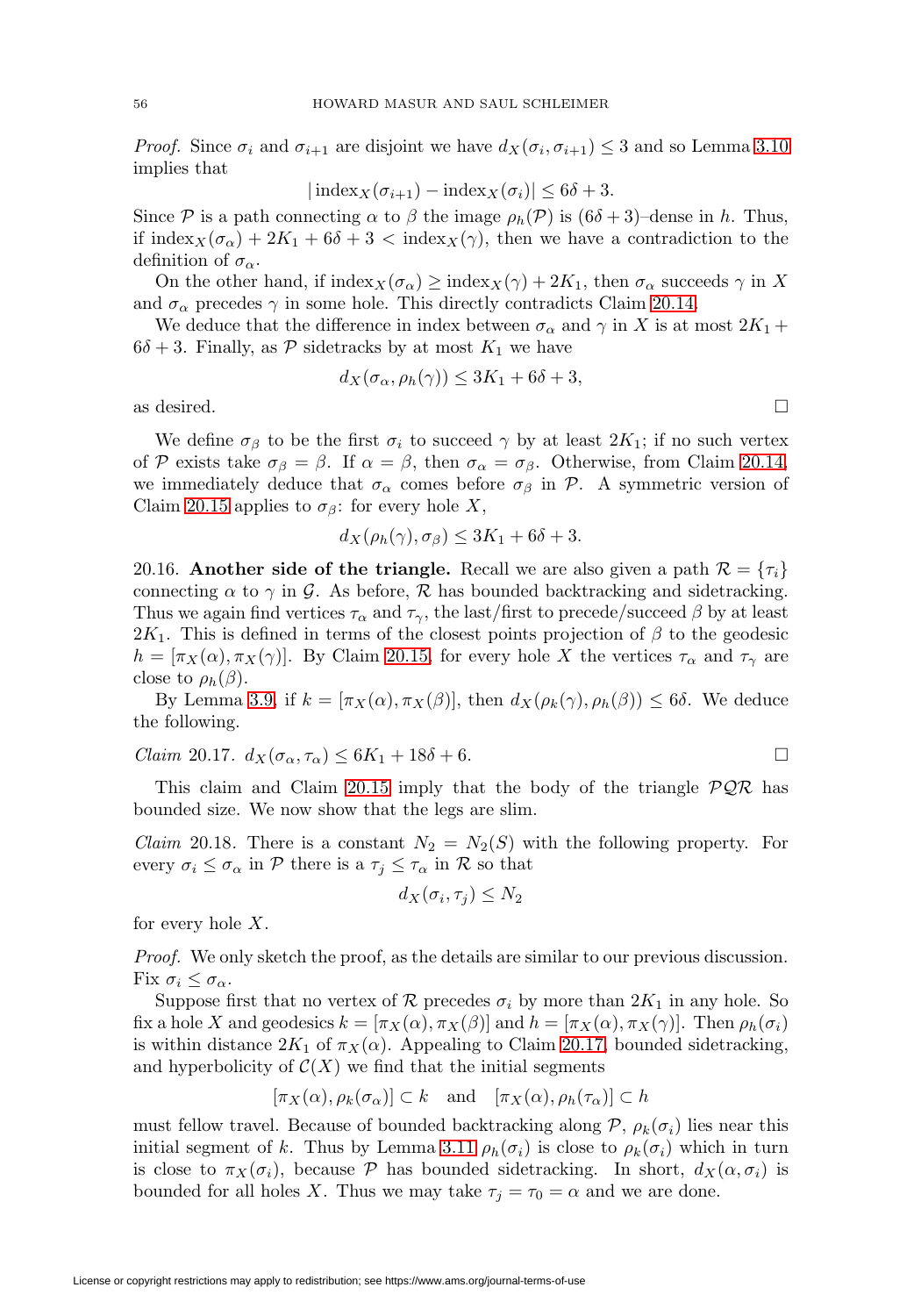*Proof.* Since $\sigma_i$ and $\sigma_{i+1}$ are disjoint we have $d_X(\sigma_i, \sigma_{i+1}) \leq 3$ and so Lemma 3.10 implies that

$$|\operatorname{index}_X(\sigma_{i+1}) - \operatorname{index}_X(\sigma_i)| \leq 6\delta + 3.$$

Since $\mathcal{P}$ is a path connecting $\alpha$ to $\beta$ the image $\rho_h(\mathcal{P})$ is $(6\delta+3)$–dense in $h$. Thus, if $\operatorname{index}_X(\sigma_\alpha) + 2K_1 + 6\delta + 3 < \operatorname{index}_X(\gamma)$, then we have a contradiction to the definition of $\sigma_\alpha$.

On the other hand, if $\operatorname{index}_X(\sigma_\alpha) \geq \operatorname{index}_X(\gamma) + 2K_1$, then $\sigma_\alpha$ succeeds $\gamma$ in $X$ and $\sigma_\alpha$ precedes $\gamma$ in some hole. This directly contradicts Claim 20.14.

We deduce that the difference in index between $\sigma_\alpha$ and $\gamma$ in $X$ is at most $2K_1 + 6\delta + 3$. Finally, as $\mathcal{P}$ sidetracks by at most $K_1$ we have

$$d_X(\sigma_\alpha, \rho_h(\gamma)) \leq 3K_1 + 6\delta + 3,$$

as desired. $\square$

We define $\sigma_\beta$ to be the first $\sigma_i$ to succeed $\gamma$ by at least $2K_1$; if no such vertex of $\mathcal{P}$ exists take $\sigma_\beta = \beta$. If $\alpha = \beta$, then $\sigma_\alpha = \sigma_\beta$. Otherwise, from Claim 20.14, we immediately deduce that $\sigma_\alpha$ comes before $\sigma_\beta$ in $\mathcal{P}$. A symmetric version of Claim 20.15 applies to $\sigma_\beta$: for every hole $X$,

$$d_X(\rho_h(\gamma), \sigma_\beta) \leq 3K_1 + 6\delta + 3.$$

20.16. **Another side of the triangle.** Recall we are also given a path $\mathcal{R} = \{\tau_i\}$ connecting $\alpha$ to $\gamma$ in $\mathcal{G}$. As before, $\mathcal{R}$ has bounded backtracking and sidetracking. Thus we again find vertices $\tau_\alpha$ and $\tau_\gamma$, the last/first to precede/succeed $\beta$ by at least $2K_1$. This is defined in terms of the closest points projection of $\beta$ to the geodesic $h = [\pi_X(\alpha), \pi_X(\gamma)]$. By Claim 20.15, for every hole $X$ the vertices $\tau_\alpha$ and $\tau_\gamma$ are close to $\rho_h(\beta)$.

By Lemma 3.9, if $k = [\pi_X(\alpha), \pi_X(\beta)]$, then $d_X(\rho_k(\gamma), \rho_h(\beta)) \leq 6\delta$. We deduce the following.

*Claim* 20.17. $d_X(\sigma_\alpha, \tau_\alpha) \leq 6K_1 + 18\delta + 6$. $\square$

This claim and Claim 20.15 imply that the body of the triangle $\mathcal{PQR}$ has bounded size. We now show that the legs are slim.

*Claim* 20.18. There is a constant $N_2 = N_2(S)$ with the following property. For every $\sigma_i \leq \sigma_\alpha$ in $\mathcal{P}$ there is a $\tau_j \leq \tau_\alpha$ in $\mathcal{R}$ so that

$$d_X(\sigma_i, \tau_j) \leq N_2$$

for every hole $X$.

*Proof.* We only sketch the proof, as the details are similar to our previous discussion. Fix $\sigma_i \leq \sigma_\alpha$.

Suppose first that no vertex of $\mathcal{R}$ precedes $\sigma_i$ by more than $2K_1$ in any hole. So fix a hole $X$ and geodesics $k = [\pi_X(\alpha), \pi_X(\beta)]$ and $h = [\pi_X(\alpha), \pi_X(\gamma)]$. Then $\rho_h(\sigma_i)$ is within distance $2K_1$ of $\pi_X(\alpha)$. Appealing to Claim 20.17, bounded sidetracking, and hyperbolicity of $\mathcal{C}(X)$ we find that the initial segments

$$[\pi_X(\alpha), \rho_k(\sigma_\alpha)] \subset k \quad \text{and} \quad [\pi_X(\alpha), \rho_h(\tau_\alpha)] \subset h$$

must fellow travel. Because of bounded backtracking along $\mathcal{P}$, $\rho_k(\sigma_i)$ lies near this initial segment of $k$. Thus by Lemma 3.11 $\rho_h(\sigma_i)$ is close to $\rho_k(\sigma_i)$ which in turn is close to $\pi_X(\sigma_i)$, because $\mathcal{P}$ has bounded sidetracking. In short, $d_X(\alpha, \sigma_i)$ is bounded for all holes $X$. Thus we may take $\tau_j = \tau_0 = \alpha$ and we are done.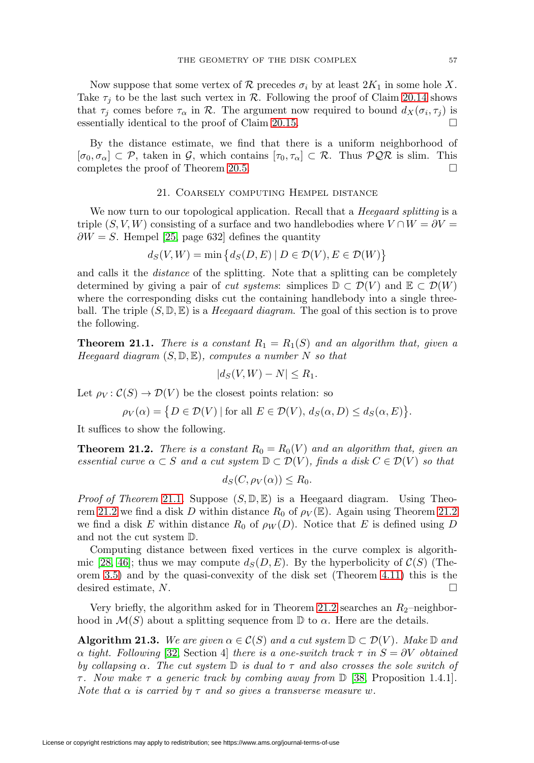Now suppose that some vertex of $\mathcal{R}$ precedes $\sigma_i$ by at least $2K_1$ in some hole $X$. Take $\tau_j$ to be the last such vertex in $\mathcal{R}$. Following the proof of Claim 20.14 shows that $\tau_j$ comes before $\tau_\alpha$ in $\mathcal{R}$. The argument now required to bound $d_X(\sigma_i, \tau_j)$ is essentially identical to the proof of Claim 20.15. □

By the distance estimate, we find that there is a uniform neighborhood of $[\sigma_0, \sigma_\alpha] \subset \mathcal{P}$, taken in $\mathcal{G}$, which contains $[\tau_0, \tau_\alpha] \subset \mathcal{R}$. Thus $\mathcal{PQR}$ is slim. This completes the proof of Theorem 20.5. □

## 21. Coarsely computing Hempel distance

We now turn to our topological application. Recall that a *Heegaard splitting* is a triple $(S, V, W)$ consisting of a surface and two handlebodies where $V \cap W = \partial V = \partial W = S$. Hempel [25, page 632] defines the quantity

$$d_S(V, W) = \min \{ d_S(D, E) \mid D \in \mathcal{D}(V), E \in \mathcal{D}(W) \}$$

and calls it the *distance* of the splitting. Note that a splitting can be completely determined by giving a pair of *cut systems*: simplices $\mathbb{D} \subset \mathcal{D}(V)$ and $\mathbb{E} \subset \mathcal{D}(W)$ where the corresponding disks cut the containing handlebody into a single three-ball. The triple $(S, \mathbb{D}, \mathbb{E})$ is a *Heegaard diagram*. The goal of this section is to prove the following.

**Theorem 21.1.** *There is a constant $R_1 = R_1(S)$ and an algorithm that, given a Heegaard diagram $(S, \mathbb{D}, \mathbb{E})$, computes a number $N$ so that*

$$|d_S(V, W) - N| \leq R_1.$$

Let $\rho_V \colon \mathcal{C}(S) \to \mathcal{D}(V)$ be the closest points relation: so

$$\rho_V(\alpha) = \{ D \in \mathcal{D}(V) \mid \text{for all } E \in \mathcal{D}(V),\, d_S(\alpha, D) \leq d_S(\alpha, E) \}.$$

It suffices to show the following.

**Theorem 21.2.** *There is a constant $R_0 = R_0(V)$ and an algorithm that, given an essential curve $\alpha \subset S$ and a cut system $\mathbb{D} \subset \mathcal{D}(V)$, finds a disk $C \in \mathcal{D}(V)$ so that*

$$d_S(C, \rho_V(\alpha)) \leq R_0.$$

*Proof of Theorem* 21.1. Suppose $(S, \mathbb{D}, \mathbb{E})$ is a Heegaard diagram. Using Theorem 21.2 we find a disk $D$ within distance $R_0$ of $\rho_V(\mathbb{E})$. Again using Theorem 21.2 we find a disk $E$ within distance $R_0$ of $\rho_W(D)$. Notice that $E$ is defined using $D$ and not the cut system $\mathbb{D}$.

Computing distance between fixed vertices in the curve complex is algorithmic [28, 46]; thus we may compute $d_S(D, E)$. By the hyperbolicity of $\mathcal{C}(S)$ (Theorem 3.5) and by the quasi-convexity of the disk set (Theorem 4.11) this is the desired estimate, $N$. □

Very briefly, the algorithm asked for in Theorem 21.2 searches an $R_2$–neighborhood in $\mathcal{M}(S)$ about a splitting sequence from $\mathbb{D}$ to $\alpha$. Here are the details.

**Algorithm 21.3.** *We are given $\alpha \in \mathcal{C}(S)$ and a cut system $\mathbb{D} \subset \mathcal{D}(V)$. Make $\mathbb{D}$ and $\alpha$ tight. Following* [32, Section 4] *there is a one-switch track $\tau$ in $S = \partial V$ obtained by collapsing $\alpha$. The cut system $\mathbb{D}$ is dual to $\tau$ and also crosses the sole switch of $\tau$. Now make $\tau$ a generic track by combing away from $\mathbb{D}$* [38, Proposition 1.4.1]. *Note that $\alpha$ is carried by $\tau$ and so gives a transverse measure $w$.*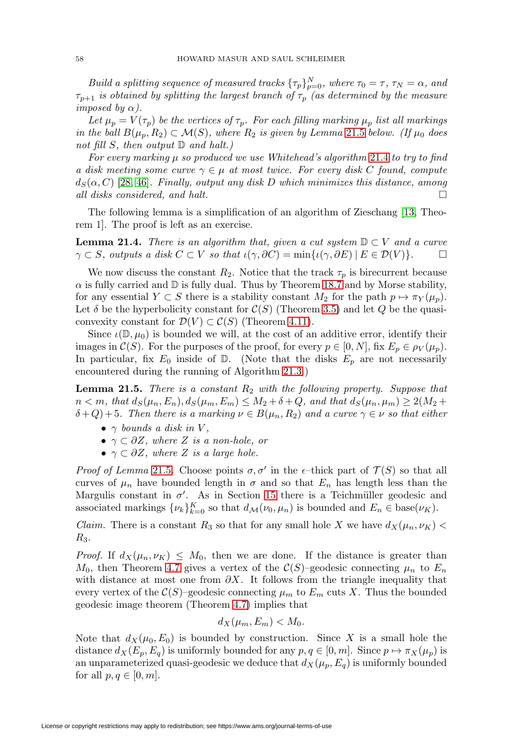*Build a splitting sequence of measured tracks $\{\tau_p\}_{p=0}^N$, where $\tau_0 = \tau$, $\tau_N = \alpha$, and $\tau_{p+1}$ is obtained by splitting the largest branch of $\tau_p$ (as determined by the measure imposed by $\alpha$).*

*Let $\mu_p = V(\tau_p)$ be the vertices of $\tau_p$. For each filling marking $\mu_p$ list all markings in the ball $B(\mu_p, R_2) \subset \mathcal{M}(S)$, where $R_2$ is given by Lemma 21.5 below. (If $\mu_0$ does not fill $S$, then output $\mathbb{D}$ and halt.)*

*For every marking $\mu$ so produced we use Whitehead's algorithm 21.4 to try to find a disk meeting some curve $\gamma \in \mu$ at most twice. For every disk $C$ found, compute $d_S(\alpha, C)$ [28, 46]. Finally, output any disk $D$ which minimizes this distance, among all disks considered, and halt.* □

The following lemma is a simplification of an algorithm of Zieschang [13, Theorem 1]. The proof is left as an exercise.

**Lemma 21.4.** *There is an algorithm that, given a cut system $\mathbb{D} \subset V$ and a curve $\gamma \subset S$, outputs a disk $C \subset V$ so that $\iota(\gamma, \partial C) = \min\{\iota(\gamma, \partial E) \mid E \in \mathcal{D}(V)\}$.* □

We now discuss the constant $R_2$. Notice that the track $\tau_p$ is birecurrent because $\alpha$ is fully carried and $\mathbb{D}$ is fully dual. Thus by Theorem 18.7 and by Morse stability, for any essential $Y \subset S$ there is a stability constant $M_2$ for the path $p \mapsto \pi_Y(\mu_p)$. Let $\delta$ be the hyperbolicity constant for $\mathcal{C}(S)$ (Theorem 3.5) and let $Q$ be the quasi-convexity constant for $\mathcal{D}(V) \subset \mathcal{C}(S)$ (Theorem 4.11).

Since $\iota(\mathbb{D}, \mu_0)$ is bounded we will, at the cost of an additive error, identify their images in $\mathcal{C}(S)$. For the purposes of the proof, for every $p \in [0, N]$, fix $E_p \in \rho_V(\mu_p)$. In particular, fix $E_0$ inside of $\mathbb{D}$. (Note that the disks $E_p$ are not necessarily encountered during the running of Algorithm 21.3.)

**Lemma 21.5.** *There is a constant $R_2$ with the following property. Suppose that $n < m$, that $d_S(\mu_n, E_n), d_S(\mu_m, E_m) \leq M_2 + \delta + Q$, and that $d_S(\mu_n, \mu_m) \geq 2(M_2 + \delta + Q) + 5$. Then there is a marking $\nu \in B(\mu_n, R_2)$ and a curve $\gamma \in \nu$ so that either*

- *$\gamma$ bounds a disk in $V$,*
- *$\gamma \subset \partial Z$, where $Z$ is a non-hole, or*
- *$\gamma \subset \partial Z$, where $Z$ is a large hole.*

*Proof of Lemma* 21.5. Choose points $\sigma, \sigma'$ in the $\epsilon$–thick part of $\mathcal{T}(S)$ so that all curves of $\mu_n$ have bounded length in $\sigma$ and so that $E_n$ has length less than the Margulis constant in $\sigma'$. As in Section 15 there is a Teichmüller geodesic and associated markings $\{\nu_k\}_{k=0}^K$ so that $d_{\mathcal{M}}(\nu_0, \mu_n)$ is bounded and $E_n \in \operatorname{base}(\nu_K)$.

*Claim.* There is a constant $R_3$ so that for any small hole $X$ we have $d_X(\mu_n, \nu_K) < R_3$.

*Proof.* If $d_X(\mu_n, \nu_K) \leq M_0$, then we are done. If the distance is greater than $M_0$, then Theorem 4.7 gives a vertex of the $\mathcal{C}(S)$–geodesic connecting $\mu_n$ to $E_n$ with distance at most one from $\partial X$. It follows from the triangle inequality that every vertex of the $\mathcal{C}(S)$–geodesic connecting $\mu_m$ to $E_m$ cuts $X$. Thus the bounded geodesic image theorem (Theorem 4.7) implies that

$$d_X(\mu_m, E_m) < M_0.$$

Note that $d_X(\mu_0, E_0)$ is bounded by construction. Since $X$ is a small hole the distance $d_X(E_p, E_q)$ is uniformly bounded for any $p, q \in [0, m]$. Since $p \mapsto \pi_X(\mu_p)$ is an unparameterized quasi-geodesic we deduce that $d_X(\mu_p, E_q)$ is uniformly bounded for all $p, q \in [0, m]$.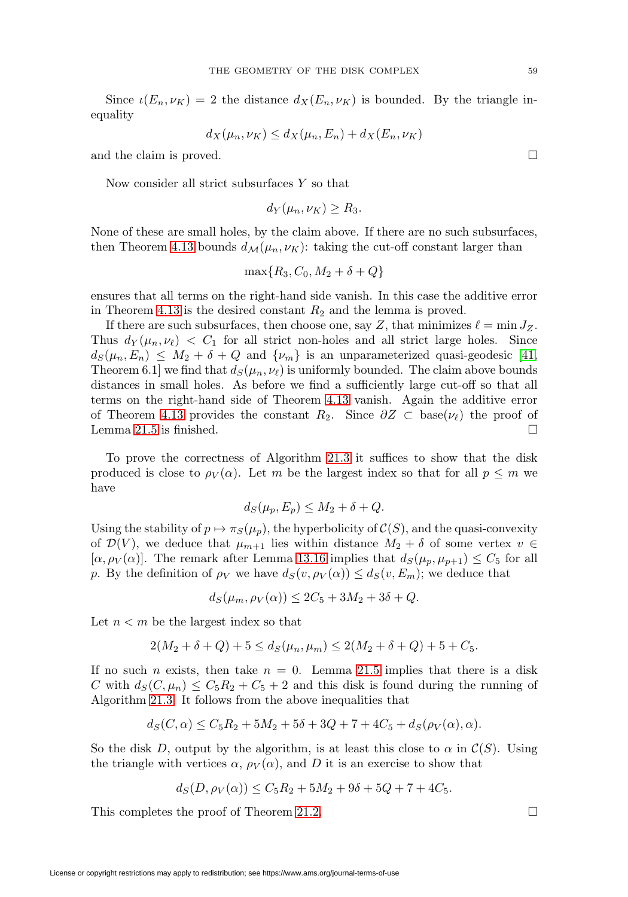Since $\iota(E_n, \nu_K) = 2$ the distance $d_X(E_n, \nu_K)$ is bounded. By the triangle inequality

$$d_X(\mu_n, \nu_K) \le d_X(\mu_n, E_n) + d_X(E_n, \nu_K)$$

and the claim is proved. □

Now consider all strict subsurfaces $Y$ so that

$$d_Y(\mu_n, \nu_K) \ge R_3.$$

None of these are small holes, by the claim above. If there are no such subsurfaces, then Theorem 4.13 bounds $d_{\mathcal{M}}(\mu_n, \nu_K)$: taking the cut-off constant larger than

$$\max\{R_3, C_0, M_2 + \delta + Q\}$$

ensures that all terms on the right-hand side vanish. In this case the additive error in Theorem 4.13 is the desired constant $R_2$ and the lemma is proved.

If there are such subsurfaces, then choose one, say $Z$, that minimizes $\ell = \min J_Z$. Thus $d_Y(\mu_n, \nu_\ell) < C_1$ for all strict non-holes and all strict large holes. Since $d_S(\mu_n, E_n) \le M_2 + \delta + Q$ and $\{\nu_m\}$ is an unparameterized quasi-geodesic [41, Theorem 6.1] we find that $d_S(\mu_n, \nu_\ell)$ is uniformly bounded. The claim above bounds distances in small holes. As before we find a sufficiently large cut-off so that all terms on the right-hand side of Theorem 4.13 vanish. Again the additive error of Theorem 4.13 provides the constant $R_2$. Since $\partial Z \subset \operatorname{base}(\nu_\ell)$ the proof of Lemma 21.5 is finished. □

To prove the correctness of Algorithm 21.3 it suffices to show that the disk produced is close to $\rho_V(\alpha)$. Let $m$ be the largest index so that for all $p \le m$ we have

$$d_S(\mu_p, E_p) \le M_2 + \delta + Q.$$

Using the stability of $p \mapsto \pi_S(\mu_p)$, the hyperbolicity of $\mathcal{C}(S)$, and the quasi-convexity of $\mathcal{D}(V)$, we deduce that $\mu_{m+1}$ lies within distance $M_2 + \delta$ of some vertex $v \in [\alpha, \rho_V(\alpha)]$. The remark after Lemma 13.16 implies that $d_S(\mu_p, \mu_{p+1}) \le C_5$ for all $p$. By the definition of $\rho_V$ we have $d_S(v, \rho_V(\alpha)) \le d_S(v, E_m)$; we deduce that

$$d_S(\mu_m, \rho_V(\alpha)) \le 2C_5 + 3M_2 + 3\delta + Q.$$

Let $n < m$ be the largest index so that

$$2(M_2 + \delta + Q) + 5 \le d_S(\mu_n, \mu_m) \le 2(M_2 + \delta + Q) + 5 + C_5.$$

If no such $n$ exists, then take $n = 0$. Lemma 21.5 implies that there is a disk $C$ with $d_S(C, \mu_n) \le C_5 R_2 + C_5 + 2$ and this disk is found during the running of Algorithm 21.3. It follows from the above inequalities that

$$d_S(C, \alpha) \le C_5 R_2 + 5M_2 + 5\delta + 3Q + 7 + 4C_5 + d_S(\rho_V(\alpha), \alpha).$$

So the disk $D$, output by the algorithm, is at least this close to $\alpha$ in $\mathcal{C}(S)$. Using the triangle with vertices $\alpha$, $\rho_V(\alpha)$, and $D$ it is an exercise to show that

$$d_S(D, \rho_V(\alpha)) \le C_5 R_2 + 5M_2 + 9\delta + 5Q + 7 + 4C_5.$$

This completes the proof of Theorem 21.2. □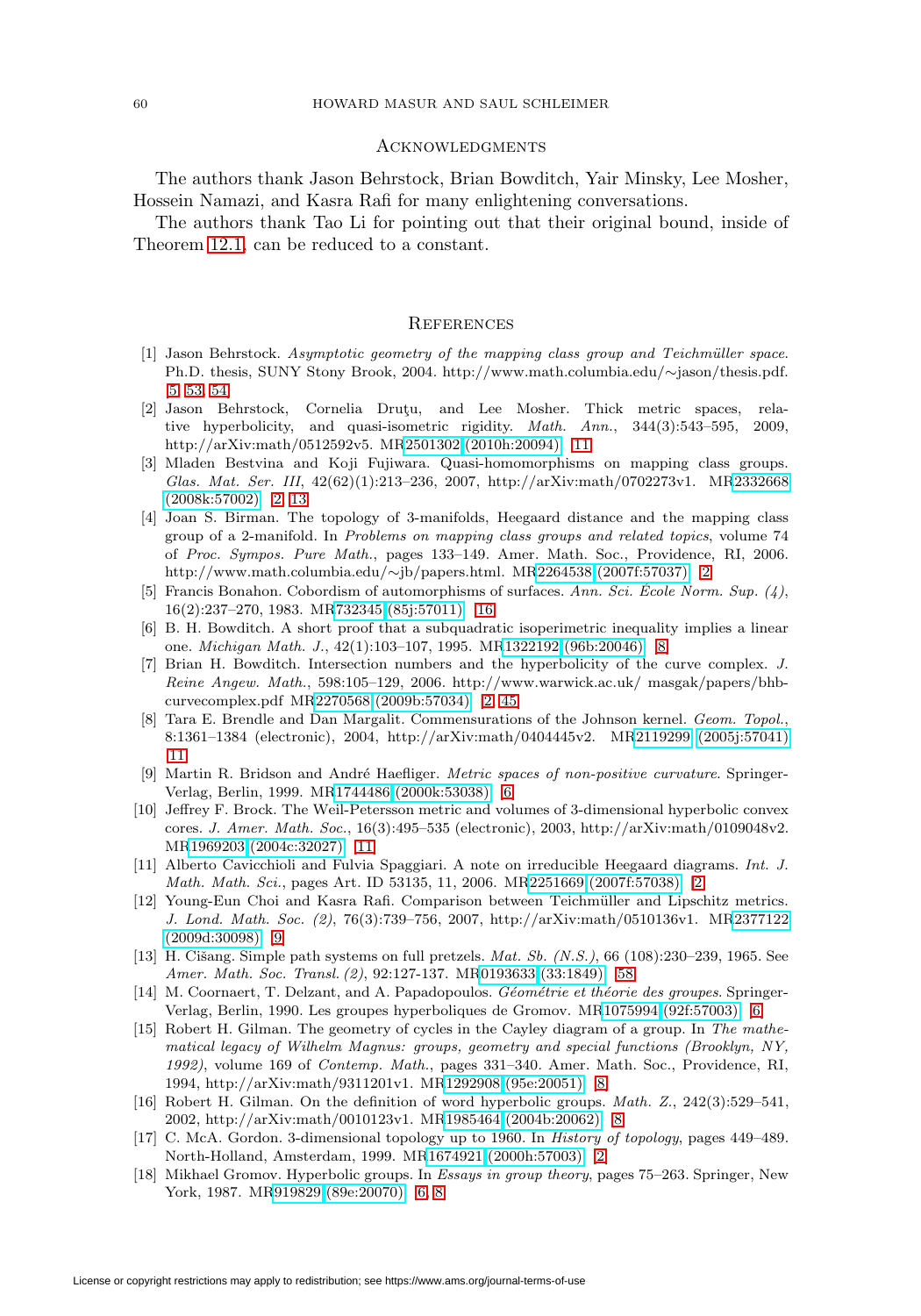## Acknowledgments

The authors thank Jason Behrstock, Brian Bowditch, Yair Minsky, Lee Mosher, Hossein Namazi, and Kasra Rafi for many enlightening conversations.

The authors thank Tao Li for pointing out that their original bound, inside of Theorem 12.1, can be reduced to a constant.

## References

[1] Jason Behrstock. *Asymptotic geometry of the mapping class group and Teichmüller space*. Ph.D. thesis, SUNY Stony Brook, 2004. http://www.math.columbia.edu/∼jason/thesis.pdf. 5, 53, 54

[2] Jason Behrstock, Cornelia Druţu, and Lee Mosher. Thick metric spaces, relative hyperbolicity, and quasi-isometric rigidity. *Math. Ann.*, 344(3):543–595, 2009, http://arXiv:math/0512592v5. MR2501302 (2010h:20094) 11

[3] Mladen Bestvina and Koji Fujiwara. Quasi-homomorphisms on mapping class groups. *Glas. Mat. Ser. III*, 42(62)(1):213–236, 2007, http://arXiv:math/0702273v1. MR2332668 (2008k:57002) 2, 13

[4] Joan S. Birman. The topology of 3-manifolds, Heegaard distance and the mapping class group of a 2-manifold. In *Problems on mapping class groups and related topics*, volume 74 of *Proc. Sympos. Pure Math.*, pages 133–149. Amer. Math. Soc., Providence, RI, 2006. http://www.math.columbia.edu/∼jb/papers.html. MR2264538 (2007f:57037) 2

[5] Francis Bonahon. Cobordism of automorphisms of surfaces. *Ann. Sci. École Norm. Sup. (4)*, 16(2):237–270, 1983. MR732345 (85j:57011) 16

[6] B. H. Bowditch. A short proof that a subquadratic isoperimetric inequality implies a linear one. *Michigan Math. J.*, 42(1):103–107, 1995. MR1322192 (96b:20046) 8

[7] Brian H. Bowditch. Intersection numbers and the hyperbolicity of the curve complex. *J. Reine Angew. Math.*, 598:105–129, 2006. http://www.warwick.ac.uk/ masgak/papers/bhb-curvecomplex.pdf MR2270568 (2009b:57034) 2, 45

[8] Tara E. Brendle and Dan Margalit. Commensurations of the Johnson kernel. *Geom. Topol.*, 8:1361–1384 (electronic), 2004, http://arXiv:math/0404445v2. MR2119299 (2005j:57041) 11

[9] Martin R. Bridson and André Haefliger. *Metric spaces of non-positive curvature*. Springer-Verlag, Berlin, 1999. MR1744486 (2000k:53038) 6

[10] Jeffrey F. Brock. The Weil-Petersson metric and volumes of 3-dimensional hyperbolic convex cores. *J. Amer. Math. Soc.*, 16(3):495–535 (electronic), 2003, http://arXiv:math/0109048v2. MR1969203 (2004c:32027) 11

[11] Alberto Cavicchioli and Fulvia Spaggiari. A note on irreducible Heegaard diagrams. *Int. J. Math. Math. Sci.*, pages Art. ID 53135, 11, 2006. MR2251669 (2007f:57038) 2

[12] Young-Eun Choi and Kasra Rafi. Comparison between Teichmüller and Lipschitz metrics. *J. Lond. Math. Soc. (2)*, 76(3):739–756, 2007, http://arXiv:math/0510136v1. MR2377122 (2009d:30098) 9

[13] H. Cišang. Simple path systems on full pretzels. *Mat. Sb. (N.S.)*, 66 (108):230–239, 1965. See *Amer. Math. Soc. Transl. (2)*, 92:127-137. MR0193633 (33:1849) 58

[14] M. Coornaert, T. Delzant, and A. Papadopoulos. *Géométrie et théorie des groupes*. Springer-Verlag, Berlin, 1990. Les groupes hyperboliques de Gromov. MR1075994 (92f:57003) 6

[15] Robert H. Gilman. The geometry of cycles in the Cayley diagram of a group. In *The mathematical legacy of Wilhelm Magnus: groups, geometry and special functions (Brooklyn, NY, 1992)*, volume 169 of *Contemp. Math.*, pages 331–340. Amer. Math. Soc., Providence, RI, 1994, http://arXiv:math/9311201v1. MR1292908 (95e:20051) 8

[16] Robert H. Gilman. On the definition of word hyperbolic groups. *Math. Z.*, 242(3):529–541, 2002, http://arXiv:math/0010123v1. MR1985464 (2004b:20062) 8

[17] C. McA. Gordon. 3-dimensional topology up to 1960. In *History of topology*, pages 449–489. North-Holland, Amsterdam, 1999. MR1674921 (2000h:57003) 2

[18] Mikhael Gromov. Hyperbolic groups. In *Essays in group theory*, pages 75–263. Springer, New York, 1987. MR919829 (89e:20070) 6, 8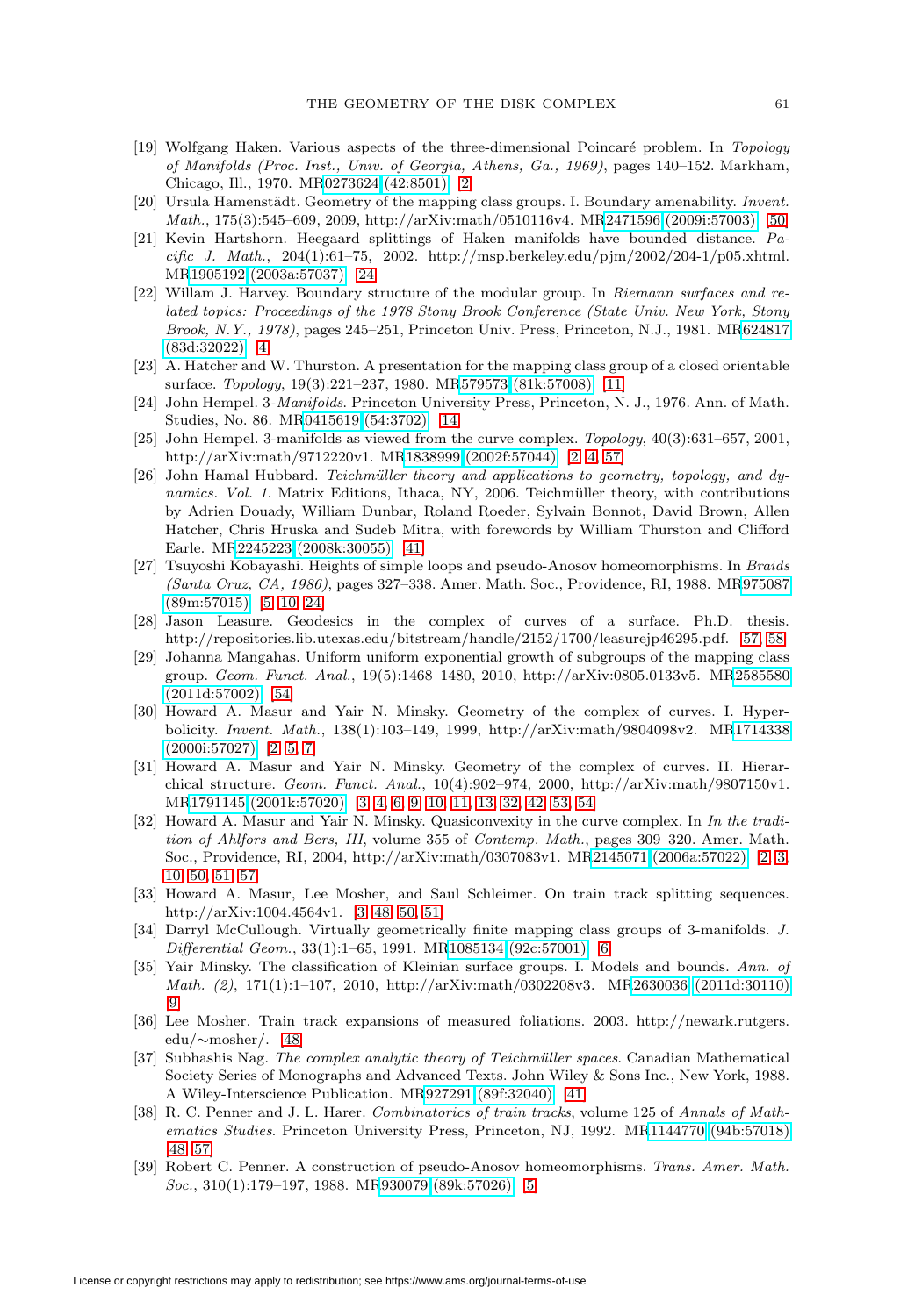[19] Wolfgang Haken. Various aspects of the three-dimensional Poincaré problem. In *Topology of Manifolds (Proc. Inst., Univ. of Georgia, Athens, Ga., 1969)*, pages 140–152. Markham, Chicago, Ill., 1970. MR0273624 (42:8501) 2

[20] Ursula Hamenstädt. Geometry of the mapping class groups. I. Boundary amenability. *Invent. Math.*, 175(3):545–609, 2009, http://arXiv:math/0510116v4. MR2471596 (2009i:57003) 50

[21] Kevin Hartshorn. Heegaard splittings of Haken manifolds have bounded distance. *Pacific J. Math.*, 204(1):61–75, 2002. http://msp.berkeley.edu/pjm/2002/204-1/p05.xhtml. MR1905192 (2003a:57037) 24

[22] Willam J. Harvey. Boundary structure of the modular group. In *Riemann surfaces and related topics: Proceedings of the 1978 Stony Brook Conference (State Univ. New York, Stony Brook, N.Y., 1978)*, pages 245–251, Princeton Univ. Press, Princeton, N.J., 1981. MR624817 (83d:32022) 4

[23] A. Hatcher and W. Thurston. A presentation for the mapping class group of a closed orientable surface. *Topology*, 19(3):221–237, 1980. MR579573 (81k:57008) 11

[24] John Hempel. *3-Manifolds*. Princeton University Press, Princeton, N. J., 1976. Ann. of Math. Studies, No. 86. MR0415619 (54:3702) 14

[25] John Hempel. 3-manifolds as viewed from the curve complex. *Topology*, 40(3):631–657, 2001, http://arXiv:math/9712220v1. MR1838999 (2002f:57044) 2, 4, 57

[26] John Hamal Hubbard. *Teichmüller theory and applications to geometry, topology, and dynamics. Vol. 1*. Matrix Editions, Ithaca, NY, 2006. Teichmüller theory, with contributions by Adrien Douady, William Dunbar, Roland Roeder, Sylvain Bonnot, David Brown, Allen Hatcher, Chris Hruska and Sudeb Mitra, with forewords by William Thurston and Clifford Earle. MR2245223 (2008k:30055) 41

[27] Tsuyoshi Kobayashi. Heights of simple loops and pseudo-Anosov homeomorphisms. In *Braids (Santa Cruz, CA, 1986)*, pages 327–338. Amer. Math. Soc., Providence, RI, 1988. MR975087 (89m:57015) 5, 10, 24

[28] Jason Leasure. Geodesics in the complex of curves of a surface. Ph.D. thesis. http://repositories.lib.utexas.edu/bitstream/handle/2152/1700/leasurejp46295.pdf. 57, 58

[29] Johanna Mangahas. Uniform uniform exponential growth of subgroups of the mapping class group. *Geom. Funct. Anal.*, 19(5):1468–1480, 2010, http://arXiv:0805.0133v5. MR2585580 (2011d:57002) 54

[30] Howard A. Masur and Yair N. Minsky. Geometry of the complex of curves. I. Hyperbolicity. *Invent. Math.*, 138(1):103–149, 1999, http://arXiv:math/9804098v2. MR1714338 (2000i:57027) 2, 5, 7

[31] Howard A. Masur and Yair N. Minsky. Geometry of the complex of curves. II. Hierarchical structure. *Geom. Funct. Anal.*, 10(4):902–974, 2000, http://arXiv:math/9807150v1. MR1791145 (2001k:57020) 3, 4, 6, 9, 10, 11, 13, 32, 42, 53, 54

[32] Howard A. Masur and Yair N. Minsky. Quasiconvexity in the curve complex. In *In the tradition of Ahlfors and Bers, III*, volume 355 of *Contemp. Math.*, pages 309–320. Amer. Math. Soc., Providence, RI, 2004, http://arXiv:math/0307083v1. MR2145071 (2006a:57022) 2, 3, 10, 50, 51, 57

[33] Howard A. Masur, Lee Mosher, and Saul Schleimer. On train track splitting sequences. http://arXiv:1004.4564v1. 3, 48, 50, 51

[34] Darryl McCullough. Virtually geometrically finite mapping class groups of 3-manifolds. *J. Differential Geom.*, 33(1):1–65, 1991. MR1085134 (92c:57001) 6

[35] Yair Minsky. The classification of Kleinian surface groups. I. Models and bounds. *Ann. of Math. (2)*, 171(1):1–107, 2010, http://arXiv:math/0302208v3. MR2630036 (2011d:30110) 9

[36] Lee Mosher. Train track expansions of measured foliations. 2003. http://newark.rutgers.edu/∼mosher/. 48

[37] Subhashis Nag. *The complex analytic theory of Teichmüller spaces*. Canadian Mathematical Society Series of Monographs and Advanced Texts. John Wiley & Sons Inc., New York, 1988. A Wiley-Interscience Publication. MR927291 (89f:32040) 41

[38] R. C. Penner and J. L. Harer. *Combinatorics of train tracks*, volume 125 of *Annals of Mathematics Studies*. Princeton University Press, Princeton, NJ, 1992. MR1144770 (94b:57018) 48, 57

[39] Robert C. Penner. A construction of pseudo-Anosov homeomorphisms. *Trans. Amer. Math. Soc.*, 310(1):179–197, 1988. MR930079 (89k:57026) 5

License or copyright restrictions may apply to redistribution; see https://www.ams.org/journal-terms-of-use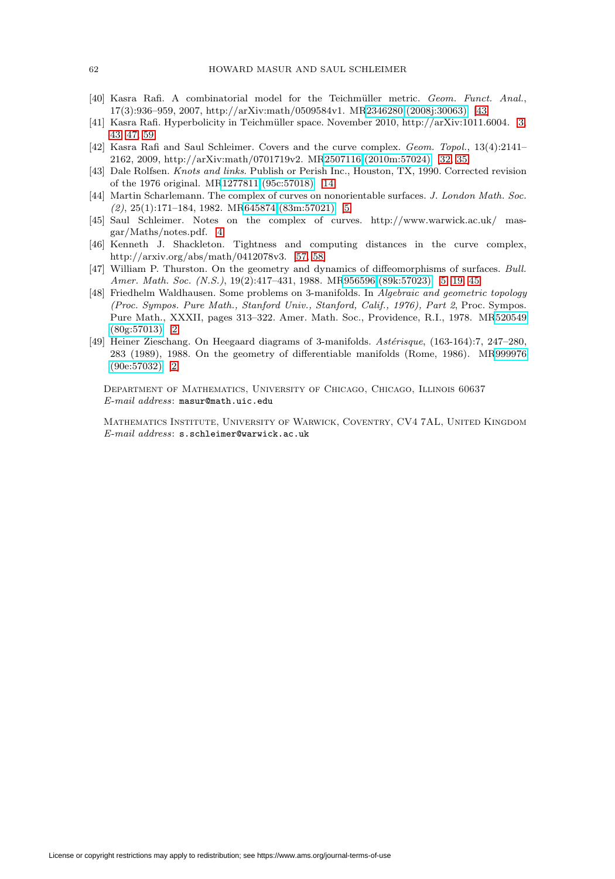[40] Kasra Rafi. A combinatorial model for the Teichmüller metric. *Geom. Funct. Anal.*, 17(3):936–959, 2007, http://arXiv:math/0509584v1. MR2346280 (2008j:30063) 43

[41] Kasra Rafi. Hyperbolicity in Teichmüller space. November 2010, http://arXiv:1011.6004. 3, 43, 47, 59

[42] Kasra Rafi and Saul Schleimer. Covers and the curve complex. *Geom. Topol.*, 13(4):2141–2162, 2009, http://arXiv:math/0701719v2. MR2507116 (2010m:57024) 32, 35

[43] Dale Rolfsen. *Knots and links*. Publish or Perish Inc., Houston, TX, 1990. Corrected revision of the 1976 original. MR1277811 (95c:57018) 14

[44] Martin Scharlemann. The complex of curves on nonorientable surfaces. *J. London Math. Soc. (2)*, 25(1):171–184, 1982. MR645874 (83m:57021) 5

[45] Saul Schleimer. Notes on the complex of curves. http://www.warwick.ac.uk/ masgar/Maths/notes.pdf. 4

[46] Kenneth J. Shackleton. Tightness and computing distances in the curve complex, http://arxiv.org/abs/math/0412078v3. 57, 58

[47] William P. Thurston. On the geometry and dynamics of diffeomorphisms of surfaces. *Bull. Amer. Math. Soc. (N.S.)*, 19(2):417–431, 1988. MR956596 (89k:57023) 5, 19, 45

[48] Friedhelm Waldhausen. Some problems on 3-manifolds. In *Algebraic and geometric topology (Proc. Sympos. Pure Math., Stanford Univ., Stanford, Calif., 1976), Part 2*, Proc. Sympos. Pure Math., XXXII, pages 313–322. Amer. Math. Soc., Providence, R.I., 1978. MR520549 (80g:57013) 2

[49] Heiner Zieschang. On Heegaard diagrams of 3-manifolds. *Astérisque*, (163-164):7, 247–280, 283 (1989), 1988. On the geometry of differentiable manifolds (Rome, 1986). MR999976 (90e:57032) 2

Department of Mathematics, University of Chicago, Chicago, Illinois 60637
*E-mail address*: masur@math.uic.edu

Mathematics Institute, University of Warwick, Coventry, CV4 7AL, United Kingdom
*E-mail address*: s.schleimer@warwick.ac.uk